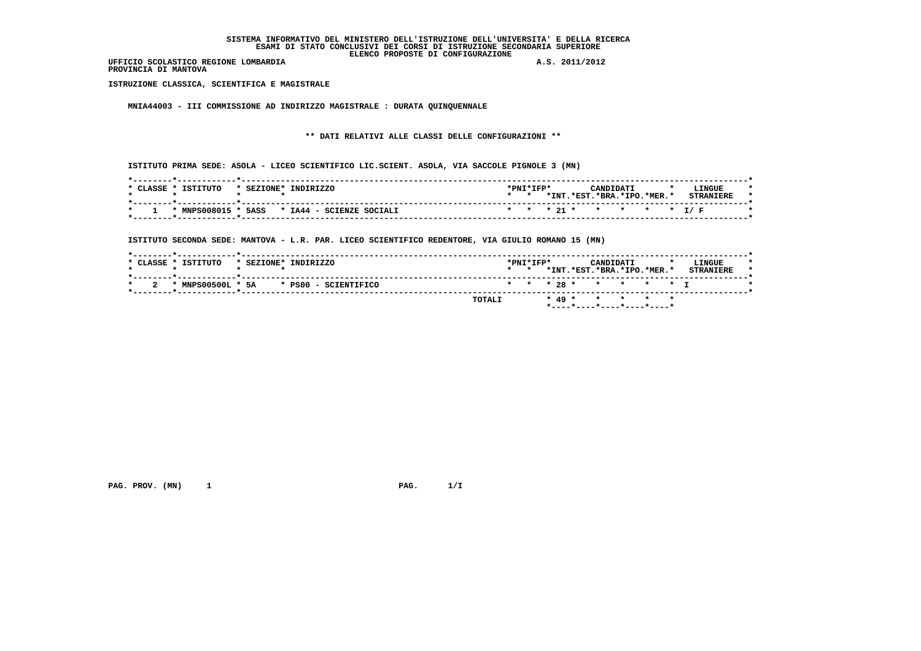**SISTEMA INFORMATIVO DEL MINISTERO DELL'ISTRUZIONE DELL'UNIVERSITA' E DELLA RICERCA**
**ESAMI DI STATO CONCLUSIVI DEI CORSI DI ISTRUZIONE SECONDARIA SUPERIORE**
**ELENCO PROPOSTE DI CONFIGURAZIONE**

**UFFICIO SCOLASTICO REGIONE LOMBARDIA** A.S. 2011/2012
**PROVINCIA DI MANTOVA**

**ISTRUZIONE CLASSICA, SCIENTIFICA E MAGISTRALE**

**MNIA44003 - III COMMISSIONE AD INDIRIZZO MAGISTRALE : DURATA QUINQUENNALE**

**\*\* DATI RELATIVI ALLE CLASSI DELLE CONFIGURAZIONI \*\***

**ISTITUTO PRIMA SEDE: ASOLA - LICEO SCIENTIFICO LIC.SCIENT. ASOLA, VIA SACCOLE PIGNOLE 3 (MN)**

| CLASSE | ISTITUTO | SEZIONE | INDIRIZZO | PNI | IFP | CANDIDATI INT. | EST. | BRA. | IPO. | MER. | LINGUE STRANIERE |
|---|---|---|---|---|---|---|---|---|---|---|---|
| 1 | MNPS008015 | 5ASS | IA44 - SCIENZE SOCIALI | | | 21 | | | | | I/ F |

**ISTITUTO SECONDA SEDE: MANTOVA - L.R. PAR. LICEO SCIENTIFICO REDENTORE, VIA GIULIO ROMANO 15 (MN)**

| CLASSE | ISTITUTO | SEZIONE | INDIRIZZO | PNI | IFP | CANDIDATI INT. | EST. | BRA. | IPO. | MER. | LINGUE STRANIERE |
|---|---|---|---|---|---|---|---|---|---|---|---|
| 2 | MNPS00500L | 5A | PS00 - SCIENTIFICO | | | 28 | | | | | I |
| | | | TOTALI | | | 49 | | | | | |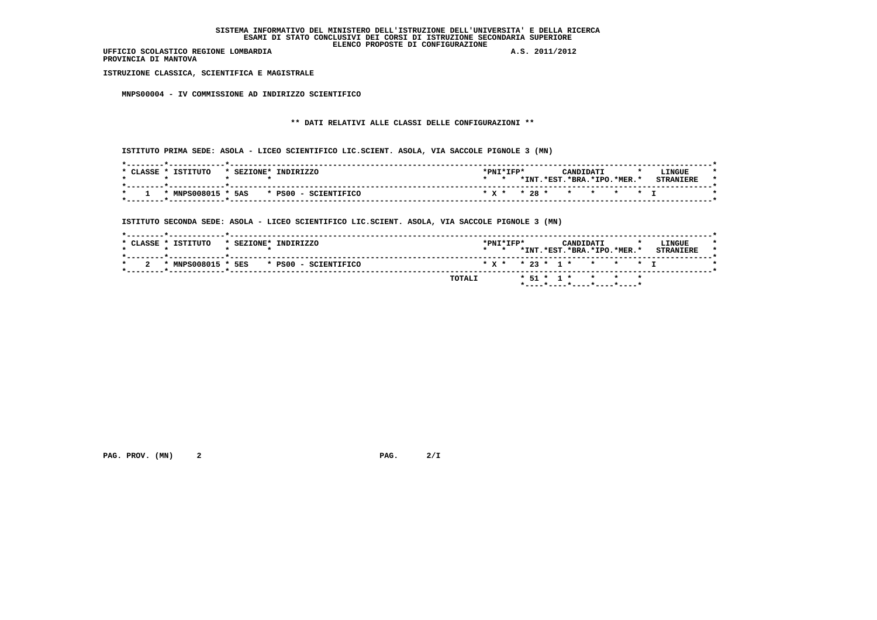SISTEMA INFORMATIVO DEL MINISTERO DELL'ISTRUZIONE DELL'UNIVERSITA' E DELLA RICERCA
ESAMI DI STATO CONCLUSIVI DEI CORSI DI ISTRUZIONE SECONDARIA SUPERIORE
ELENCO PROPOSTE DI CONFIGURAZIONE

UFFICIO SCOLASTICO REGIONE LOMBARDIA A.S. 2011/2012
PROVINCIA DI MANTOVA

ISTRUZIONE CLASSICA, SCIENTIFICA E MAGISTRALE

MNPS00004 - IV COMMISSIONE AD INDIRIZZO SCIENTIFICO

** DATI RELATIVI ALLE CLASSI DELLE CONFIGURAZIONI **

ISTITUTO PRIMA SEDE: ASOLA - LICEO SCIENTIFICO LIC.SCIENT. ASOLA, VIA SACCOLE PIGNOLE 3 (MN)

| CLASSE | ISTITUTO | SEZIONE | INDIRIZZO | PNI | IFP | CANDIDATI INT. | EST. | BRA. | IPO. | MER. | LINGUE STRANIERE |
|---|---|---|---|---|---|---|---|---|---|---|---|
| 1 | MNPS008015 | 5AS | PS00 - SCIENTIFICO | X | | 28 | | | | | I |

ISTITUTO SECONDA SEDE: ASOLA - LICEO SCIENTIFICO LIC.SCIENT. ASOLA, VIA SACCOLE PIGNOLE 3 (MN)

| CLASSE | ISTITUTO | SEZIONE | INDIRIZZO | PNI | IFP | CANDIDATI INT. | EST. | BRA. | IPO. | MER. | LINGUE STRANIERE |
|---|---|---|---|---|---|---|---|---|---|---|---|
| 2 | MNPS008015 | 5ES | PS00 - SCIENTIFICO | X | | 23 | 1 | | | | I |
| | | | TOTALI | | | 51 | 1 | | | | |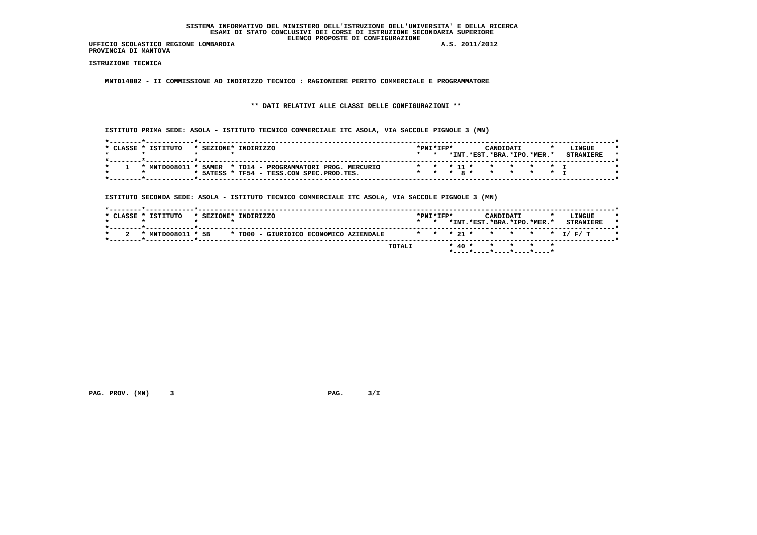**SISTEMA INFORMATIVO DEL MINISTERO DELL'ISTRUZIONE DELL'UNIVERSITA' E DELLA RICERCA**
**ESAMI DI STATO CONCLUSIVI DEI CORSI DI ISTRUZIONE SECONDARIA SUPERIORE**
**ELENCO PROPOSTE DI CONFIGURAZIONE**

**UFFICIO SCOLASTICO REGIONE LOMBARDIA** A.S. 2011/2012
**PROVINCIA DI MANTOVA**

**ISTRUZIONE TECNICA**

**MNTD14002 - II COMMISSIONE AD INDIRIZZO TECNICO : RAGIONIERE PERITO COMMERCIALE E PROGRAMMATORE**

**\*\* DATI RELATIVI ALLE CLASSI DELLE CONFIGURAZIONI \*\***

**ISTITUTO PRIMA SEDE: ASOLA - ISTITUTO TECNICO COMMERCIALE ITC ASOLA, VIA SACCOLE PIGNOLE 3 (MN)**

| CLASSE | ISTITUTO | SEZIONE | INDIRIZZO | PNI | IFP | CANDIDATI INT. | EST. | BRA. | IPO. | MER. | LINGUE STRANIERE |
|---|---|---|---|---|---|---|---|---|---|---|---|
| 1 | MNTD008011 | 5AMER | TD14 - PROGRAMMATORI PROG. MERCURIO | | | 11 | | | | | I |
| | | 5ATESS | TF54 - TESS.CON SPEC.PROD.TES. | | | 8 | | | | | I |

**ISTITUTO SECONDA SEDE: ASOLA - ISTITUTO TECNICO COMMERCIALE ITC ASOLA, VIA SACCOLE PIGNOLE 3 (MN)**

| CLASSE | ISTITUTO | SEZIONE | INDIRIZZO | PNI | IFP | CANDIDATI INT. | EST. | BRA. | IPO. | MER. | LINGUE STRANIERE |
|---|---|---|---|---|---|---|---|---|---|---|---|
| 2 | MNTD008011 | 5B | TD00 - GIURIDICO ECONOMICO AZIENDALE | | | 21 | | | | | I/ F/ T |
| | | | TOTALI | | | 40 | | | | | |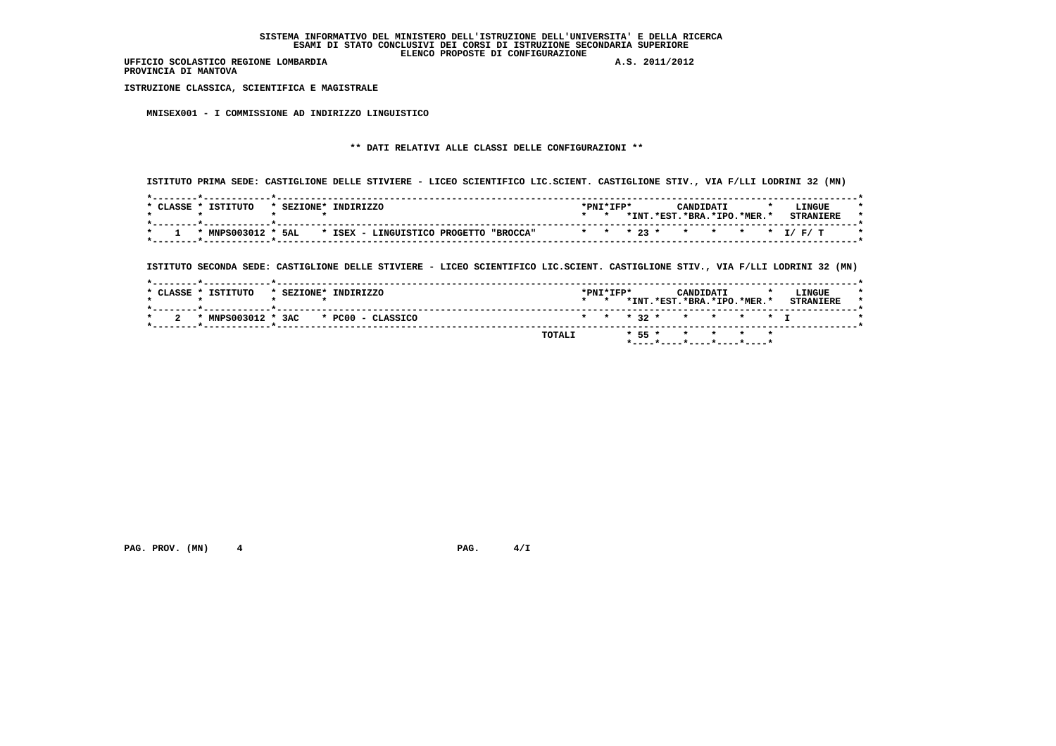**SISTEMA INFORMATIVO DEL MINISTERO DELL'ISTRUZIONE DELL'UNIVERSITA' E DELLA RICERCA**
**ESAMI DI STATO CONCLUSIVI DEI CORSI DI ISTRUZIONE SECONDARIA SUPERIORE**
**ELENCO PROPOSTE DI CONFIGURAZIONE**

**UFFICIO SCOLASTICO REGIONE LOMBARDIA** **A.S. 2011/2012**
**PROVINCIA DI MANTOVA**

**ISTRUZIONE CLASSICA, SCIENTIFICA E MAGISTRALE**

**MNISEX001 - I COMMISSIONE AD INDIRIZZO LINGUISTICO**

**\*\* DATI RELATIVI ALLE CLASSI DELLE CONFIGURAZIONI \*\***

**ISTITUTO PRIMA SEDE: CASTIGLIONE DELLE STIVIERE - LICEO SCIENTIFICO LIC.SCIENT. CASTIGLIONE STIV., VIA F/LLI LODRINI 32 (MN)**

| CLASSE | ISTITUTO | SEZIONE | INDIRIZZO | PNI | IFP | CANDIDATI INT. | EST. | BRA. | IPO. | MER. | LINGUE STRANIERE |
|---|---|---|---|---|---|---|---|---|---|---|---|
| 1 | MNPS003012 | 5AL | ISEX - LINGUISTICO PROGETTO "BROCCA" | | | 23 | | | | | I/ F/ T |

**ISTITUTO SECONDA SEDE: CASTIGLIONE DELLE STIVIERE - LICEO SCIENTIFICO LIC.SCIENT. CASTIGLIONE STIV., VIA F/LLI LODRINI 32 (MN)**

| CLASSE | ISTITUTO | SEZIONE | INDIRIZZO | PNI | IFP | CANDIDATI INT. | EST. | BRA. | IPO. | MER. | LINGUE STRANIERE |
|---|---|---|---|---|---|---|---|---|---|---|---|
| 2 | MNPS003012 | 3AC | PC00 - CLASSICO | | | 32 | | | | | I |
| | | | TOTALI | | | 55 | | | | | |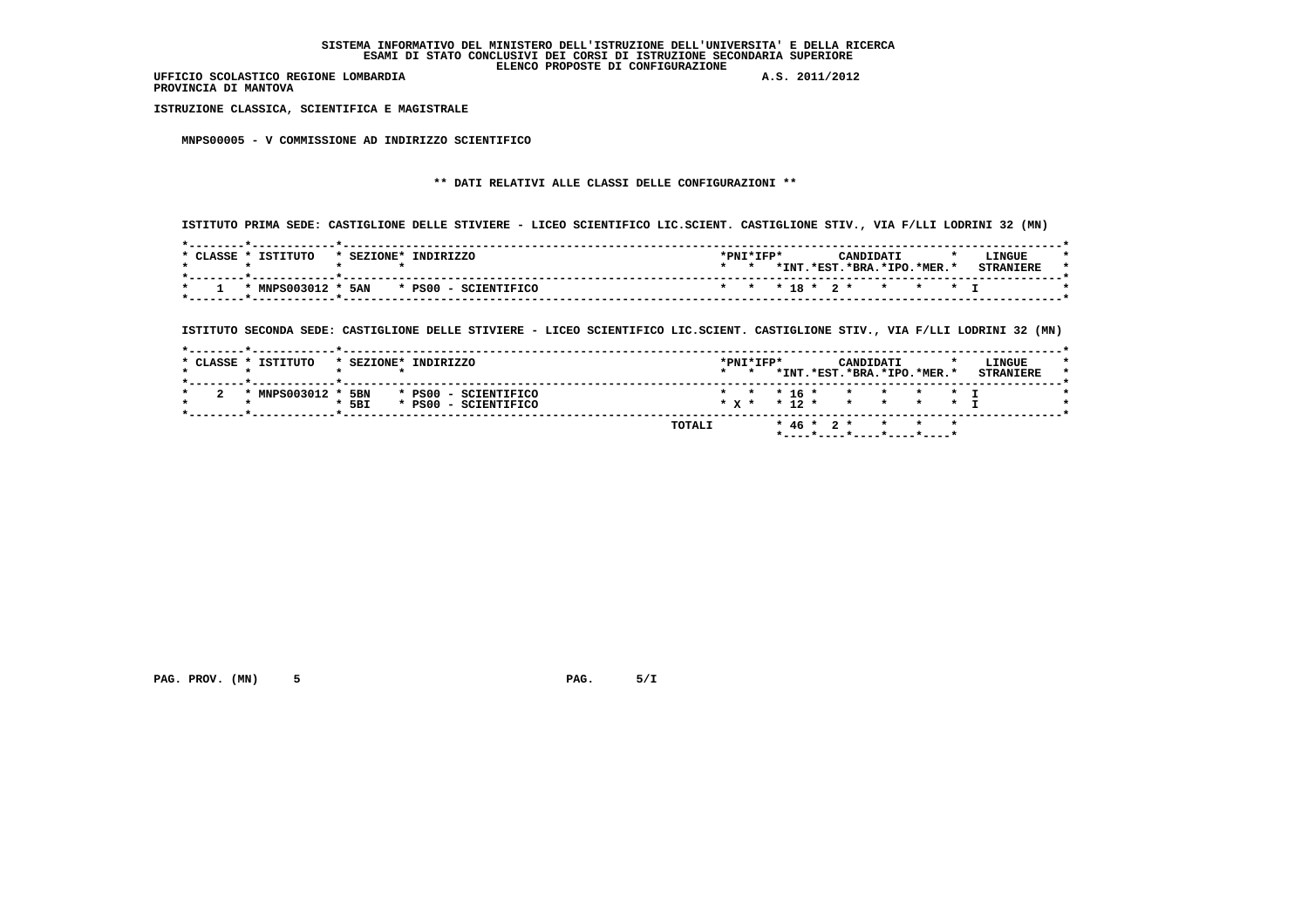SISTEMA INFORMATIVO DEL MINISTERO DELL'ISTRUZIONE DELL'UNIVERSITA' E DELLA RICERCA
ESAMI DI STATO CONCLUSIVI DEI CORSI DI ISTRUZIONE SECONDARIA SUPERIORE
ELENCO PROPOSTE DI CONFIGURAZIONE

UFFICIO SCOLASTICO REGIONE LOMBARDIA A.S. 2011/2012
PROVINCIA DI MANTOVA

**ISTRUZIONE CLASSICA, SCIENTIFICA E MAGISTRALE**

**MNPS00005 - V COMMISSIONE AD INDIRIZZO SCIENTIFICO**

**\*\* DATI RELATIVI ALLE CLASSI DELLE CONFIGURAZIONI \*\***

ISTITUTO PRIMA SEDE: CASTIGLIONE DELLE STIVIERE - LICEO SCIENTIFICO LIC.SCIENT. CASTIGLIONE STIV., VIA F/LLI LODRINI 32 (MN)

| CLASSE | ISTITUTO | SEZIONE | INDIRIZZO | PNI | IFP | CANDIDATI INT. | CANDIDATI EST. | CANDIDATI BRA. | CANDIDATI IPO. | CANDIDATI MER. | LINGUE STRANIERE |
|---|---|---|---|---|---|---|---|---|---|---|---|
| 1 | MNPS003012 | 5AN | PS00 - SCIENTIFICO | | | 18 | 2 | | | | I |

ISTITUTO SECONDA SEDE: CASTIGLIONE DELLE STIVIERE - LICEO SCIENTIFICO LIC.SCIENT. CASTIGLIONE STIV., VIA F/LLI LODRINI 32 (MN)

| CLASSE | ISTITUTO | SEZIONE | INDIRIZZO | PNI | IFP | CANDIDATI INT. | CANDIDATI EST. | CANDIDATI BRA. | CANDIDATI IPO. | CANDIDATI MER. | LINGUE STRANIERE |
|---|---|---|---|---|---|---|---|---|---|---|---|
| 2 | MNPS003012 | 5BN | PS00 - SCIENTIFICO | | | 16 | | | | | I |
| | | 5BI | PS00 - SCIENTIFICO | X | | 12 | | | | | I |
| | | | TOTALI | | | 46 | 2 | | | | |

PAG. PROV. (MN) 5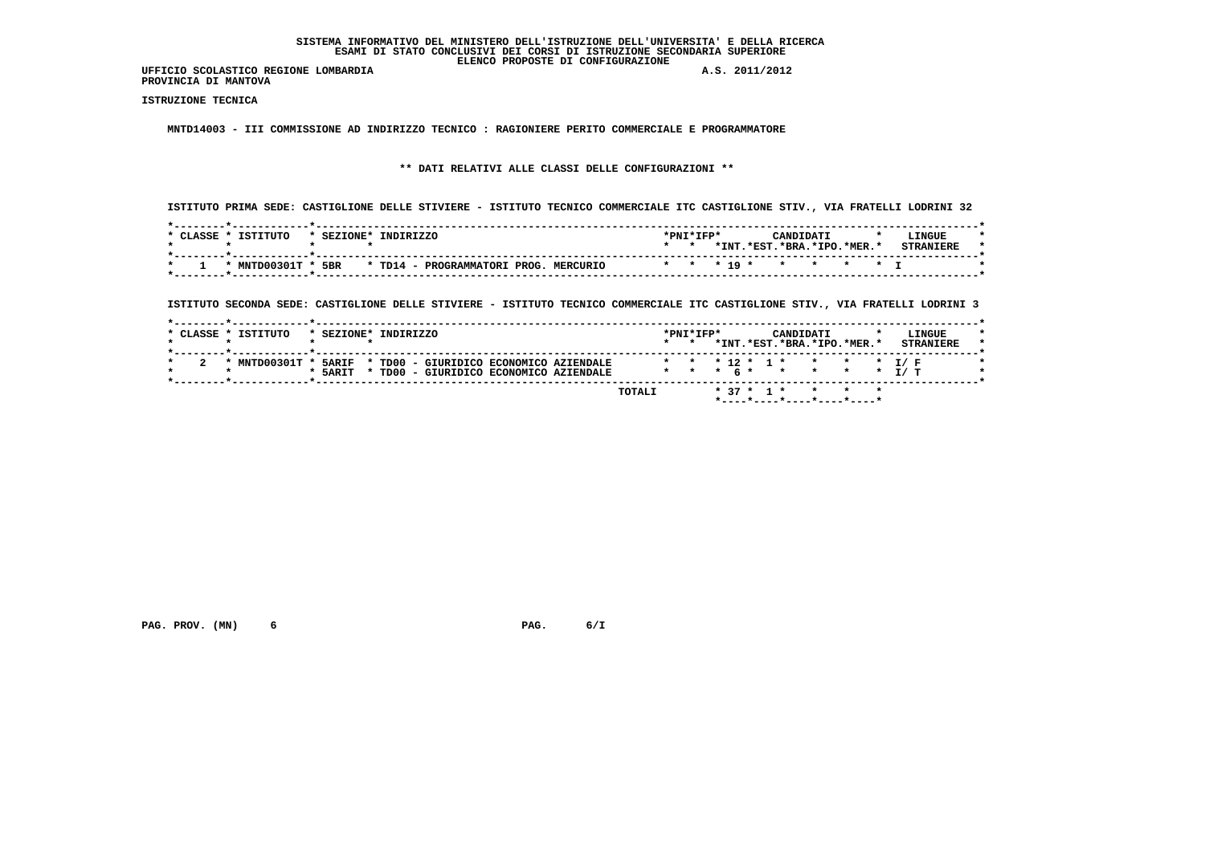**SISTEMA INFORMATIVO DEL MINISTERO DELL'ISTRUZIONE DELL'UNIVERSITA' E DELLA RICERCA**
**ESAMI DI STATO CONCLUSIVI DEI CORSI DI ISTRUZIONE SECONDARIA SUPERIORE**
**ELENCO PROPOSTE DI CONFIGURAZIONE**

UFFICIO SCOLASTICO REGIONE LOMBARDIA A.S. 2011/2012
PROVINCIA DI MANTOVA

**ISTRUZIONE TECNICA**

MNTD14003 - III COMMISSIONE AD INDIRIZZO TECNICO : RAGIONIERE PERITO COMMERCIALE E PROGRAMMATORE

** DATI RELATIVI ALLE CLASSI DELLE CONFIGURAZIONI **

ISTITUTO PRIMA SEDE: CASTIGLIONE DELLE STIVIERE - ISTITUTO TECNICO COMMERCIALE ITC CASTIGLIONE STIV., VIA FRATELLI LODRINI 32

| CLASSE | ISTITUTO | SEZIONE | INDIRIZZO | PNI | IFP | CANDIDATI INT. | CANDIDATI EST. | CANDIDATI BRA. | CANDIDATI IPO. | CANDIDATI MER. | LINGUE STRANIERE |
|---|---|---|---|---|---|---|---|---|---|---|---|
| 1 | MNTD00301T | 5BR | TD14 - PROGRAMMATORI PROG. MERCURIO | | | 19 | | | | | I |

ISTITUTO SECONDA SEDE: CASTIGLIONE DELLE STIVIERE - ISTITUTO TECNICO COMMERCIALE ITC CASTIGLIONE STIV., VIA FRATELLI LODRINI 3

| CLASSE | ISTITUTO | SEZIONE | INDIRIZZO | PNI | IFP | CANDIDATI INT. | CANDIDATI EST. | CANDIDATI BRA. | CANDIDATI IPO. | CANDIDATI MER. | LINGUE STRANIERE |
|---|---|---|---|---|---|---|---|---|---|---|---|
| 2 | MNTD00301T | 5ARIF | TD00 - GIURIDICO ECONOMICO AZIENDALE | | | 12 | 1 | | | | I/ F |
| | | 5ARIT | TD00 - GIURIDICO ECONOMICO AZIENDALE | | | 6 | | | | | I/ T |
| | | | TOTALI | | | 37 | 1 | | | | |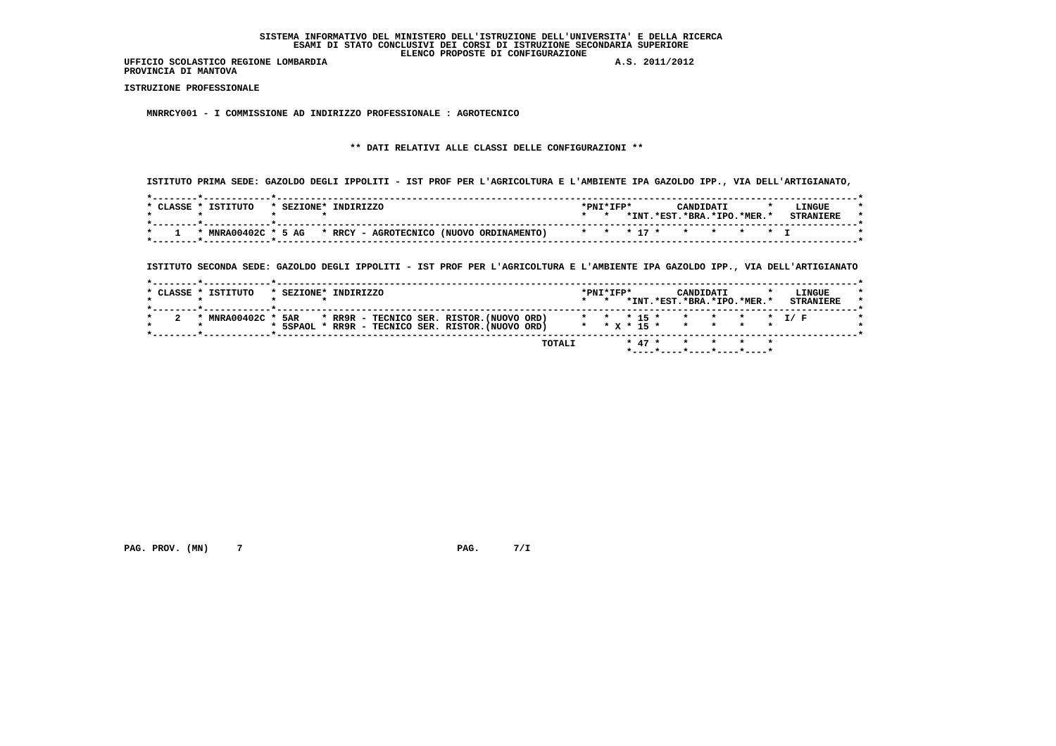**SISTEMA INFORMATIVO DEL MINISTERO DELL'ISTRUZIONE DELL'UNIVERSITA' E DELLA RICERCA**
**ESAMI DI STATO CONCLUSIVI DEI CORSI DI ISTRUZIONE SECONDARIA SUPERIORE**
**ELENCO PROPOSTE DI CONFIGURAZIONE**

**UFFICIO SCOLASTICO REGIONE LOMBARDIA** A.S. 2011/2012
**PROVINCIA DI MANTOVA**

**ISTRUZIONE PROFESSIONALE**

**MNRRCY001 - I COMMISSIONE AD INDIRIZZO PROFESSIONALE : AGROTECNICO**

**\*\* DATI RELATIVI ALLE CLASSI DELLE CONFIGURAZIONI \*\***

**ISTITUTO PRIMA SEDE: GAZOLDO DEGLI IPPOLITI - IST PROF PER L'AGRICOLTURA E L'AMBIENTE IPA GAZOLDO IPP., VIA DELL'ARTIGIANATO,**

| CLASSE | ISTITUTO | SEZIONE | INDIRIZZO | PNI | IFP | CANDIDATI INT. | CANDIDATI EST. | CANDIDATI BRA. | CANDIDATI IPO. | CANDIDATI MER. | LINGUE STRANIERE |
|---|---|---|---|---|---|---|---|---|---|---|---|
| 1 | MNRA00402C | 5 AG | RRCY - AGROTECNICO (NUOVO ORDINAMENTO) | | | 17 | | | | | I |

**ISTITUTO SECONDA SEDE: GAZOLDO DEGLI IPPOLITI - IST PROF PER L'AGRICOLTURA E L'AMBIENTE IPA GAZOLDO IPP., VIA DELL'ARTIGIANATO**

| CLASSE | ISTITUTO | SEZIONE | INDIRIZZO | PNI | IFP | CANDIDATI INT. | CANDIDATI EST. | CANDIDATI BRA. | CANDIDATI IPO. | CANDIDATI MER. | LINGUE STRANIERE |
|---|---|---|---|---|---|---|---|---|---|---|---|
| 2 | MNRA00402C | 5AR | RR9R - TECNICO SER. RISTOR.(NUOVO ORD) | | | 15 | | | | | I/ F |
| | | 5SPAOL | RR9R - TECNICO SER. RISTOR.(NUOVO ORD) | | X | 15 | | | | | |
| | | | TOTALI | | | 47 | | | | | |

PAG. PROV. (MN) 7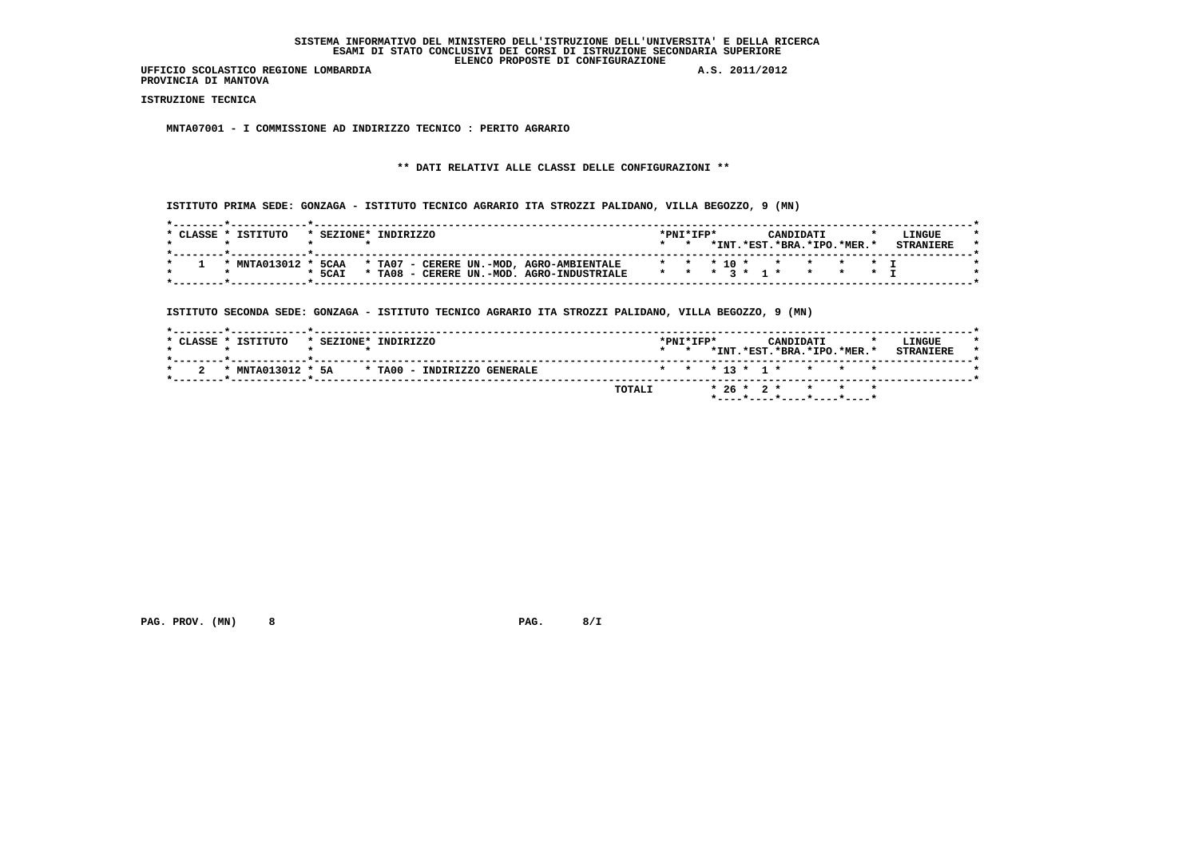# SISTEMA INFORMATIVO DEL MINISTERO DELL'ISTRUZIONE DELL'UNIVERSITA' E DELLA RICERCA
## ESAMI DI STATO CONCLUSIVI DEI CORSI DI ISTRUZIONE SECONDARIA SUPERIORE
## ELENCO PROPOSTE DI CONFIGURAZIONE

UFFICIO SCOLASTICO REGIONE LOMBARDIA A.S. 2011/2012
PROVINCIA DI MANTOVA

**ISTRUZIONE TECNICA**

**MNTA07001 - I COMMISSIONE AD INDIRIZZO TECNICO : PERITO AGRARIO**

**\*\* DATI RELATIVI ALLE CLASSI DELLE CONFIGURAZIONI \*\***

ISTITUTO PRIMA SEDE: GONZAGA - ISTITUTO TECNICO AGRARIO ITA STROZZI PALIDANO, VILLA BEGOZZO, 9 (MN)

| CLASSE | ISTITUTO | SEZIONE | INDIRIZZO | PNI | IFP | CANDIDATI INT. | CANDIDATI EST. | CANDIDATI BRA. | CANDIDATI IPO. | CANDIDATI MER. | LINGUE STRANIERE |
|---|---|---|---|---|---|---|---|---|---|---|---|
| 1 | MNTA013012 | 5CAA | TA07 - CERERE UN.-MOD, AGRO-AMBIENTALE | | | 10 | | | | | I |
| | | 5CAI | TA08 - CERERE UN.-MOD. AGRO-INDUSTRIALE | | | 3 | 1 | | | | I |

ISTITUTO SECONDA SEDE: GONZAGA - ISTITUTO TECNICO AGRARIO ITA STROZZI PALIDANO, VILLA BEGOZZO, 9 (MN)

| CLASSE | ISTITUTO | SEZIONE | INDIRIZZO | PNI | IFP | CANDIDATI INT. | CANDIDATI EST. | CANDIDATI BRA. | CANDIDATI IPO. | CANDIDATI MER. | LINGUE STRANIERE |
|---|---|---|---|---|---|---|---|---|---|---|---|
| 2 | MNTA013012 | 5A | TA00 - INDIRIZZO GENERALE | | | 13 | 1 | | | | |
| | | | TOTALI | | | 26 | 2 | | | | |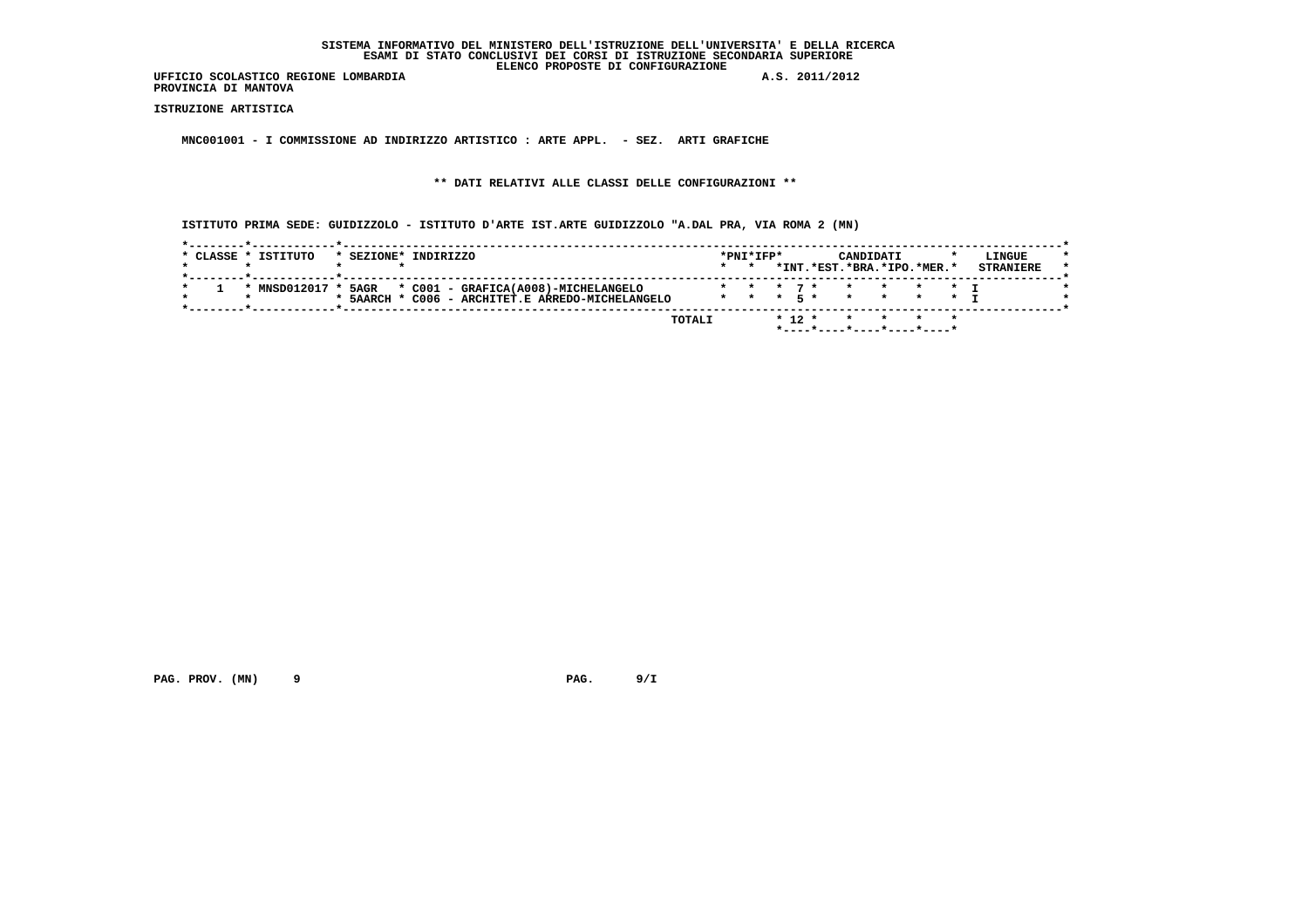SISTEMA INFORMATIVO DEL MINISTERO DELL'ISTRUZIONE DELL'UNIVERSITA' E DELLA RICERCA
ESAMI DI STATO CONCLUSIVI DEI CORSI DI ISTRUZIONE SECONDARIA SUPERIORE
ELENCO PROPOSTE DI CONFIGURAZIONE

UFFICIO SCOLASTICO REGIONE LOMBARDIA A.S. 2011/2012
PROVINCIA DI MANTOVA

**ISTRUZIONE ARTISTICA**

**MNC001001 - I COMMISSIONE AD INDIRIZZO ARTISTICO : ARTE APPL. - SEZ. ARTI GRAFICHE**

**\*\* DATI RELATIVI ALLE CLASSI DELLE CONFIGURAZIONI \*\***

**ISTITUTO PRIMA SEDE: GUIDIZZOLO - ISTITUTO D'ARTE IST.ARTE GUIDIZZOLO "A.DAL PRA, VIA ROMA 2 (MN)**

| CLASSE | ISTITUTO | SEZIONE | INDIRIZZO | PNI | IFP | CANDIDATI INT. | EST. | BRA. | IPO. | MER. | LINGUE STRANIERE |
|---|---|---|---|---|---|---|---|---|---|---|---|
| 1 | MNSD012017 | 5AGR | C001 - GRAFICA(A008)-MICHELANGELO | | | 7 | | | | | I |
| | | 5AARCH | C006 - ARCHITET.E ARREDO-MICHELANGELO | | | 5 | | | | | I |
| | | | TOTALI | | | 12 | | | | | |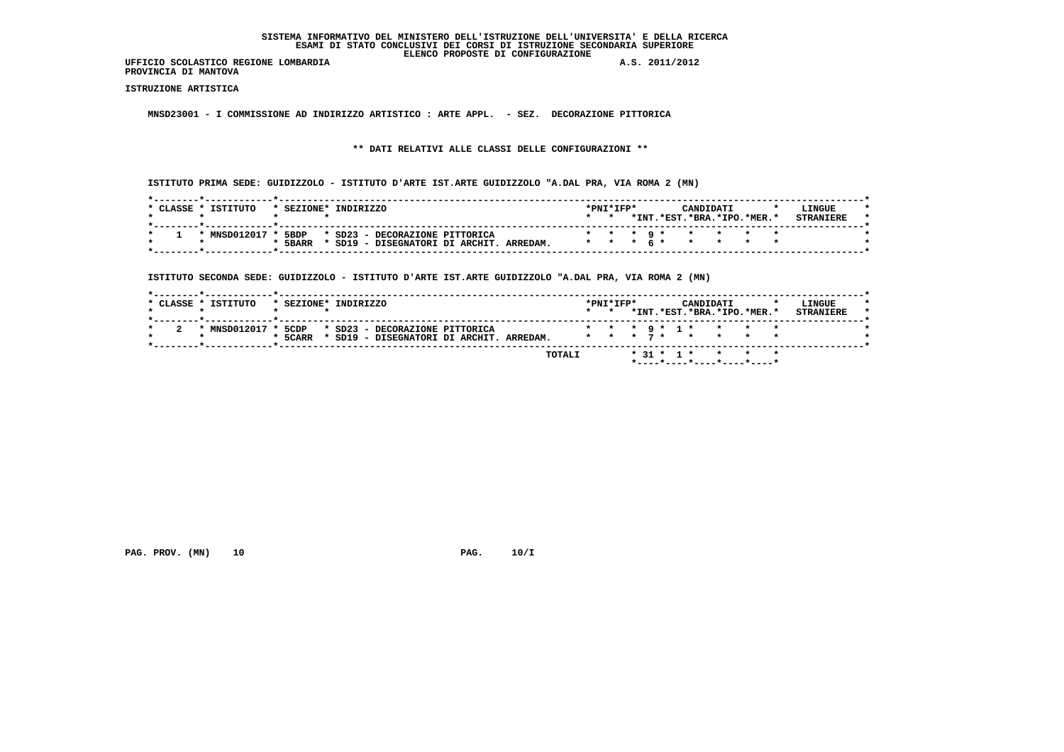SISTEMA INFORMATIVO DEL MINISTERO DELL'ISTRUZIONE DELL'UNIVERSITA' E DELLA RICERCA
ESAMI DI STATO CONCLUSIVI DEI CORSI DI ISTRUZIONE SECONDARIA SUPERIORE
ELENCO PROPOSTE DI CONFIGURAZIONE

UFFICIO SCOLASTICO REGIONE LOMBARDIA A.S. 2011/2012
PROVINCIA DI MANTOVA

**ISTRUZIONE ARTISTICA**

**MNSD23001 - I COMMISSIONE AD INDIRIZZO ARTISTICO : ARTE APPL. - SEZ. DECORAZIONE PITTORICA**

**\*\* DATI RELATIVI ALLE CLASSI DELLE CONFIGURAZIONI \*\***

ISTITUTO PRIMA SEDE: GUIDIZZOLO - ISTITUTO D'ARTE IST.ARTE GUIDIZZOLO "A.DAL PRA, VIA ROMA 2 (MN)

| CLASSE | ISTITUTO | SEZIONE | INDIRIZZO | PNI | IFP | CANDIDATI INT. | EST. | BRA. | IPO. | MER. | LINGUE STRANIERE |
|---|---|---|---|---|---|---|---|---|---|---|---|
| 1 | MNSD012017 | 5BDP | SD23 - DECORAZIONE PITTORICA | | | 9 | | | | | |
| | | 5BARR | SD19 - DISEGNATORI DI ARCHIT. ARREDAM. | | | 6 | | | | | |

ISTITUTO SECONDA SEDE: GUIDIZZOLO - ISTITUTO D'ARTE IST.ARTE GUIDIZZOLO "A.DAL PRA, VIA ROMA 2 (MN)

| CLASSE | ISTITUTO | SEZIONE | INDIRIZZO | PNI | IFP | CANDIDATI INT. | EST. | BRA. | IPO. | MER. | LINGUE STRANIERE |
|---|---|---|---|---|---|---|---|---|---|---|---|
| 2 | MNSD012017 | 5CDP | SD23 - DECORAZIONE PITTORICA | | | 9 | 1 | | | | |
| | | 5CARR | SD19 - DISEGNATORI DI ARCHIT. ARREDAM. | | | 7 | | | | | |
| | | | TOTALI | | | 31 | 1 | | | | |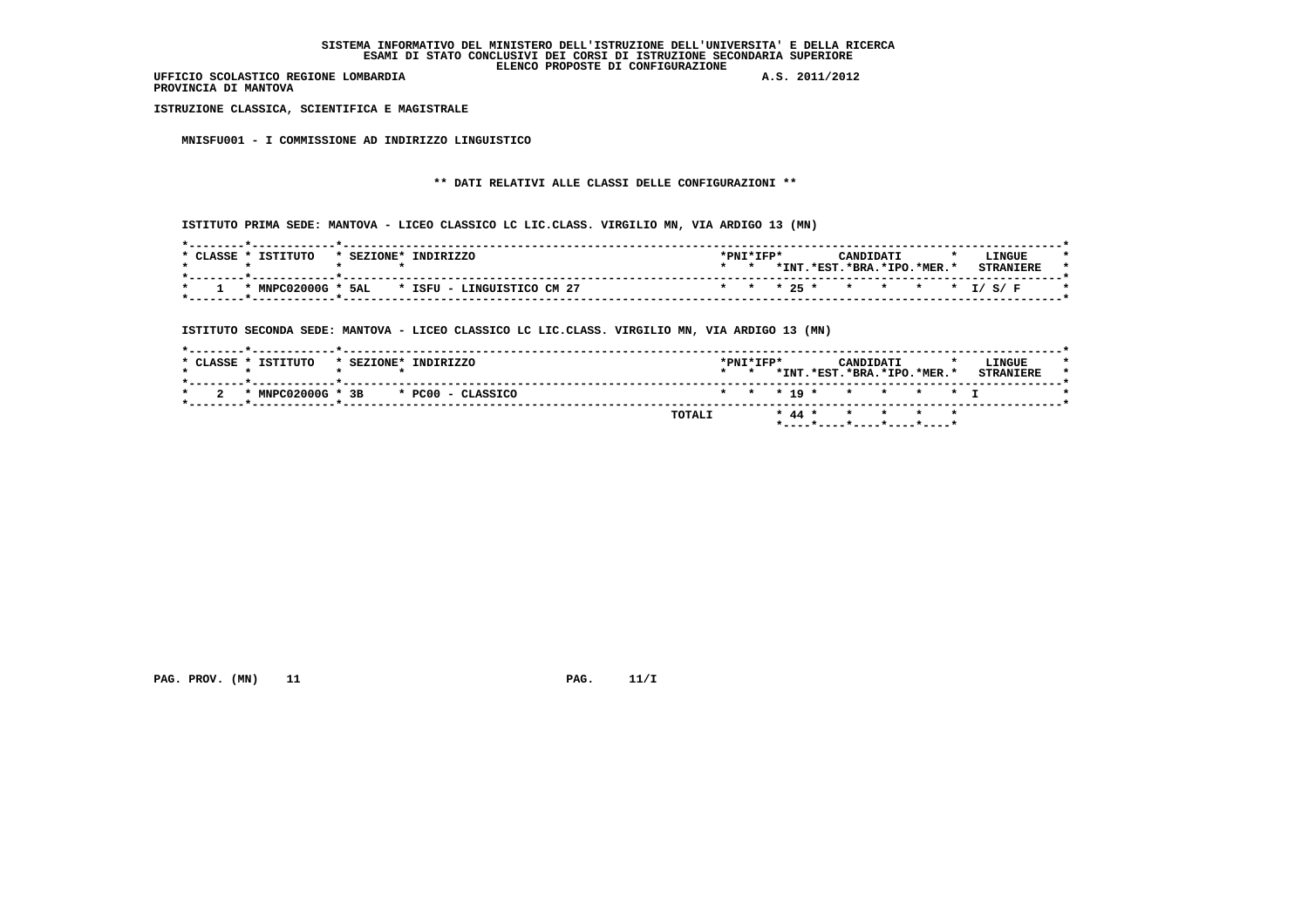**SISTEMA INFORMATIVO DEL MINISTERO DELL'ISTRUZIONE DELL'UNIVERSITA' E DELLA RICERCA**
**ESAMI DI STATO CONCLUSIVI DEI CORSI DI ISTRUZIONE SECONDARIA SUPERIORE**
**ELENCO PROPOSTE DI CONFIGURAZIONE**

**UFFICIO SCOLASTICO REGIONE LOMBARDIA** — **A.S. 2011/2012**
**PROVINCIA DI MANTOVA**

**ISTRUZIONE CLASSICA, SCIENTIFICA E MAGISTRALE**

**MNISFU001 - I COMMISSIONE AD INDIRIZZO LINGUISTICO**

**\*\* DATI RELATIVI ALLE CLASSI DELLE CONFIGURAZIONI \*\***

**ISTITUTO PRIMA SEDE: MANTOVA - LICEO CLASSICO LC LIC.CLASS. VIRGILIO MN, VIA ARDIGO 13 (MN)**

| CLASSE | ISTITUTO | SEZIONE | INDIRIZZO | PNI | IFP | CANDIDATI INT. | EST. | BRA. | IPO. | MER. | LINGUE STRANIERE |
|---|---|---|---|---|---|---|---|---|---|---|---|
| 1 | MNPC02000G | 5AL | ISFU - LINGUISTICO CM 27 | | | 25 | | | | | I/ S/ F |

**ISTITUTO SECONDA SEDE: MANTOVA - LICEO CLASSICO LC LIC.CLASS. VIRGILIO MN, VIA ARDIGO 13 (MN)**

| CLASSE | ISTITUTO | SEZIONE | INDIRIZZO | PNI | IFP | CANDIDATI INT. | EST. | BRA. | IPO. | MER. | LINGUE STRANIERE |
|---|---|---|---|---|---|---|---|---|---|---|---|
| 2 | MNPC02000G | 3B | PC00 - CLASSICO | | | 19 | | | | | I |
| | | | TOTALI | | | 44 | | | | | |

**PAG. PROV. (MN) 11** — **PAG. 11/I**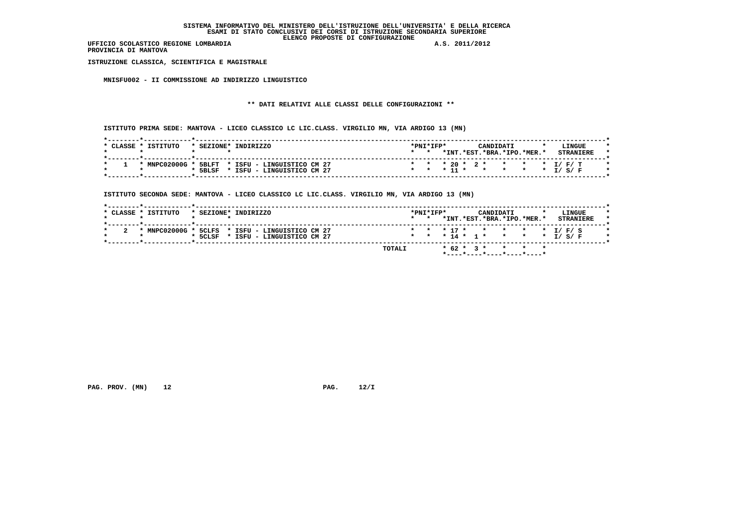# SISTEMA INFORMATIVO DEL MINISTERO DELL'ISTRUZIONE DELL'UNIVERSITA' E DELLA RICERCA
## ESAMI DI STATO CONCLUSIVI DEI CORSI DI ISTRUZIONE SECONDARIA SUPERIORE
## ELENCO PROPOSTE DI CONFIGURAZIONE

UFFICIO SCOLASTICO REGIONE LOMBARDIA A.S. 2011/2012
PROVINCIA DI MANTOVA

**ISTRUZIONE CLASSICA, SCIENTIFICA E MAGISTRALE**

**MNISFU002 - II COMMISSIONE AD INDIRIZZO LINGUISTICO**

**\*\* DATI RELATIVI ALLE CLASSI DELLE CONFIGURAZIONI \*\***

ISTITUTO PRIMA SEDE: MANTOVA - LICEO CLASSICO LC LIC.CLASS. VIRGILIO MN, VIA ARDIGO 13 (MN)

| CLASSE | ISTITUTO | SEZIONE | INDIRIZZO | PNI | IFP | CANDIDATI INT. | CANDIDATI EST. | CANDIDATI BRA. | CANDIDATI IPO. | CANDIDATI MER. | LINGUE STRANIERE |
|---|---|---|---|---|---|---|---|---|---|---|---|
| 1 | MNPC02000G | 5BLFT | ISFU - LINGUISTICO CM 27 | | | 20 | 2 | | | | I/ F/ T |
| | | 5BLSF | ISFU - LINGUISTICO CM 27 | | | 11 | | | | | I/ S/ F |

ISTITUTO SECONDA SEDE: MANTOVA - LICEO CLASSICO LC LIC.CLASS. VIRGILIO MN, VIA ARDIGO 13 (MN)

| CLASSE | ISTITUTO | SEZIONE | INDIRIZZO | PNI | IFP | CANDIDATI INT. | CANDIDATI EST. | CANDIDATI BRA. | CANDIDATI IPO. | CANDIDATI MER. | LINGUE STRANIERE |
|---|---|---|---|---|---|---|---|---|---|---|---|
| 2 | MNPC02000G | 5CLFS | ISFU - LINGUISTICO CM 27 | | | 17 | | | | | I/ F/ S |
| | | 5CLSF | ISFU - LINGUISTICO CM 27 | | | 14 | 1 | | | | I/ S/ F |
| | | | TOTALI | | | 62 | 3 | | | | |

PAG. PROV. (MN) 12 PAG. 12/I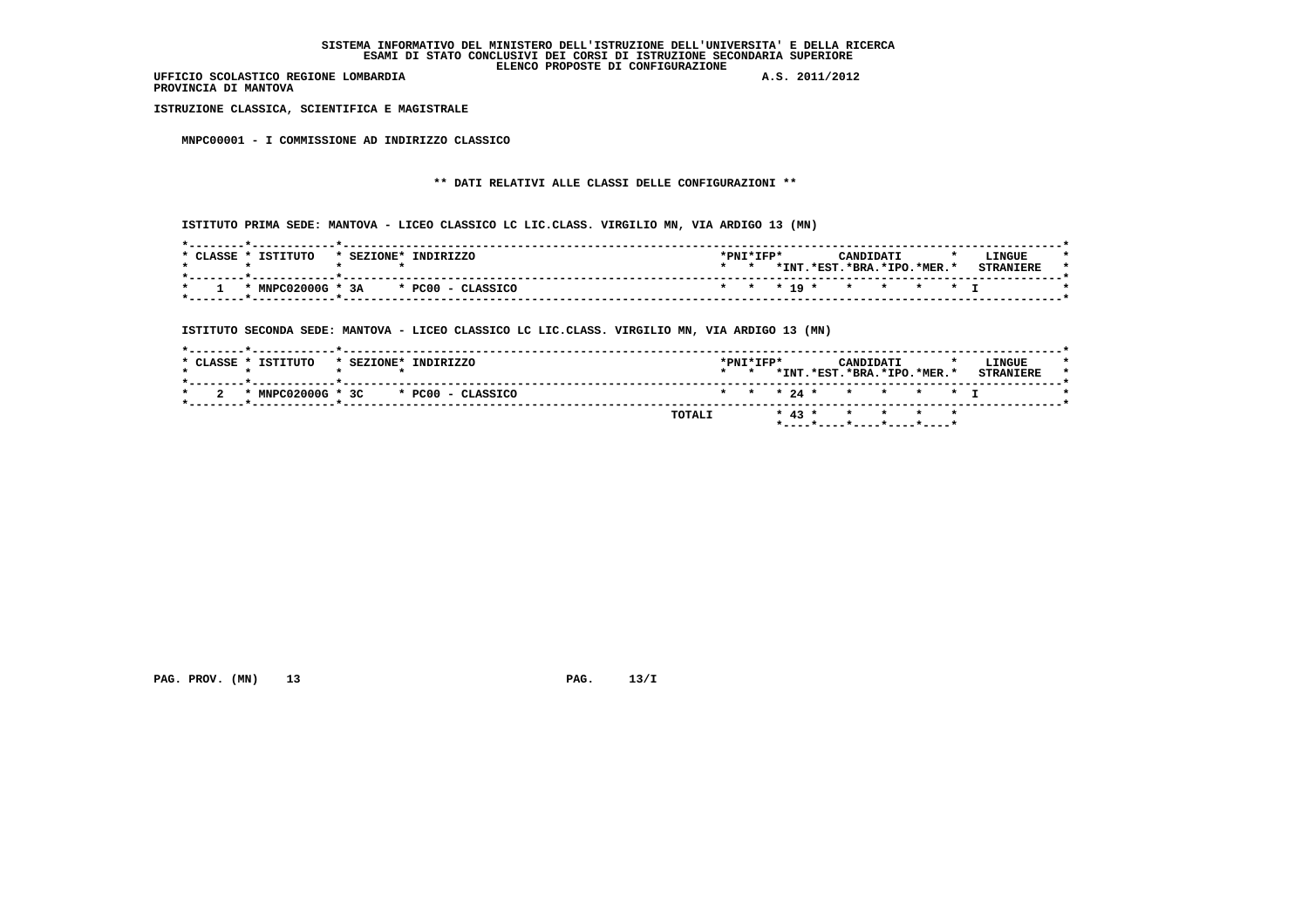**SISTEMA INFORMATIVO DEL MINISTERO DELL'ISTRUZIONE DELL'UNIVERSITA' E DELLA RICERCA**
**ESAMI DI STATO CONCLUSIVI DEI CORSI DI ISTRUZIONE SECONDARIA SUPERIORE**
**ELENCO PROPOSTE DI CONFIGURAZIONE**

**UFFICIO SCOLASTICO REGIONE LOMBARDIA** A.S. 2011/2012
**PROVINCIA DI MANTOVA**

**ISTRUZIONE CLASSICA, SCIENTIFICA E MAGISTRALE**

**MNPC00001 - I COMMISSIONE AD INDIRIZZO CLASSICO**

**\*\* DATI RELATIVI ALLE CLASSI DELLE CONFIGURAZIONI \*\***

**ISTITUTO PRIMA SEDE: MANTOVA - LICEO CLASSICO LC LIC.CLASS. VIRGILIO MN, VIA ARDIGO 13 (MN)**

| CLASSE | ISTITUTO | SEZIONE | INDIRIZZO | PNI | IFP | CANDIDATI INT. | EST. | BRA. | IPO. | MER. | LINGUE STRANIERE |
|---|---|---|---|---|---|---|---|---|---|---|---|
| 1 | MNPC02000G | 3A | PC00 - CLASSICO | | | 19 | | | | | I |

**ISTITUTO SECONDA SEDE: MANTOVA - LICEO CLASSICO LC LIC.CLASS. VIRGILIO MN, VIA ARDIGO 13 (MN)**

| CLASSE | ISTITUTO | SEZIONE | INDIRIZZO | PNI | IFP | CANDIDATI INT. | EST. | BRA. | IPO. | MER. | LINGUE STRANIERE |
|---|---|---|---|---|---|---|---|---|---|---|---|
| 2 | MNPC02000G | 3C | PC00 - CLASSICO | | | 24 | | | | | I |
| | | | TOTALI | | | 43 | | | | | |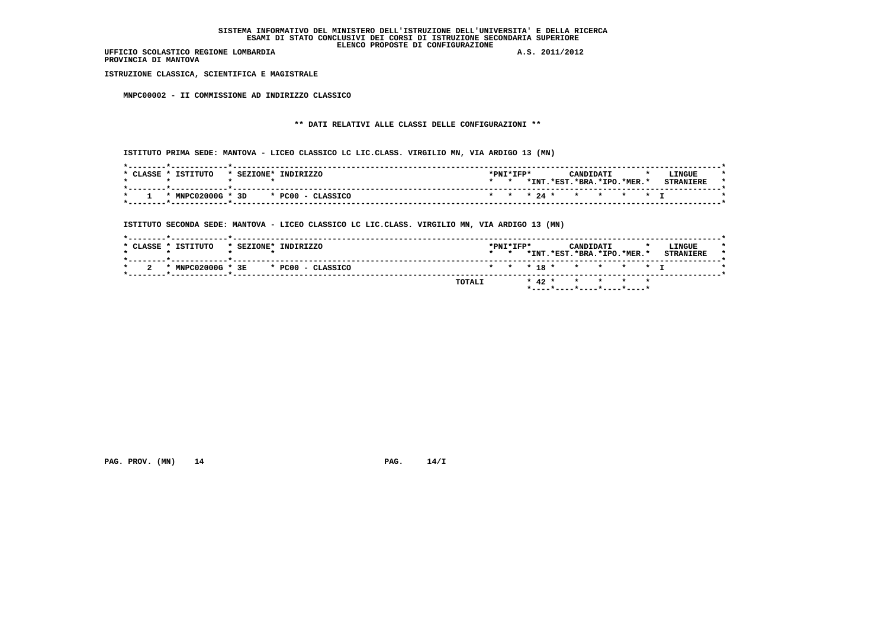SISTEMA INFORMATIVO DEL MINISTERO DELL'ISTRUZIONE DELL'UNIVERSITA' E DELLA RICERCA
ESAMI DI STATO CONCLUSIVI DEI CORSI DI ISTRUZIONE SECONDARIA SUPERIORE
ELENCO PROPOSTE DI CONFIGURAZIONE

UFFICIO SCOLASTICO REGIONE LOMBARDIA A.S. 2011/2012
PROVINCIA DI MANTOVA

ISTRUZIONE CLASSICA, SCIENTIFICA E MAGISTRALE

MNPC00002 - II COMMISSIONE AD INDIRIZZO CLASSICO

** DATI RELATIVI ALLE CLASSI DELLE CONFIGURAZIONI **

ISTITUTO PRIMA SEDE: MANTOVA - LICEO CLASSICO LC LIC.CLASS. VIRGILIO MN, VIA ARDIGO 13 (MN)

| CLASSE | ISTITUTO | SEZIONE | INDIRIZZO | PNI | IFP | CANDIDATI INT. | EST. | BRA. | IPO. | MER. | LINGUE STRANIERE |
|---|---|---|---|---|---|---|---|---|---|---|---|
| 1 | MNPC02000G | 3D | PC00 - CLASSICO | | | 24 | | | | | I |

ISTITUTO SECONDA SEDE: MANTOVA - LICEO CLASSICO LC LIC.CLASS. VIRGILIO MN, VIA ARDIGO 13 (MN)

| CLASSE | ISTITUTO | SEZIONE | INDIRIZZO | PNI | IFP | CANDIDATI INT. | EST. | BRA. | IPO. | MER. | LINGUE STRANIERE |
|---|---|---|---|---|---|---|---|---|---|---|---|
| 2 | MNPC02000G | 3E | PC00 - CLASSICO | | | 18 | | | | | I |
| | | | TOTALI | | | 42 | | | | | |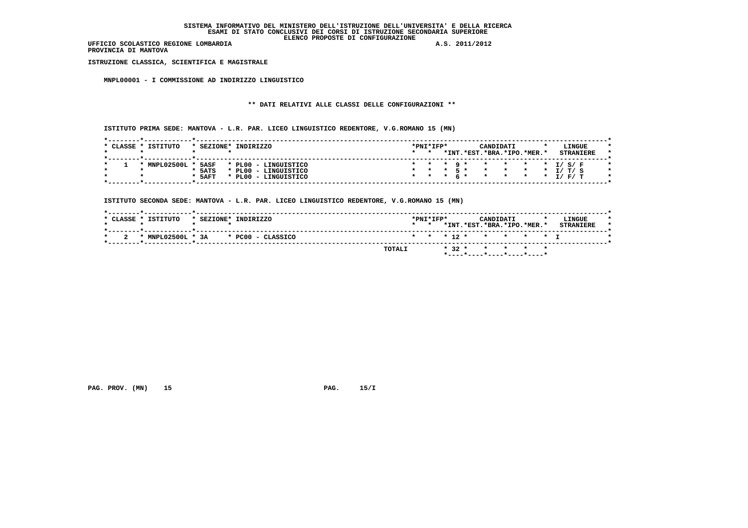SISTEMA INFORMATIVO DEL MINISTERO DELL'ISTRUZIONE DELL'UNIVERSITA' E DELLA RICERCA
ESAMI DI STATO CONCLUSIVI DEI CORSI DI ISTRUZIONE SECONDARIA SUPERIORE
ELENCO PROPOSTE DI CONFIGURAZIONE

UFFICIO SCOLASTICO REGIONE LOMBARDIA — A.S. 2011/2012

PROVINCIA DI MANTOVA

**ISTRUZIONE CLASSICA, SCIENTIFICA E MAGISTRALE**

**MNPL00001 - I COMMISSIONE AD INDIRIZZO LINGUISTICO**

**\*\* DATI RELATIVI ALLE CLASSI DELLE CONFIGURAZIONI \*\***

ISTITUTO PRIMA SEDE: MANTOVA - L.R. PAR. LICEO LINGUISTICO REDENTORE, V.G.ROMANO 15 (MN)

| CLASSE | ISTITUTO | SEZIONE | INDIRIZZO | PNI | IFP | CANDIDATI INT. | EST. | BRA. | IPO. | MER. | LINGUE STRANIERE |
|---|---|---|---|---|---|---|---|---|---|---|---|
| 1 | MNPL02500L | 5ASF | PL00 - LINGUISTICO | | | 9 | | | | | I/ S/ F |
| | | 5ATS | PL00 - LINGUISTICO | | | 5 | | | | | I/ T/ S |
| | | 5AFT | PL00 - LINGUISTICO | | | 6 | | | | | I/ F/ T |

ISTITUTO SECONDA SEDE: MANTOVA - L.R. PAR. LICEO LINGUISTICO REDENTORE, V.G.ROMANO 15 (MN)

| CLASSE | ISTITUTO | SEZIONE | INDIRIZZO | PNI | IFP | CANDIDATI INT. | EST. | BRA. | IPO. | MER. | LINGUE STRANIERE |
|---|---|---|---|---|---|---|---|---|---|---|---|
| 2 | MNPL02500L | 3A | PC00 - CLASSICO | | | 12 | | | | | I |
| | | | TOTALI | | | 32 | | | | | |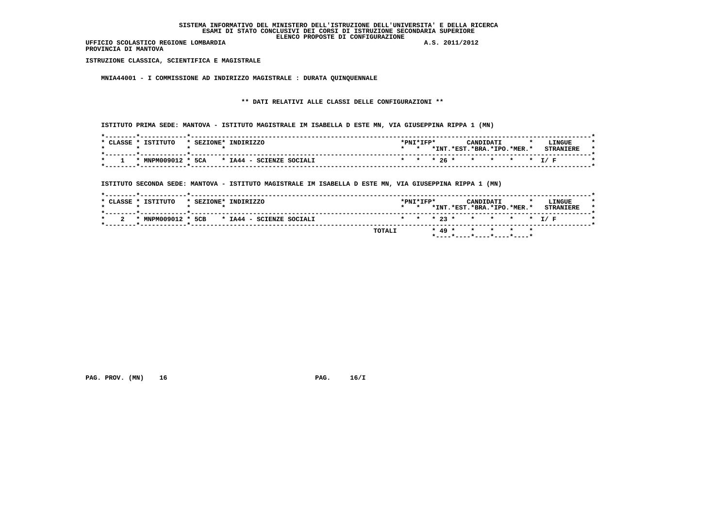SISTEMA INFORMATIVO DEL MINISTERO DELL'ISTRUZIONE DELL'UNIVERSITA' E DELLA RICERCA
ESAMI DI STATO CONCLUSIVI DEI CORSI DI ISTRUZIONE SECONDARIA SUPERIORE
ELENCO PROPOSTE DI CONFIGURAZIONE

UFFICIO SCOLASTICO REGIONE LOMBARDIA A.S. 2011/2012
PROVINCIA DI MANTOVA

ISTRUZIONE CLASSICA, SCIENTIFICA E MAGISTRALE

MNIA44001 - I COMMISSIONE AD INDIRIZZO MAGISTRALE : DURATA QUINQUENNALE

** DATI RELATIVI ALLE CLASSI DELLE CONFIGURAZIONI **

ISTITUTO PRIMA SEDE: MANTOVA - ISTITUTO MAGISTRALE IM ISABELLA D ESTE MN, VIA GIUSEPPINA RIPPA 1 (MN)

| CLASSE | ISTITUTO | SEZIONE | INDIRIZZO | PNI | IFP | CANDIDATI INT. | EST. | BRA. | IPO. | MER. | LINGUE STRANIERE |
|---|---|---|---|---|---|---|---|---|---|---|---|
| 1 | MNPM009012 | 5CA | IA44 - SCIENZE SOCIALI | | | 26 | | | | | I/ F |

ISTITUTO SECONDA SEDE: MANTOVA - ISTITUTO MAGISTRALE IM ISABELLA D ESTE MN, VIA GIUSEPPINA RIPPA 1 (MN)

| CLASSE | ISTITUTO | SEZIONE | INDIRIZZO | PNI | IFP | CANDIDATI INT. | EST. | BRA. | IPO. | MER. | LINGUE STRANIERE |
|---|---|---|---|---|---|---|---|---|---|---|---|
| 2 | MNPM009012 | 5CB | IA44 - SCIENZE SOCIALI | | | 23 | | | | | I/ F |
| | | | TOTALI | | | 49 | | | | | |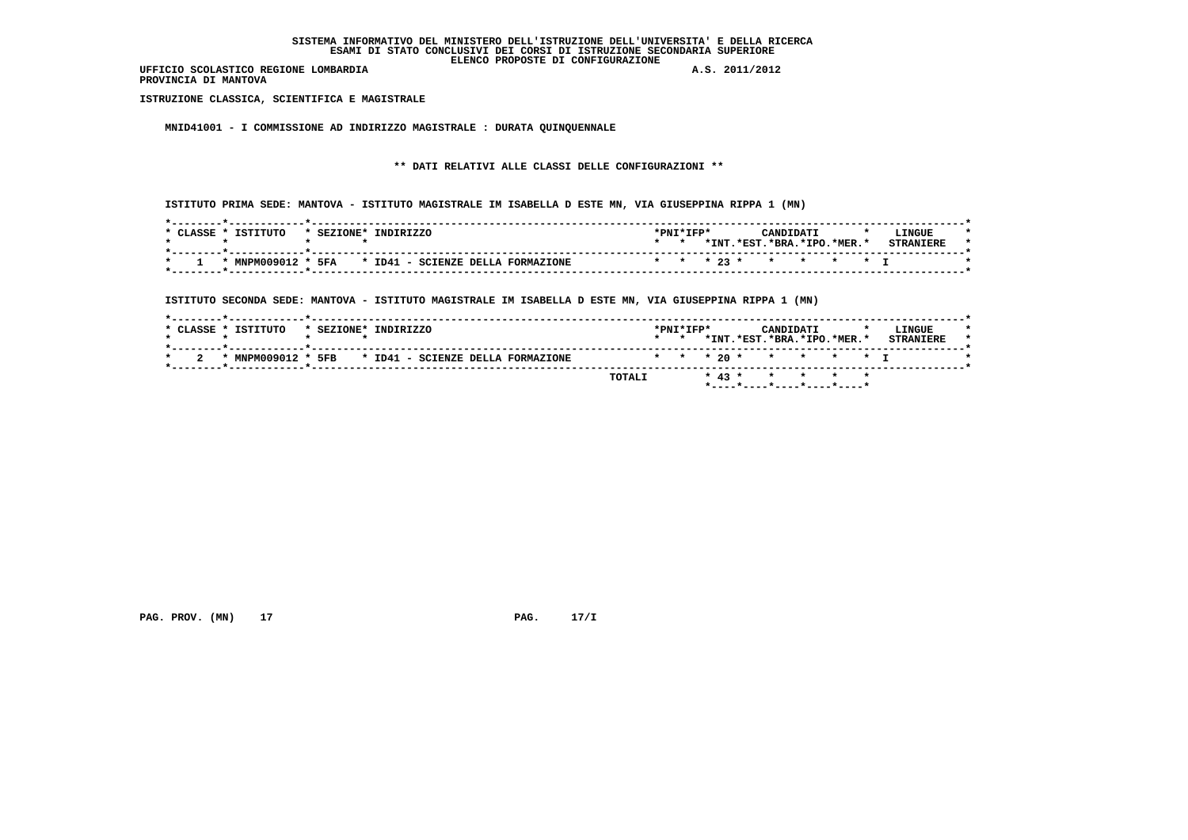SISTEMA INFORMATIVO DEL MINISTERO DELL'ISTRUZIONE DELL'UNIVERSITA' E DELLA RICERCA
ESAMI DI STATO CONCLUSIVI DEI CORSI DI ISTRUZIONE SECONDARIA SUPERIORE
ELENCO PROPOSTE DI CONFIGURAZIONE

UFFICIO SCOLASTICO REGIONE LOMBARDIA A.S. 2011/2012
PROVINCIA DI MANTOVA

ISTRUZIONE CLASSICA, SCIENTIFICA E MAGISTRALE

MNID41001 - I COMMISSIONE AD INDIRIZZO MAGISTRALE : DURATA QUINQUENNALE

** DATI RELATIVI ALLE CLASSI DELLE CONFIGURAZIONI **

ISTITUTO PRIMA SEDE: MANTOVA - ISTITUTO MAGISTRALE IM ISABELLA D ESTE MN, VIA GIUSEPPINA RIPPA 1 (MN)

| CLASSE | ISTITUTO | SEZIONE | INDIRIZZO | PNI | IFP | CANDIDATI INT. | EST. | BRA. | IPO. | MER. | LINGUE STRANIERE |
|---|---|---|---|---|---|---|---|---|---|---|---|
| 1 | MNPM009012 | 5FA | ID41 - SCIENZE DELLA FORMAZIONE | | | 23 | | | | | I |

ISTITUTO SECONDA SEDE: MANTOVA - ISTITUTO MAGISTRALE IM ISABELLA D ESTE MN, VIA GIUSEPPINA RIPPA 1 (MN)

| CLASSE | ISTITUTO | SEZIONE | INDIRIZZO | PNI | IFP | CANDIDATI INT. | EST. | BRA. | IPO. | MER. | LINGUE STRANIERE |
|---|---|---|---|---|---|---|---|---|---|---|---|
| 2 | MNPM009012 | 5FB | ID41 - SCIENZE DELLA FORMAZIONE | | | 20 | | | | | I |
| | | | TOTALI | | | 43 | | | | | |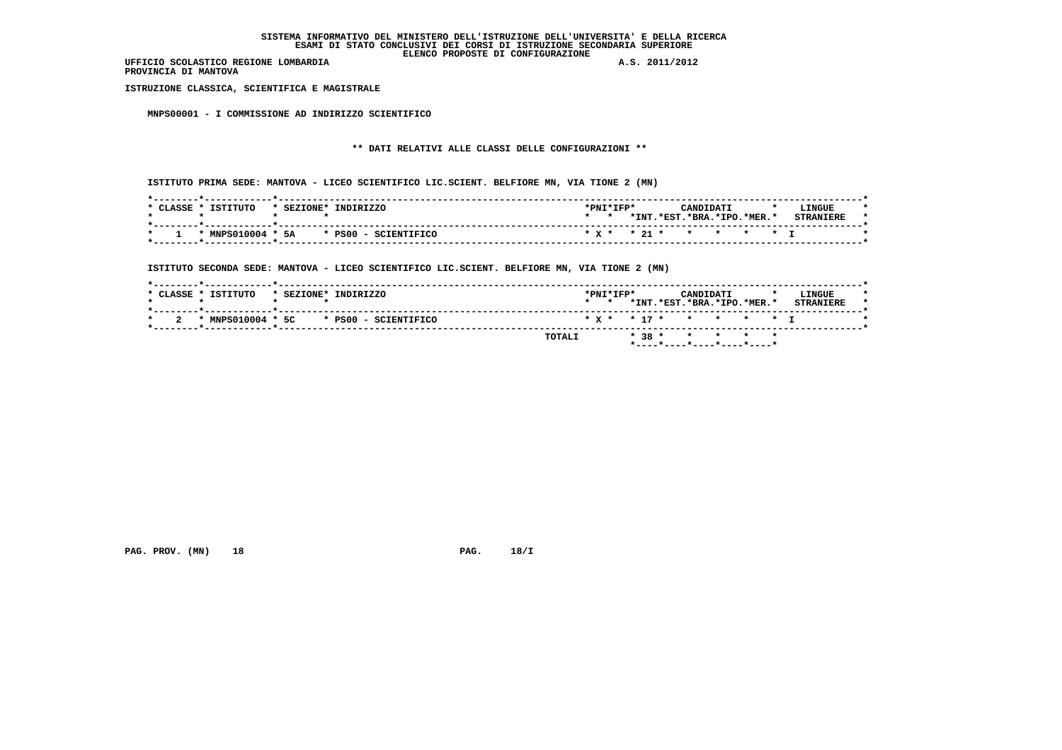**SISTEMA INFORMATIVO DEL MINISTERO DELL'ISTRUZIONE DELL'UNIVERSITA' E DELLA RICERCA**
**ESAMI DI STATO CONCLUSIVI DEI CORSI DI ISTRUZIONE SECONDARIA SUPERIORE**
**ELENCO PROPOSTE DI CONFIGURAZIONE**

**UFFICIO SCOLASTICO REGIONE LOMBARDIA** A.S. 2011/2012
**PROVINCIA DI MANTOVA**

**ISTRUZIONE CLASSICA, SCIENTIFICA E MAGISTRALE**

**MNPS00001 - I COMMISSIONE AD INDIRIZZO SCIENTIFICO**

**\*\* DATI RELATIVI ALLE CLASSI DELLE CONFIGURAZIONI \*\***

**ISTITUTO PRIMA SEDE: MANTOVA - LICEO SCIENTIFICO LIC.SCIENT. BELFIORE MN, VIA TIONE 2 (MN)**

| CLASSE | ISTITUTO | SEZIONE | INDIRIZZO | PNI | IFP | CANDIDATI INT. | EST. | BRA. | IPO. | MER. | LINGUE STRANIERE |
|---|---|---|---|---|---|---|---|---|---|---|---|
| 1 | MNPS010004 | 5A | PS00 - SCIENTIFICO | X | | 21 | | | | | I |

**ISTITUTO SECONDA SEDE: MANTOVA - LICEO SCIENTIFICO LIC.SCIENT. BELFIORE MN, VIA TIONE 2 (MN)**

| CLASSE | ISTITUTO | SEZIONE | INDIRIZZO | PNI | IFP | CANDIDATI INT. | EST. | BRA. | IPO. | MER. | LINGUE STRANIERE |
|---|---|---|---|---|---|---|---|---|---|---|---|
| 2 | MNPS010004 | 5C | PS00 - SCIENTIFICO | X | | 17 | | | | | I |
| | | | TOTALI | | | 38 | | | | | |

PAG. PROV. (MN) 18 PAG. 18/I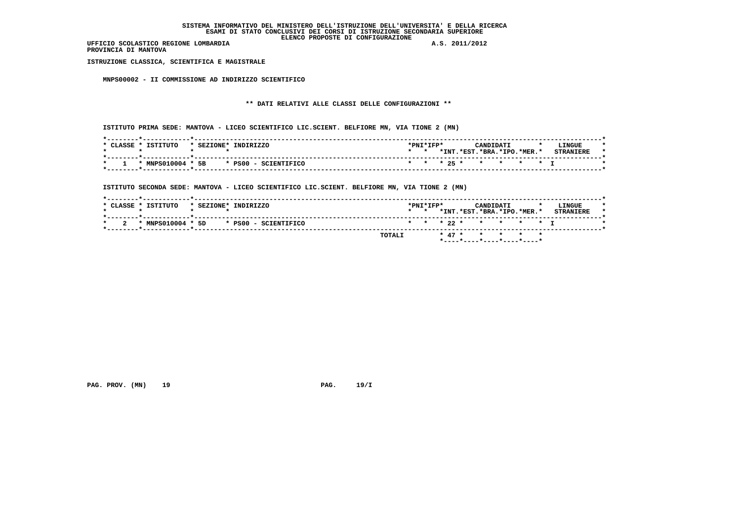**SISTEMA INFORMATIVO DEL MINISTERO DELL'ISTRUZIONE DELL'UNIVERSITA' E DELLA RICERCA**
**ESAMI DI STATO CONCLUSIVI DEI CORSI DI ISTRUZIONE SECONDARIA SUPERIORE**
**ELENCO PROPOSTE DI CONFIGURAZIONE**

**UFFICIO SCOLASTICO REGIONE LOMBARDIA** — **A.S. 2011/2012**
**PROVINCIA DI MANTOVA**

**ISTRUZIONE CLASSICA, SCIENTIFICA E MAGISTRALE**

**MNPS00002 - II COMMISSIONE AD INDIRIZZO SCIENTIFICO**

**\*\* DATI RELATIVI ALLE CLASSI DELLE CONFIGURAZIONI \*\***

**ISTITUTO PRIMA SEDE: MANTOVA - LICEO SCIENTIFICO LIC.SCIENT. BELFIORE MN, VIA TIONE 2 (MN)**

| CLASSE | ISTITUTO | SEZIONE | INDIRIZZO | PNI | IFP | CANDIDATI INT. | EST. | BRA. | IPO. | MER. | LINGUE STRANIERE |
|---|---|---|---|---|---|---|---|---|---|---|---|
| 1 | MNPS010004 | 5B | PS00 - SCIENTIFICO | | | 25 | | | | | I |

**ISTITUTO SECONDA SEDE: MANTOVA - LICEO SCIENTIFICO LIC.SCIENT. BELFIORE MN, VIA TIONE 2 (MN)**

| CLASSE | ISTITUTO | SEZIONE | INDIRIZZO | PNI | IFP | CANDIDATI INT. | EST. | BRA. | IPO. | MER. | LINGUE STRANIERE |
|---|---|---|---|---|---|---|---|---|---|---|---|
| 2 | MNPS010004 | 5D | PS00 - SCIENTIFICO | | | 22 | | | | | I |
| | | | TOTALI | | | 47 | | | | | |

PAG. PROV. (MN) 19 — PAG. 19/I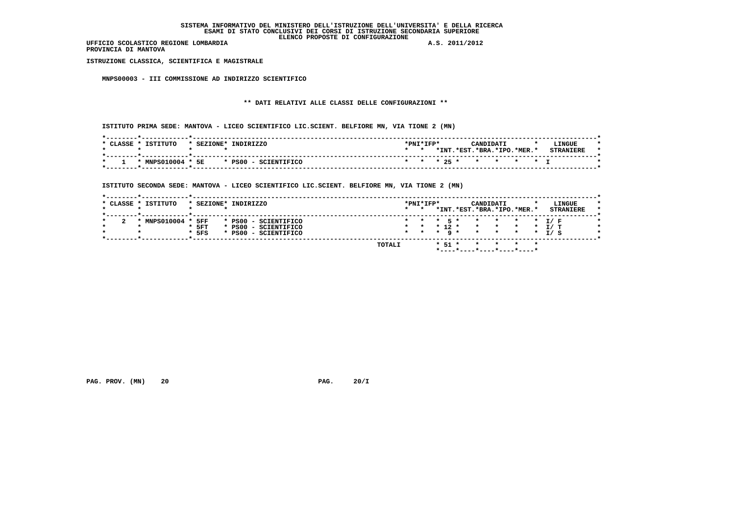**SISTEMA INFORMATIVO DEL MINISTERO DELL'ISTRUZIONE DELL'UNIVERSITA' E DELLA RICERCA**
**ESAMI DI STATO CONCLUSIVI DEI CORSI DI ISTRUZIONE SECONDARIA SUPERIORE**
**ELENCO PROPOSTE DI CONFIGURAZIONE**

**UFFICIO SCOLASTICO REGIONE LOMBARDIA** — **A.S. 2011/2012**
**PROVINCIA DI MANTOVA**

**ISTRUZIONE CLASSICA, SCIENTIFICA E MAGISTRALE**

**MNPS00003 - III COMMISSIONE AD INDIRIZZO SCIENTIFICO**

**\*\* DATI RELATIVI ALLE CLASSI DELLE CONFIGURAZIONI \*\***

**ISTITUTO PRIMA SEDE: MANTOVA - LICEO SCIENTIFICO LIC.SCIENT. BELFIORE MN, VIA TIONE 2 (MN)**

| CLASSE | ISTITUTO | SEZIONE | INDIRIZZO | PNI | IFP | CANDIDATI INT. | EST. | BRA. | IPO. | MER. | LINGUE STRANIERE |
|---|---|---|---|---|---|---|---|---|---|---|---|
| 1 | MNPS010004 | 5E | PS00 - SCIENTIFICO | | | 25 | | | | | I |

**ISTITUTO SECONDA SEDE: MANTOVA - LICEO SCIENTIFICO LIC.SCIENT. BELFIORE MN, VIA TIONE 2 (MN)**

| CLASSE | ISTITUTO | SEZIONE | INDIRIZZO | PNI | IFP | CANDIDATI INT. | EST. | BRA. | IPO. | MER. | LINGUE STRANIERE |
|---|---|---|---|---|---|---|---|---|---|---|---|
| 2 | MNPS010004 | 5FF | PS00 - SCIENTIFICO | | | 5 | | | | | I/ F |
| | | 5FT | PS00 - SCIENTIFICO | | | 12 | | | | | I/ T |
| | | 5FS | PS00 - SCIENTIFICO | | | 9 | | | | | I/ S |
| | | | TOTALI | | | 51 | | | | | |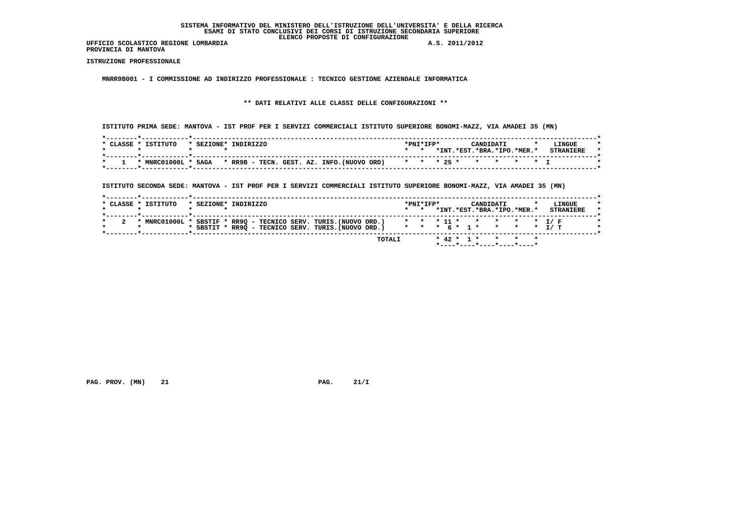SISTEMA INFORMATIVO DEL MINISTERO DELL'ISTRUZIONE DELL'UNIVERSITA' E DELLA RICERCA
ESAMI DI STATO CONCLUSIVI DEI CORSI DI ISTRUZIONE SECONDARIA SUPERIORE
ELENCO PROPOSTE DI CONFIGURAZIONE

UFFICIO SCOLASTICO REGIONE LOMBARDIA A.S. 2011/2012
PROVINCIA DI MANTOVA

ISTRUZIONE PROFESSIONALE

MNRR9B001 - I COMMISSIONE AD INDIRIZZO PROFESSIONALE : TECNICO GESTIONE AZIENDALE INFORMATICA

** DATI RELATIVI ALLE CLASSI DELLE CONFIGURAZIONI **

ISTITUTO PRIMA SEDE: MANTOVA - IST PROF PER I SERVIZI COMMERCIALI ISTITUTO SUPERIORE BONOMI-MAZZ, VIA AMADEI 35 (MN)

| CLASSE | ISTITUTO | SEZIONE | INDIRIZZO | PNI | IFP | CANDIDATI INT. | EST. | BRA. | IPO. | MER. | LINGUE STRANIERE |
|---|---|---|---|---|---|---|---|---|---|---|---|
| 1 | MNRC01000L | 5AGA | RR9B - TECN. GEST. AZ. INFO.(NUOVO ORD) | | | 25 | | | | | I |

ISTITUTO SECONDA SEDE: MANTOVA - IST PROF PER I SERVIZI COMMERCIALI ISTITUTO SUPERIORE BONOMI-MAZZ, VIA AMADEI 35 (MN)

| CLASSE | ISTITUTO | SEZIONE | INDIRIZZO | PNI | IFP | CANDIDATI INT. | EST. | BRA. | IPO. | MER. | LINGUE STRANIERE |
|---|---|---|---|---|---|---|---|---|---|---|---|
| 2 | MNRC01000L | 5BSTIF | RR9Q - TECNICO SERV. TURIS.(NUOVO ORD.) | | | 11 | | | | | I/ F |
| | | 5BSTIT | RR9Q - TECNICO SERV. TURIS.(NUOVO ORD.) | | | 6 | 1 | | | | I/ T |
| | | | TOTALI | | | 42 | 1 | | | | |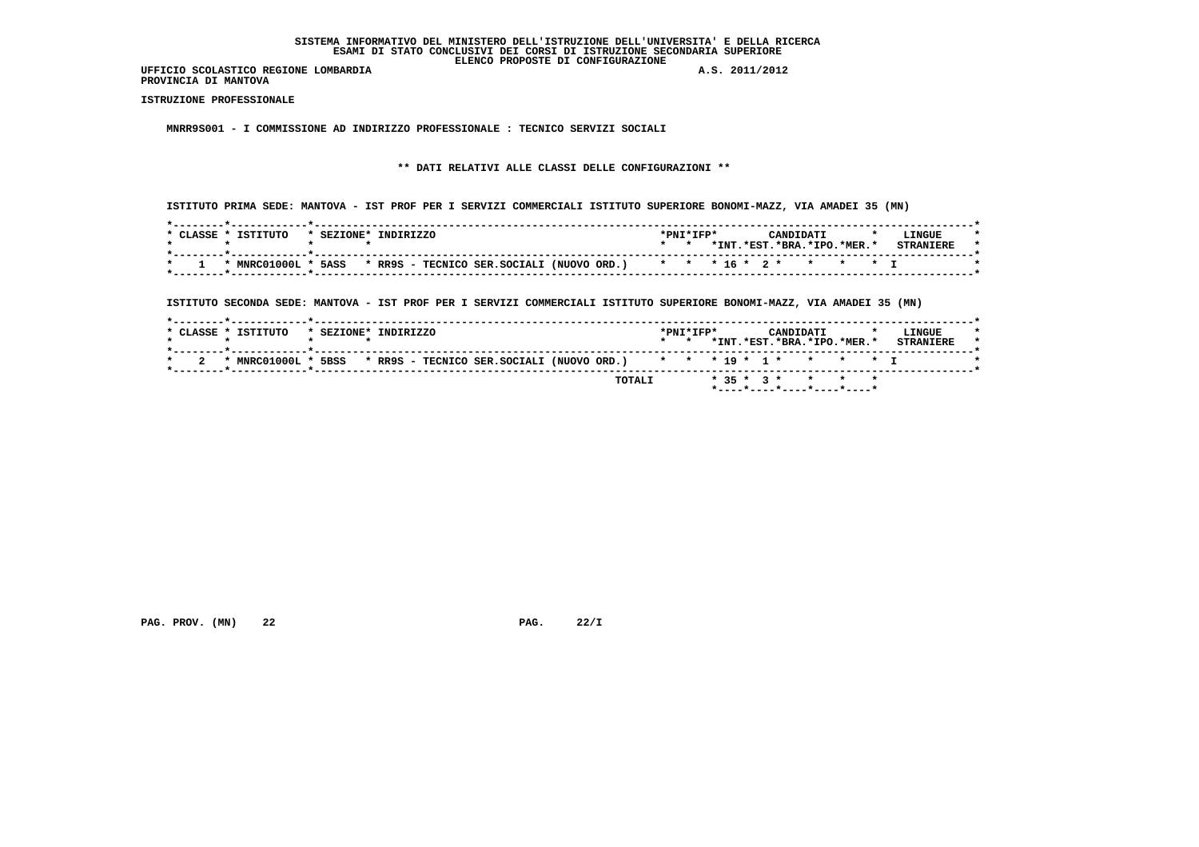SISTEMA INFORMATIVO DEL MINISTERO DELL'ISTRUZIONE DELL'UNIVERSITA' E DELLA RICERCA
ESAMI DI STATO CONCLUSIVI DEI CORSI DI ISTRUZIONE SECONDARIA SUPERIORE
ELENCO PROPOSTE DI CONFIGURAZIONE

UFFICIO SCOLASTICO REGIONE LOMBARDIA A.S. 2011/2012
PROVINCIA DI MANTOVA

**ISTRUZIONE PROFESSIONALE**

**MNRR9S001 - I COMMISSIONE AD INDIRIZZO PROFESSIONALE : TECNICO SERVIZI SOCIALI**

**\*\* DATI RELATIVI ALLE CLASSI DELLE CONFIGURAZIONI \*\***

ISTITUTO PRIMA SEDE: MANTOVA - IST PROF PER I SERVIZI COMMERCIALI ISTITUTO SUPERIORE BONOMI-MAZZ, VIA AMADEI 35 (MN)

| CLASSE | ISTITUTO | SEZIONE | INDIRIZZO | PNI | IFP | CANDIDATI INT. | CANDIDATI EST. | CANDIDATI BRA. | CANDIDATI IPO. | CANDIDATI MER. | LINGUE STRANIERE |
|---|---|---|---|---|---|---|---|---|---|---|---|
| 1 | MNRC01000L | 5ASS | RR9S - TECNICO SER.SOCIALI (NUOVO ORD.) | | | 16 | 2 | | | | I |

ISTITUTO SECONDA SEDE: MANTOVA - IST PROF PER I SERVIZI COMMERCIALI ISTITUTO SUPERIORE BONOMI-MAZZ, VIA AMADEI 35 (MN)

| CLASSE | ISTITUTO | SEZIONE | INDIRIZZO | PNI | IFP | CANDIDATI INT. | CANDIDATI EST. | CANDIDATI BRA. | CANDIDATI IPO. | CANDIDATI MER. | LINGUE STRANIERE |
|---|---|---|---|---|---|---|---|---|---|---|---|
| 2 | MNRC01000L | 5BSS | RR9S - TECNICO SER.SOCIALI (NUOVO ORD.) | | | 19 | 1 | | | | I |
| | | | TOTALI | | | 35 | 3 | | | | |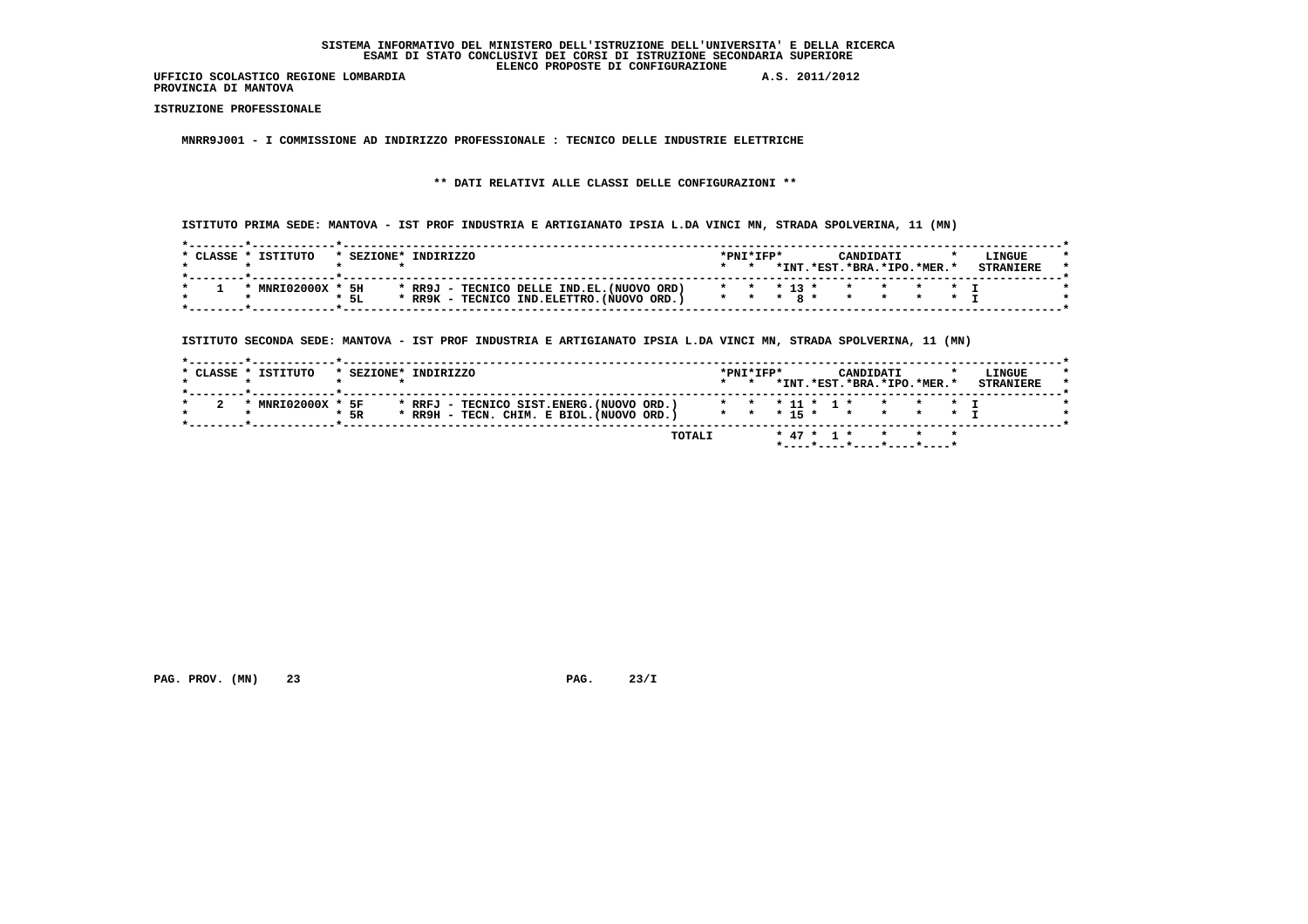**SISTEMA INFORMATIVO DEL MINISTERO DELL'ISTRUZIONE DELL'UNIVERSITA' E DELLA RICERCA**
**ESAMI DI STATO CONCLUSIVI DEI CORSI DI ISTRUZIONE SECONDARIA SUPERIORE**
**ELENCO PROPOSTE DI CONFIGURAZIONE**

**UFFICIO SCOLASTICO REGIONE LOMBARDIA** — **A.S. 2011/2012**
**PROVINCIA DI MANTOVA**

**ISTRUZIONE PROFESSIONALE**

**MNRR9J001 - I COMMISSIONE AD INDIRIZZO PROFESSIONALE : TECNICO DELLE INDUSTRIE ELETTRICHE**

**\*\* DATI RELATIVI ALLE CLASSI DELLE CONFIGURAZIONI \*\***

**ISTITUTO PRIMA SEDE: MANTOVA - IST PROF INDUSTRIA E ARTIGIANATO IPSIA L.DA VINCI MN, STRADA SPOLVERINA, 11 (MN)**

| CLASSE | ISTITUTO | SEZIONE | INDIRIZZO | PNI | IFP | CANDIDATI INT. | EST. | BRA. | IPO. | MER. | LINGUE STRANIERE |
|---|---|---|---|---|---|---|---|---|---|---|---|
| 1 | MNRI02000X | 5H | RR9J - TECNICO DELLE IND.EL.(NUOVO ORD) | | | 13 | | | | | I |
| | | 5L | RR9K - TECNICO IND.ELETTRO.(NUOVO ORD.) | | | 8 | | | | | I |

**ISTITUTO SECONDA SEDE: MANTOVA - IST PROF INDUSTRIA E ARTIGIANATO IPSIA L.DA VINCI MN, STRADA SPOLVERINA, 11 (MN)**

| CLASSE | ISTITUTO | SEZIONE | INDIRIZZO | PNI | IFP | CANDIDATI INT. | EST. | BRA. | IPO. | MER. | LINGUE STRANIERE |
|---|---|---|---|---|---|---|---|---|---|---|---|
| 2 | MNRI02000X | 5F | RRFJ - TECNICO SIST.ENERG.(NUOVO ORD.) | | | 11 | 1 | | | | I |
| | | 5R | RR9H - TECN. CHIM. E BIOL.(NUOVO ORD.) | | | 15 | | | | | I |
| | | | TOTALI | | | 47 | 1 | | | | |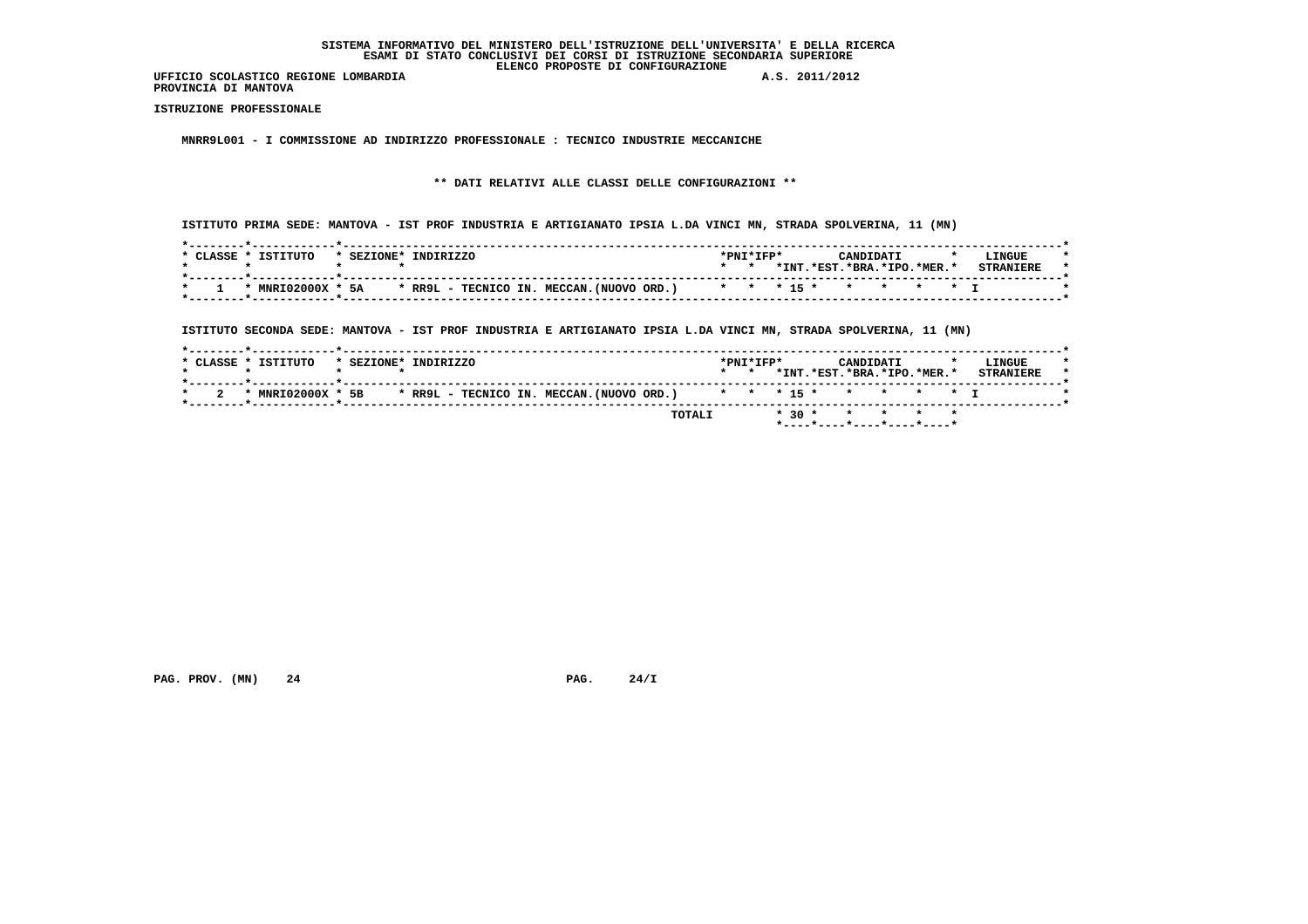SISTEMA INFORMATIVO DEL MINISTERO DELL'ISTRUZIONE DELL'UNIVERSITA' E DELLA RICERCA
ESAMI DI STATO CONCLUSIVI DEI CORSI DI ISTRUZIONE SECONDARIA SUPERIORE
ELENCO PROPOSTE DI CONFIGURAZIONE

UFFICIO SCOLASTICO REGIONE LOMBARDIA A.S. 2011/2012
PROVINCIA DI MANTOVA

**ISTRUZIONE PROFESSIONALE**

**MNRR9L001 - I COMMISSIONE AD INDIRIZZO PROFESSIONALE : TECNICO INDUSTRIE MECCANICHE**

**\*\* DATI RELATIVI ALLE CLASSI DELLE CONFIGURAZIONI \*\***

ISTITUTO PRIMA SEDE: MANTOVA - IST PROF INDUSTRIA E ARTIGIANATO IPSIA L.DA VINCI MN, STRADA SPOLVERINA, 11 (MN)

| CLASSE | ISTITUTO | SEZIONE | INDIRIZZO | PNI | IFP | CANDIDATI INT. | EST. | BRA. | IPO. | MER. | LINGUE STRANIERE |
|---|---|---|---|---|---|---|---|---|---|---|---|
| 1 | MNRI02000X | 5A | RR9L - TECNICO IN. MECCAN.(NUOVO ORD.) | | | 15 | | | | | I |

ISTITUTO SECONDA SEDE: MANTOVA - IST PROF INDUSTRIA E ARTIGIANATO IPSIA L.DA VINCI MN, STRADA SPOLVERINA, 11 (MN)

| CLASSE | ISTITUTO | SEZIONE | INDIRIZZO | PNI | IFP | CANDIDATI INT. | EST. | BRA. | IPO. | MER. | LINGUE STRANIERE |
|---|---|---|---|---|---|---|---|---|---|---|---|
| 2 | MNRI02000X | 5B | RR9L - TECNICO IN. MECCAN.(NUOVO ORD.) | | | 15 | | | | | I |
| | | | TOTALI | | | 30 | | | | | |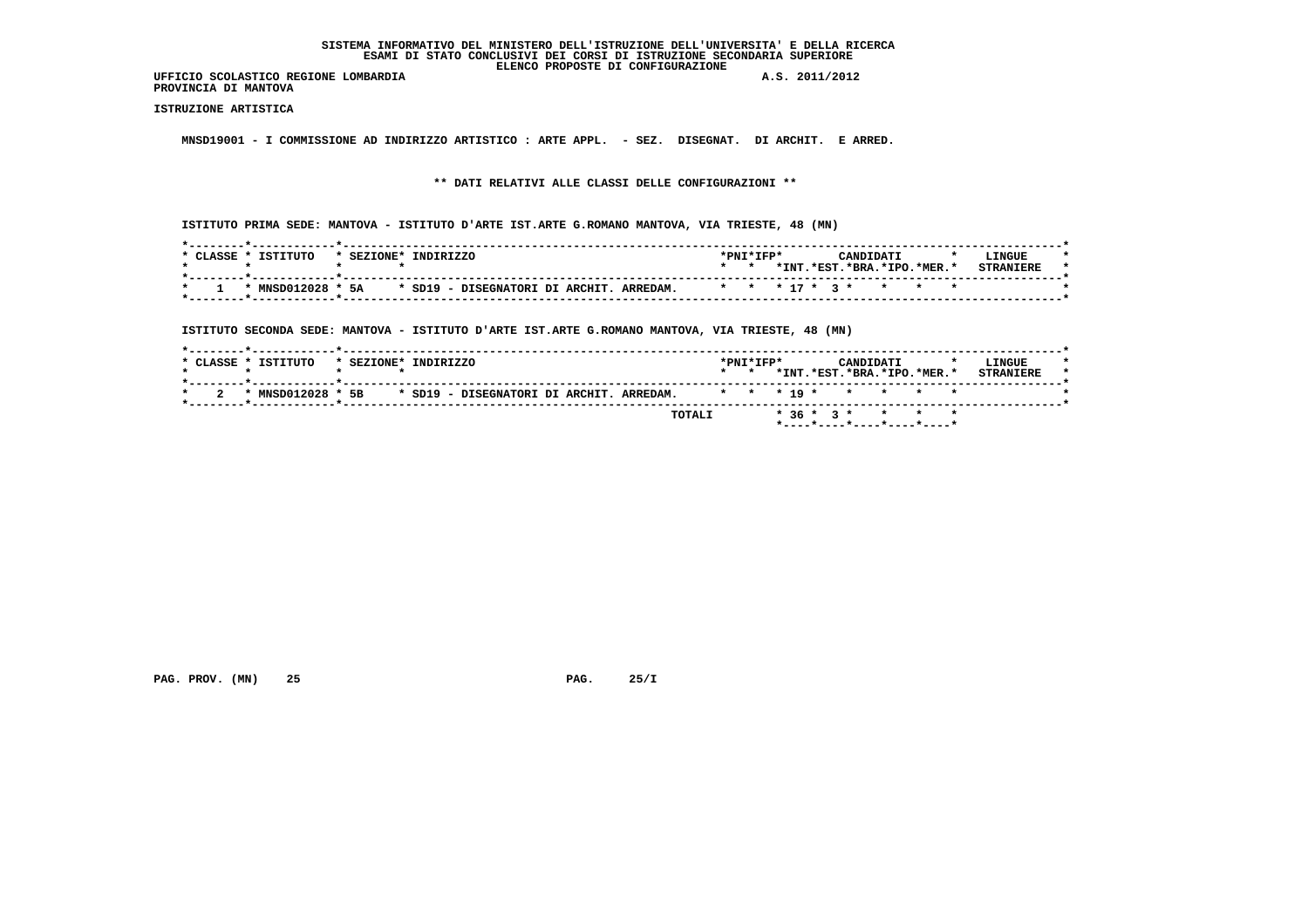**SISTEMA INFORMATIVO DEL MINISTERO DELL'ISTRUZIONE DELL'UNIVERSITA' E DELLA RICERCA**
**ESAMI DI STATO CONCLUSIVI DEI CORSI DI ISTRUZIONE SECONDARIA SUPERIORE**
**ELENCO PROPOSTE DI CONFIGURAZIONE**

**UFFICIO SCOLASTICO REGIONE LOMBARDIA** A.S. 2011/2012
**PROVINCIA DI MANTOVA**

**ISTRUZIONE ARTISTICA**

MNSD19001 - I COMMISSIONE AD INDIRIZZO ARTISTICO : ARTE APPL. - SEZ. DISEGNAT. DI ARCHIT. E ARRED.

** DATI RELATIVI ALLE CLASSI DELLE CONFIGURAZIONI **

ISTITUTO PRIMA SEDE: MANTOVA - ISTITUTO D'ARTE IST.ARTE G.ROMANO MANTOVA, VIA TRIESTE, 48 (MN)

| CLASSE | ISTITUTO | SEZIONE | INDIRIZZO | PNI | IFP | CANDIDATI INT. | EST. | BRA. | IPO. | MER. | LINGUE STRANIERE |
|---|---|---|---|---|---|---|---|---|---|---|---|
| 1 | MNSD012028 | 5A | SD19 - DISEGNATORI DI ARCHIT. ARREDAM. | | | 17 | 3 | | | | |

ISTITUTO SECONDA SEDE: MANTOVA - ISTITUTO D'ARTE IST.ARTE G.ROMANO MANTOVA, VIA TRIESTE, 48 (MN)

| CLASSE | ISTITUTO | SEZIONE | INDIRIZZO | PNI | IFP | CANDIDATI INT. | EST. | BRA. | IPO. | MER. | LINGUE STRANIERE |
|---|---|---|---|---|---|---|---|---|---|---|---|
| 2 | MNSD012028 | 5B | SD19 - DISEGNATORI DI ARCHIT. ARREDAM. | | | 19 | | | | | |
| | | | TOTALI | | | 36 | 3 | | | | |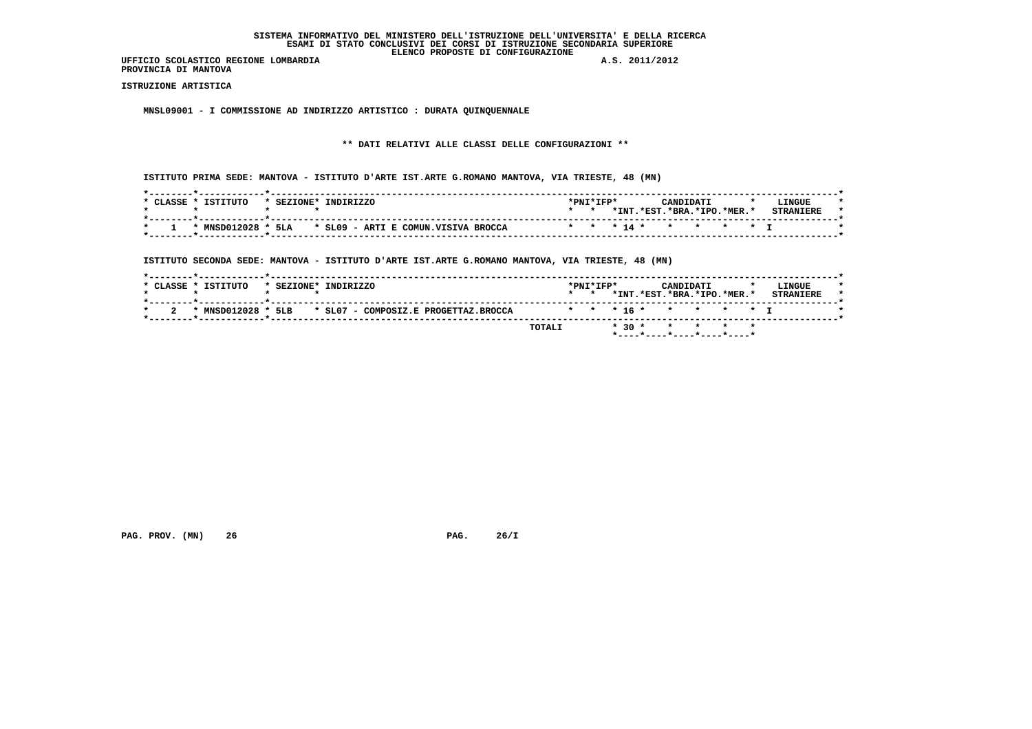SISTEMA INFORMATIVO DEL MINISTERO DELL'ISTRUZIONE DELL'UNIVERSITA' E DELLA RICERCA
ESAMI DI STATO CONCLUSIVI DEI CORSI DI ISTRUZIONE SECONDARIA SUPERIORE
ELENCO PROPOSTE DI CONFIGURAZIONE

UFFICIO SCOLASTICO REGIONE LOMBARDIA A.S. 2011/2012
PROVINCIA DI MANTOVA

ISTRUZIONE ARTISTICA

MNSL09001 - I COMMISSIONE AD INDIRIZZO ARTISTICO : DURATA QUINQUENNALE

** DATI RELATIVI ALLE CLASSI DELLE CONFIGURAZIONI **

ISTITUTO PRIMA SEDE: MANTOVA - ISTITUTO D'ARTE IST.ARTE G.ROMANO MANTOVA, VIA TRIESTE, 48 (MN)

| CLASSE | ISTITUTO | SEZIONE | INDIRIZZO | PNI | IFP | CANDIDATI INT. | EST. | BRA. | IPO. | MER. | LINGUE STRANIERE |
|---|---|---|---|---|---|---|---|---|---|---|---|
| 1 | MNSD012028 | 5LA | SL09 - ARTI E COMUN.VISIVA BROCCA | | | 14 | | | | | I |

ISTITUTO SECONDA SEDE: MANTOVA - ISTITUTO D'ARTE IST.ARTE G.ROMANO MANTOVA, VIA TRIESTE, 48 (MN)

| CLASSE | ISTITUTO | SEZIONE | INDIRIZZO | PNI | IFP | CANDIDATI INT. | EST. | BRA. | IPO. | MER. | LINGUE STRANIERE |
|---|---|---|---|---|---|---|---|---|---|---|---|
| 2 | MNSD012028 | 5LB | SL07 - COMPOSIZ.E PROGETTAZ.BROCCA | | | 16 | | | | | I |
| | | | TOTALI | | | 30 | | | | | |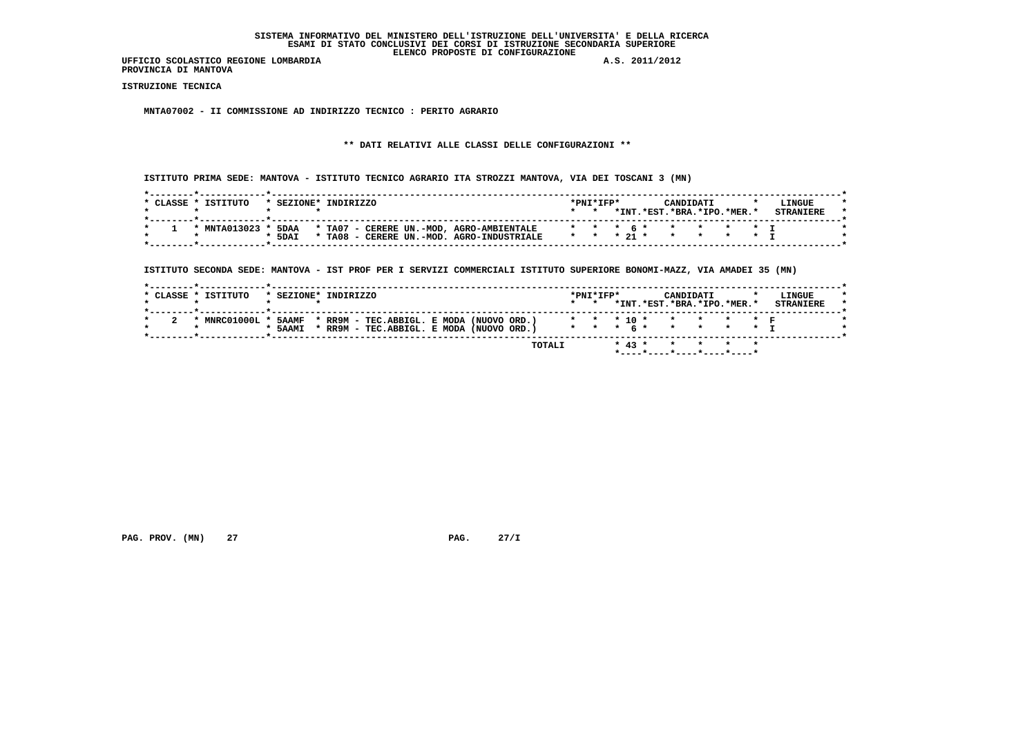SISTEMA INFORMATIVO DEL MINISTERO DELL'ISTRUZIONE DELL'UNIVERSITA' E DELLA RICERCA
ESAMI DI STATO CONCLUSIVI DEI CORSI DI ISTRUZIONE SECONDARIA SUPERIORE
ELENCO PROPOSTE DI CONFIGURAZIONE

UFFICIO SCOLASTICO REGIONE LOMBARDIA A.S. 2011/2012
PROVINCIA DI MANTOVA

**ISTRUZIONE TECNICA**

**MNTA07002 - II COMMISSIONE AD INDIRIZZO TECNICO : PERITO AGRARIO**

**\*\* DATI RELATIVI ALLE CLASSI DELLE CONFIGURAZIONI \*\***

ISTITUTO PRIMA SEDE: MANTOVA - ISTITUTO TECNICO AGRARIO ITA STROZZI MANTOVA, VIA DEI TOSCANI 3 (MN)

| CLASSE | ISTITUTO | SEZIONE | INDIRIZZO | PNI | IFP | CANDIDATI INT. | EST. | BRA. | IPO. | MER. | LINGUE STRANIERE |
|---|---|---|---|---|---|---|---|---|---|---|---|
| 1 | MNTA013023 | 5DAA | TA07 - CERERE UN.-MOD, AGRO-AMBIENTALE | | | 6 | | | | | I |
| | | 5DAI | TA08 - CERERE UN.-MOD. AGRO-INDUSTRIALE | | | 21 | | | | | I |

ISTITUTO SECONDA SEDE: MANTOVA - IST PROF PER I SERVIZI COMMERCIALI ISTITUTO SUPERIORE BONOMI-MAZZ, VIA AMADEI 35 (MN)

| CLASSE | ISTITUTO | SEZIONE | INDIRIZZO | PNI | IFP | CANDIDATI INT. | EST. | BRA. | IPO. | MER. | LINGUE STRANIERE |
|---|---|---|---|---|---|---|---|---|---|---|---|
| 2 | MNRC01000L | 5AAMF | RR9M - TEC.ABBIGL. E MODA (NUOVO ORD.) | | | 10 | | | | | F |
| | | 5AAMI | RR9M - TEC.ABBIGL. E MODA (NUOVO ORD.) | | | 6 | | | | | I |
| | | | TOTALI | | | 43 | | | | | |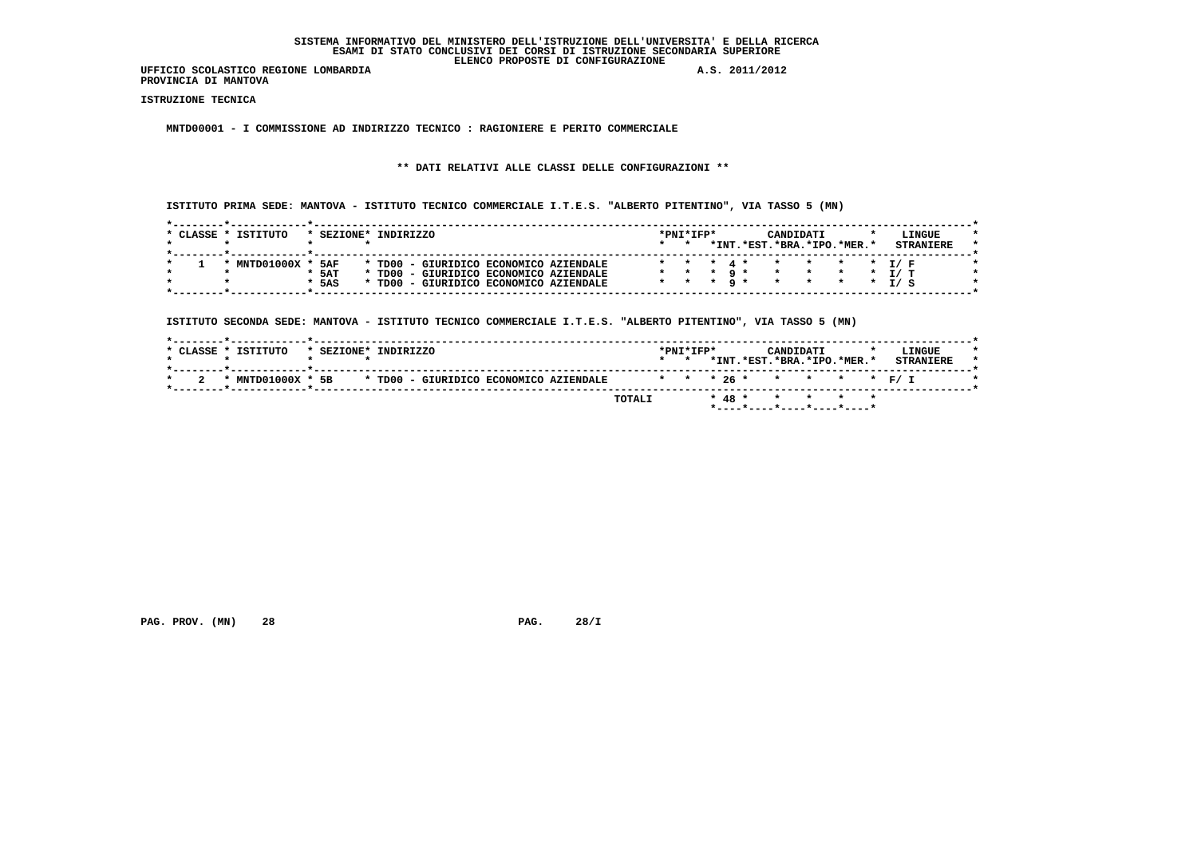# SISTEMA INFORMATIVO DEL MINISTERO DELL'ISTRUZIONE DELL'UNIVERSITA' E DELLA RICERCA
## ESAMI DI STATO CONCLUSIVI DEI CORSI DI ISTRUZIONE SECONDARIA SUPERIORE
## ELENCO PROPOSTE DI CONFIGURAZIONE

UFFICIO SCOLASTICO REGIONE LOMBARDIA — A.S. 2011/2012

PROVINCIA DI MANTOVA

**ISTRUZIONE TECNICA**

**MNTD00001 - I COMMISSIONE AD INDIRIZZO TECNICO : RAGIONIERE E PERITO COMMERCIALE**

**\*\* DATI RELATIVI ALLE CLASSI DELLE CONFIGURAZIONI \*\***

ISTITUTO PRIMA SEDE: MANTOVA - ISTITUTO TECNICO COMMERCIALE I.T.E.S. "ALBERTO PITENTINO", VIA TASSO 5 (MN)

| CLASSE | ISTITUTO | SEZIONE | INDIRIZZO | PNI | IFP | CANDIDATI INT. | EST. | BRA. | IPO. | MER. | LINGUE STRANIERE |
|---|---|---|---|---|---|---|---|---|---|---|---|
| 1 | MNTD01000X | 5AF | TD00 - GIURIDICO ECONOMICO AZIENDALE | | | 4 | | | | | I/ F |
| | | 5AT | TD00 - GIURIDICO ECONOMICO AZIENDALE | | | 9 | | | | | I/ T |
| | | 5AS | TD00 - GIURIDICO ECONOMICO AZIENDALE | | | 9 | | | | | I/ S |

ISTITUTO SECONDA SEDE: MANTOVA - ISTITUTO TECNICO COMMERCIALE I.T.E.S. "ALBERTO PITENTINO", VIA TASSO 5 (MN)

| CLASSE | ISTITUTO | SEZIONE | INDIRIZZO | PNI | IFP | CANDIDATI INT. | EST. | BRA. | IPO. | MER. | LINGUE STRANIERE |
|---|---|---|---|---|---|---|---|---|---|---|---|
| 2 | MNTD01000X | 5B | TD00 - GIURIDICO ECONOMICO AZIENDALE | | | 26 | | | | | F/ I |
| | | | TOTALI | | | 48 | | | | | |

PAG. PROV. (MN) 28 — PAG. 28/I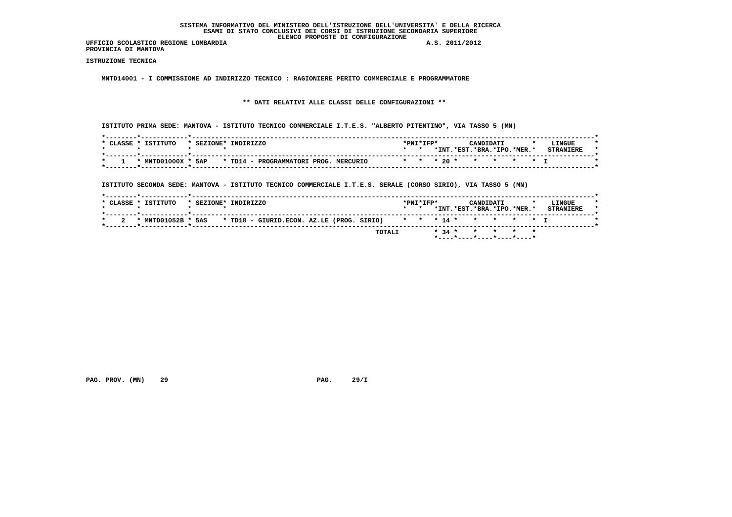SISTEMA INFORMATIVO DEL MINISTERO DELL'ISTRUZIONE DELL'UNIVERSITA' E DELLA RICERCA
ESAMI DI STATO CONCLUSIVI DEI CORSI DI ISTRUZIONE SECONDARIA SUPERIORE
ELENCO PROPOSTE DI CONFIGURAZIONE

UFFICIO SCOLASTICO REGIONE LOMBARDIA A.S. 2011/2012
PROVINCIA DI MANTOVA

ISTRUZIONE TECNICA

MNTD14001 - I COMMISSIONE AD INDIRIZZO TECNICO : RAGIONIERE PERITO COMMERCIALE E PROGRAMMATORE

** DATI RELATIVI ALLE CLASSI DELLE CONFIGURAZIONI **

ISTITUTO PRIMA SEDE: MANTOVA - ISTITUTO TECNICO COMMERCIALE I.T.E.S. "ALBERTO PITENTINO", VIA TASSO 5 (MN)

| CLASSE | ISTITUTO | SEZIONE | INDIRIZZO | PNI | IFP | CANDIDATI INT. | EST. | BRA. | IPO. | MER. | LINGUE STRANIERE |
|---|---|---|---|---|---|---|---|---|---|---|---|
| 1 | MNTD01000X | 5AP | TD14 - PROGRAMMATORI PROG. MERCURIO | | | 20 | | | | | I |

ISTITUTO SECONDA SEDE: MANTOVA - ISTITUTO TECNICO COMMERCIALE I.T.E.S. SERALE (CORSO SIRIO), VIA TASSO 5 (MN)

| CLASSE | ISTITUTO | SEZIONE | INDIRIZZO | PNI | IFP | CANDIDATI INT. | EST. | BRA. | IPO. | MER. | LINGUE STRANIERE |
|---|---|---|---|---|---|---|---|---|---|---|---|
| 2 | MNTD01052B | 5AS | TD18 - GIURID.ECON. AZ.LE (PROG. SIRIO) | | | 14 | | | | | I |
| | | | TOTALI | | | 34 | | | | | |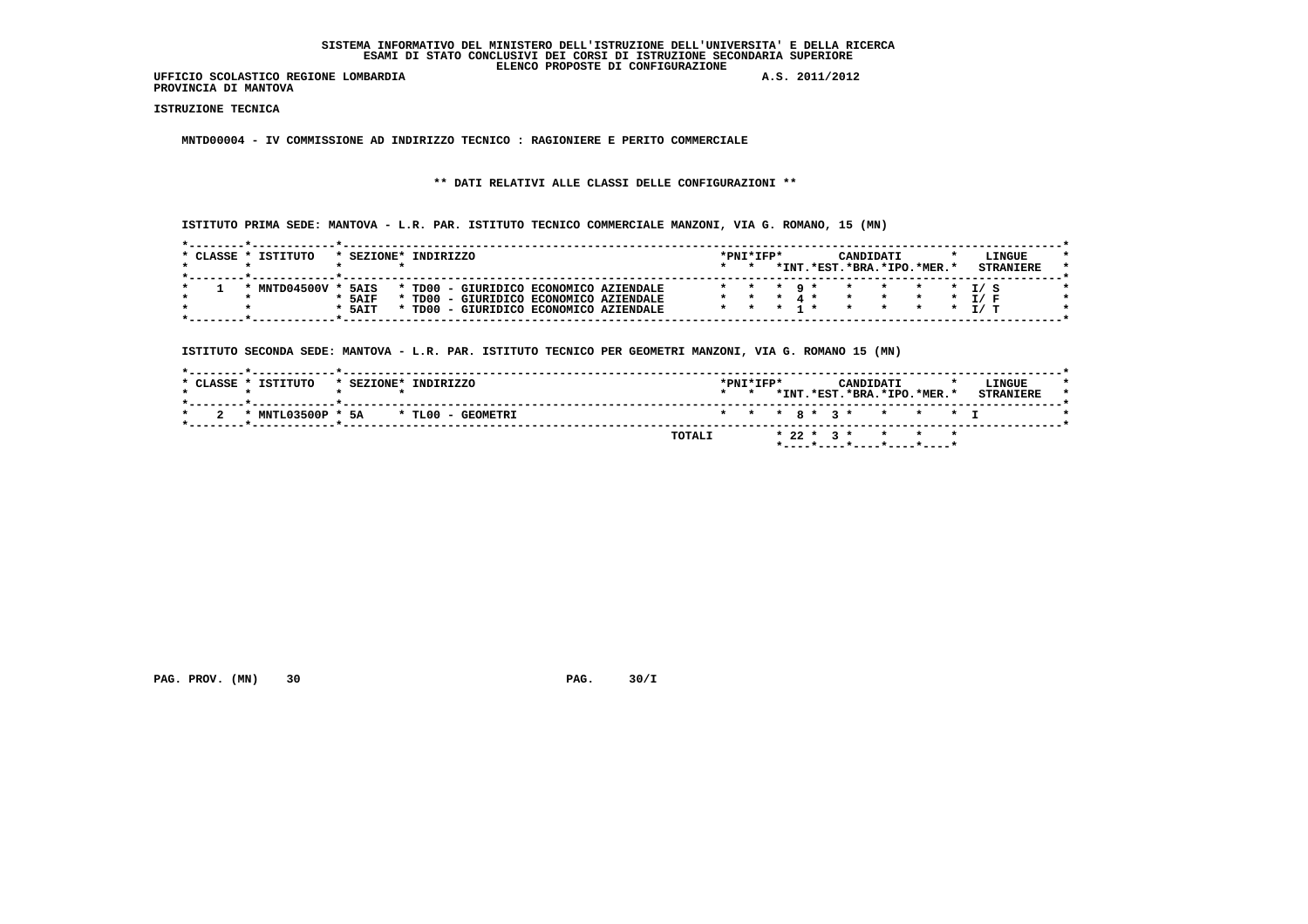SISTEMA INFORMATIVO DEL MINISTERO DELL'ISTRUZIONE DELL'UNIVERSITA' E DELLA RICERCA
ESAMI DI STATO CONCLUSIVI DEI CORSI DI ISTRUZIONE SECONDARIA SUPERIORE
ELENCO PROPOSTE DI CONFIGURAZIONE

UFFICIO SCOLASTICO REGIONE LOMBARDIA A.S. 2011/2012
PROVINCIA DI MANTOVA

**ISTRUZIONE TECNICA**

**MNTD00004 - IV COMMISSIONE AD INDIRIZZO TECNICO : RAGIONIERE E PERITO COMMERCIALE**

**\*\* DATI RELATIVI ALLE CLASSI DELLE CONFIGURAZIONI \*\***

ISTITUTO PRIMA SEDE: MANTOVA - L.R. PAR. ISTITUTO TECNICO COMMERCIALE MANZONI, VIA G. ROMANO, 15 (MN)

| CLASSE | ISTITUTO | SEZIONE | INDIRIZZO | PNI | IFP | CANDIDATI INT. | CANDIDATI EST. | CANDIDATI BRA. | CANDIDATI IPO. | CANDIDATI MER. | LINGUE STRANIERE |
|---|---|---|---|---|---|---|---|---|---|---|---|
| 1 | MNTD04500V | 5AIS | TD00 - GIURIDICO ECONOMICO AZIENDALE | | | 9 | | | | | I/ S |
| | | 5AIF | TD00 - GIURIDICO ECONOMICO AZIENDALE | | | 4 | | | | | I/ F |
| | | 5AIT | TD00 - GIURIDICO ECONOMICO AZIENDALE | | | 1 | | | | | I/ T |

ISTITUTO SECONDA SEDE: MANTOVA - L.R. PAR. ISTITUTO TECNICO PER GEOMETRI MANZONI, VIA G. ROMANO 15 (MN)

| CLASSE | ISTITUTO | SEZIONE | INDIRIZZO | PNI | IFP | CANDIDATI INT. | CANDIDATI EST. | CANDIDATI BRA. | CANDIDATI IPO. | CANDIDATI MER. | LINGUE STRANIERE |
|---|---|---|---|---|---|---|---|---|---|---|---|
| 2 | MNTL03500P | 5A | TL00 - GEOMETRI | | | 8 | 3 | | | | I |
| | | | TOTALI | | | 22 | 3 | | | | |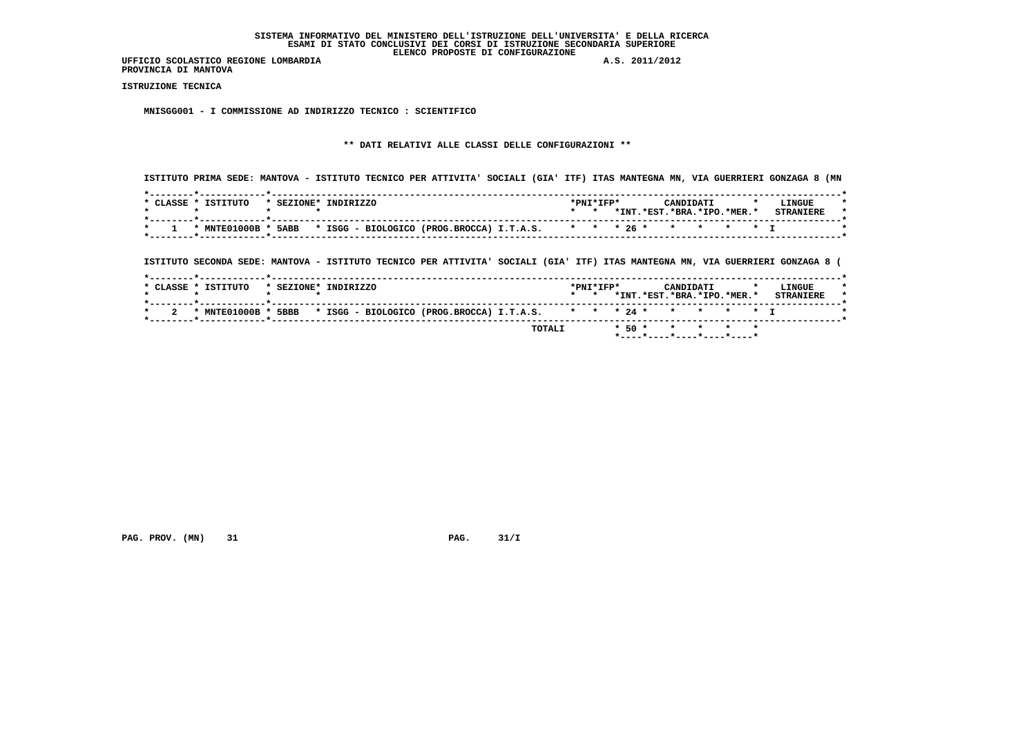SISTEMA INFORMATIVO DEL MINISTERO DELL'ISTRUZIONE DELL'UNIVERSITA' E DELLA RICERCA
ESAMI DI STATO CONCLUSIVI DEI CORSI DI ISTRUZIONE SECONDARIA SUPERIORE
ELENCO PROPOSTE DI CONFIGURAZIONE

UFFICIO SCOLASTICO REGIONE LOMBARDIA A.S. 2011/2012
PROVINCIA DI MANTOVA

**ISTRUZIONE TECNICA**

**MNISGG001 - I COMMISSIONE AD INDIRIZZO TECNICO : SCIENTIFICO**

**\*\* DATI RELATIVI ALLE CLASSI DELLE CONFIGURAZIONI \*\***

ISTITUTO PRIMA SEDE: MANTOVA - ISTITUTO TECNICO PER ATTIVITA' SOCIALI (GIA' ITF) ITAS MANTEGNA MN, VIA GUERRIERI GONZAGA 8 (MN

| CLASSE | ISTITUTO | SEZIONE | INDIRIZZO | PNI | IFP | CANDIDATI INT. | EST. | BRA. | IPO. | MER. | LINGUE STRANIERE |
|---|---|---|---|---|---|---|---|---|---|---|---|
| 1 | MNTE01000B | 5ABB | ISGG - BIOLOGICO (PROG.BROCCA) I.T.A.S. | | | 26 | | | | | I |

ISTITUTO SECONDA SEDE: MANTOVA - ISTITUTO TECNICO PER ATTIVITA' SOCIALI (GIA' ITF) ITAS MANTEGNA MN, VIA GUERRIERI GONZAGA 8 (

| CLASSE | ISTITUTO | SEZIONE | INDIRIZZO | PNI | IFP | CANDIDATI INT. | EST. | BRA. | IPO. | MER. | LINGUE STRANIERE |
|---|---|---|---|---|---|---|---|---|---|---|---|
| 2 | MNTE01000B | 5BBB | ISGG - BIOLOGICO (PROG.BROCCA) I.T.A.S. | | | 24 | | | | | I |
| | | | TOTALI | | | 50 | | | | | |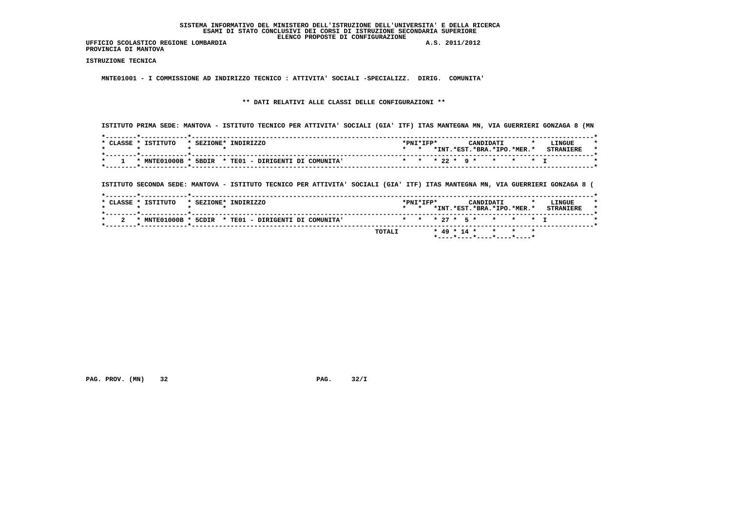SISTEMA INFORMATIVO DEL MINISTERO DELL'ISTRUZIONE DELL'UNIVERSITA' E DELLA RICERCA
ESAMI DI STATO CONCLUSIVI DEI CORSI DI ISTRUZIONE SECONDARIA SUPERIORE
ELENCO PROPOSTE DI CONFIGURAZIONE

UFFICIO SCOLASTICO REGIONE LOMBARDIA A.S. 2011/2012
PROVINCIA DI MANTOVA

**ISTRUZIONE TECNICA**

**MNTE01001 - I COMMISSIONE AD INDIRIZZO TECNICO : ATTIVITA' SOCIALI -SPECIALIZZ. DIRIG. COMUNITA'**

**\*\* DATI RELATIVI ALLE CLASSI DELLE CONFIGURAZIONI \*\***

ISTITUTO PRIMA SEDE: MANTOVA - ISTITUTO TECNICO PER ATTIVITA' SOCIALI (GIA' ITF) ITAS MANTEGNA MN, VIA GUERRIERI GONZAGA 8 (MN

| CLASSE | ISTITUTO | SEZIONE | INDIRIZZO | PNI | IFP | CANDIDATI INT. | EST. | BRA. | IPO. | MER. | LINGUE STRANIERE |
|---|---|---|---|---|---|---|---|---|---|---|---|
| 1 | MNTE01000B | 5BDIR | TE01 - DIRIGENTI DI COMUNITA' | | | 22 | 9 | | | | I |

ISTITUTO SECONDA SEDE: MANTOVA - ISTITUTO TECNICO PER ATTIVITA' SOCIALI (GIA' ITF) ITAS MANTEGNA MN, VIA GUERRIERI GONZAGA 8 (

| CLASSE | ISTITUTO | SEZIONE | INDIRIZZO | PNI | IFP | CANDIDATI INT. | EST. | BRA. | IPO. | MER. | LINGUE STRANIERE |
|---|---|---|---|---|---|---|---|---|---|---|---|
| 2 | MNTE01000B | 5CDIR | TE01 - DIRIGENTI DI COMUNITA' | | | 27 | 5 | | | | I |
| | | | TOTALI | | | 49 | 14 | | | | |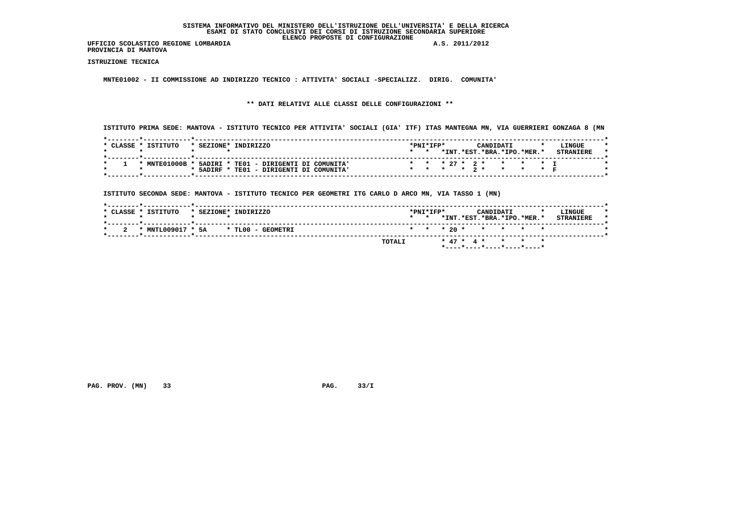**SISTEMA INFORMATIVO DEL MINISTERO DELL'ISTRUZIONE DELL'UNIVERSITA' E DELLA RICERCA**
**ESAMI DI STATO CONCLUSIVI DEI CORSI DI ISTRUZIONE SECONDARIA SUPERIORE**
**ELENCO PROPOSTE DI CONFIGURAZIONE**

**UFFICIO SCOLASTICO REGIONE LOMBARDIA** A.S. 2011/2012
**PROVINCIA DI MANTOVA**

**ISTRUZIONE TECNICA**

**MNTE01002 - II COMMISSIONE AD INDIRIZZO TECNICO : ATTIVITA' SOCIALI -SPECIALIZZ. DIRIG. COMUNITA'**

**\*\* DATI RELATIVI ALLE CLASSI DELLE CONFIGURAZIONI \*\***

**ISTITUTO PRIMA SEDE: MANTOVA - ISTITUTO TECNICO PER ATTIVITA' SOCIALI (GIA' ITF) ITAS MANTEGNA MN, VIA GUERRIERI GONZAGA 8 (MN**

| CLASSE | ISTITUTO | SEZIONE | INDIRIZZO | PNI | IFP | CANDIDATI INT. | CANDIDATI EST. | CANDIDATI BRA. | CANDIDATI IPO. | CANDIDATI MER. | LINGUE STRANIERE |
|---|---|---|---|---|---|---|---|---|---|---|---|
| 1 | MNTE01000B | 5ADIRI | TE01 - DIRIGENTI DI COMUNITA' | | | 27 | 2 | | | | I |
| | | 5ADIRF | TE01 - DIRIGENTI DI COMUNITA' | | | | 2 | | | | F |

**ISTITUTO SECONDA SEDE: MANTOVA - ISTITUTO TECNICO PER GEOMETRI ITG CARLO D ARCO MN, VIA TASSO 1 (MN)**

| CLASSE | ISTITUTO | SEZIONE | INDIRIZZO | PNI | IFP | CANDIDATI INT. | CANDIDATI EST. | CANDIDATI BRA. | CANDIDATI IPO. | CANDIDATI MER. | LINGUE STRANIERE |
|---|---|---|---|---|---|---|---|---|---|---|---|
| 2 | MNTL009017 | 5A | TL00 - GEOMETRI | | | 20 | | | | | |
| | | | TOTALI | | | 47 | 4 | | | | |

PAG. PROV. (MN) 33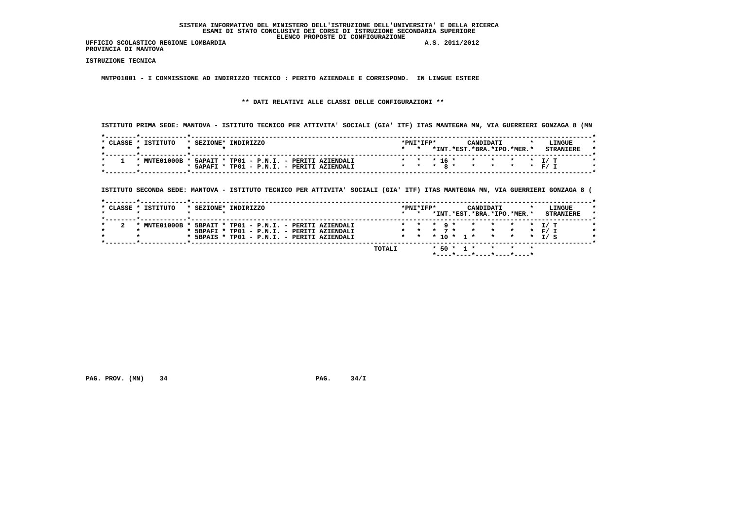SISTEMA INFORMATIVO DEL MINISTERO DELL'ISTRUZIONE DELL'UNIVERSITA' E DELLA RICERCA
ESAMI DI STATO CONCLUSIVI DEI CORSI DI ISTRUZIONE SECONDARIA SUPERIORE
ELENCO PROPOSTE DI CONFIGURAZIONE

UFFICIO SCOLASTICO REGIONE LOMBARDIA A.S. 2011/2012
PROVINCIA DI MANTOVA

ISTRUZIONE TECNICA

MNTP01001 - I COMMISSIONE AD INDIRIZZO TECNICO : PERITO AZIENDALE E CORRISPOND. IN LINGUE ESTERE

** DATI RELATIVI ALLE CLASSI DELLE CONFIGURAZIONI **

ISTITUTO PRIMA SEDE: MANTOVA - ISTITUTO TECNICO PER ATTIVITA' SOCIALI (GIA' ITF) ITAS MANTEGNA MN, VIA GUERRIERI GONZAGA 8 (MN

| CLASSE | ISTITUTO | SEZIONE | INDIRIZZO | PNI | IFP | CANDIDATI INT. | CANDIDATI EST. | CANDIDATI BRA. | CANDIDATI IPO. | CANDIDATI MER. | LINGUE STRANIERE |
|---|---|---|---|---|---|---|---|---|---|---|---|
| 1 | MNTE01000B | 5APAIT | TP01 - P.N.I. - PERITI AZIENDALI | | | 16 | | | | | I/ T |
| | | 5APAFI | TP01 - P.N.I. - PERITI AZIENDALI | | | 8 | | | | | F/ I |

ISTITUTO SECONDA SEDE: MANTOVA - ISTITUTO TECNICO PER ATTIVITA' SOCIALI (GIA' ITF) ITAS MANTEGNA MN, VIA GUERRIERI GONZAGA 8 (

| CLASSE | ISTITUTO | SEZIONE | INDIRIZZO | PNI | IFP | CANDIDATI INT. | CANDIDATI EST. | CANDIDATI BRA. | CANDIDATI IPO. | CANDIDATI MER. | LINGUE STRANIERE |
|---|---|---|---|---|---|---|---|---|---|---|---|
| 2 | MNTE01000B | 5BPAIT | TP01 - P.N.I. - PERITI AZIENDALI | | | 9 | | | | | I/ T |
| | | 5BPAFI | TP01 - P.N.I. - PERITI AZIENDALI | | | 7 | | | | | F/ I |
| | | 5BPAIS | TP01 - P.N.I. - PERITI AZIENDALI | | | 10 | 1 | | | | I/ S |
| | | | TOTALI | | | 50 | 1 | | | | |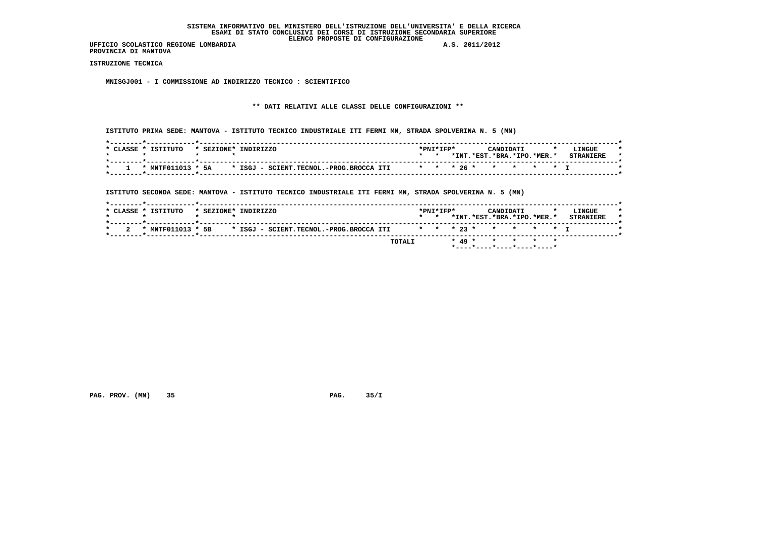SISTEMA INFORMATIVO DEL MINISTERO DELL'ISTRUZIONE DELL'UNIVERSITA' E DELLA RICERCA
ESAMI DI STATO CONCLUSIVI DEI CORSI DI ISTRUZIONE SECONDARIA SUPERIORE
ELENCO PROPOSTE DI CONFIGURAZIONE

UFFICIO SCOLASTICO REGIONE LOMBARDIA A.S. 2011/2012
PROVINCIA DI MANTOVA

**ISTRUZIONE TECNICA**

**MNISGJ001 - I COMMISSIONE AD INDIRIZZO TECNICO : SCIENTIFICO**

**\*\* DATI RELATIVI ALLE CLASSI DELLE CONFIGURAZIONI \*\***

ISTITUTO PRIMA SEDE: MANTOVA - ISTITUTO TECNICO INDUSTRIALE ITI FERMI MN, STRADA SPOLVERINA N. 5 (MN)

| CLASSE | ISTITUTO | SEZIONE | INDIRIZZO | PNI | IFP | CANDIDATI INT. | EST. | BRA. | IPO. | MER. | LINGUE STRANIERE |
|---|---|---|---|---|---|---|---|---|---|---|---|
| 1 | MNTF011013 | 5A | ISGJ - SCIENT.TECNOL.-PROG.BROCCA ITI | | | 26 | | | | | I |

ISTITUTO SECONDA SEDE: MANTOVA - ISTITUTO TECNICO INDUSTRIALE ITI FERMI MN, STRADA SPOLVERINA N. 5 (MN)

| CLASSE | ISTITUTO | SEZIONE | INDIRIZZO | PNI | IFP | CANDIDATI INT. | EST. | BRA. | IPO. | MER. | LINGUE STRANIERE |
|---|---|---|---|---|---|---|---|---|---|---|---|
| 2 | MNTF011013 | 5B | ISGJ - SCIENT.TECNOL.-PROG.BROCCA ITI | | | 23 | | | | | I |
| | | | TOTALI | | | 49 | | | | | |

PAG. PROV. (MN) 35 PAG. 35/I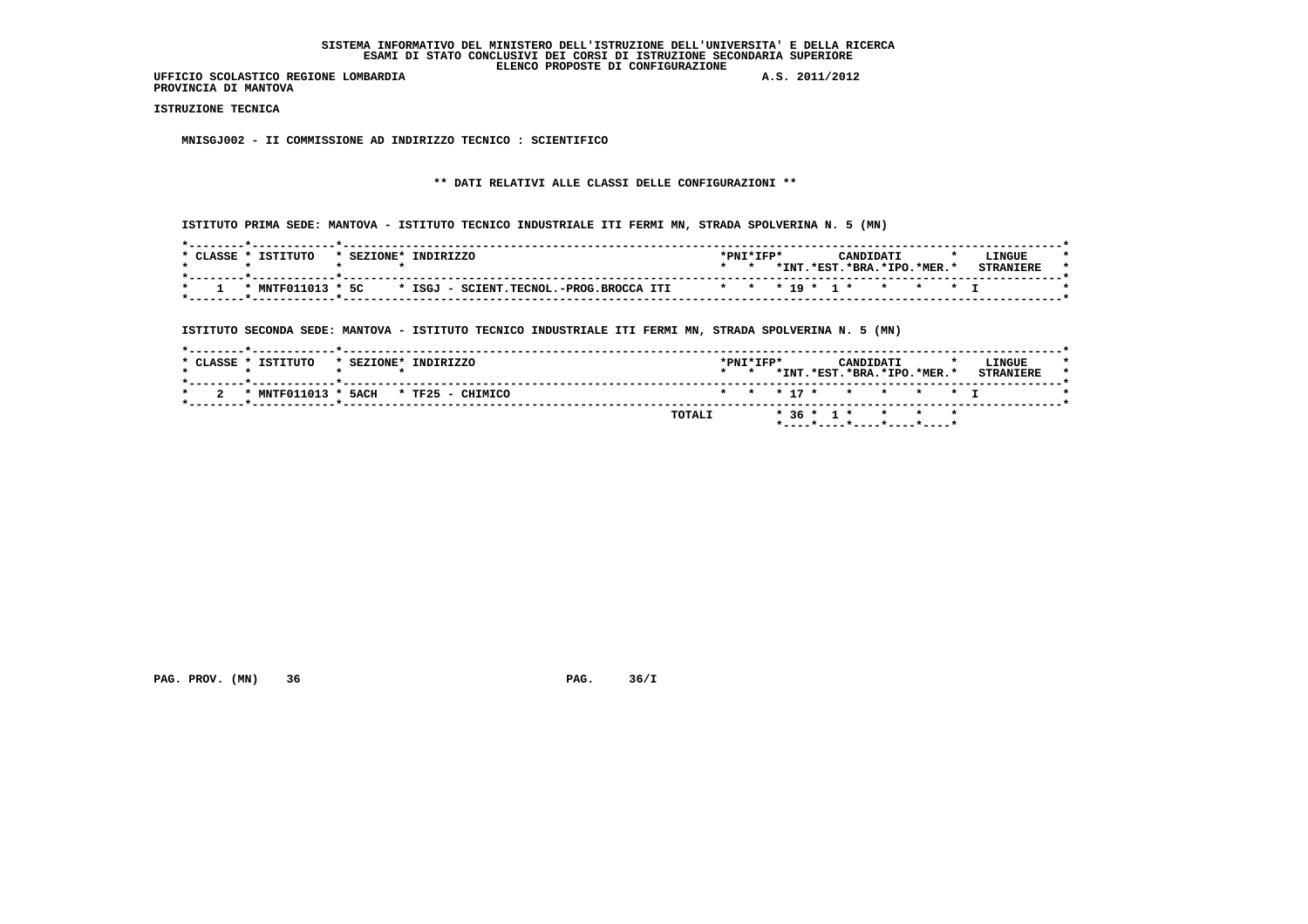SISTEMA INFORMATIVO DEL MINISTERO DELL'ISTRUZIONE DELL'UNIVERSITA' E DELLA RICERCA
ESAMI DI STATO CONCLUSIVI DEI CORSI DI ISTRUZIONE SECONDARIA SUPERIORE
ELENCO PROPOSTE DI CONFIGURAZIONE

UFFICIO SCOLASTICO REGIONE LOMBARDIA A.S. 2011/2012
PROVINCIA DI MANTOVA

**ISTRUZIONE TECNICA**

**MNISGJ002 - II COMMISSIONE AD INDIRIZZO TECNICO : SCIENTIFICO**

**\*\* DATI RELATIVI ALLE CLASSI DELLE CONFIGURAZIONI \*\***

ISTITUTO PRIMA SEDE: MANTOVA - ISTITUTO TECNICO INDUSTRIALE ITI FERMI MN, STRADA SPOLVERINA N. 5 (MN)

| CLASSE | ISTITUTO | SEZIONE | INDIRIZZO | PNI | IFP | CANDIDATI INT. | EST. | BRA. | IPO. | MER. | LINGUE STRANIERE |
|---|---|---|---|---|---|---|---|---|---|---|---|
| 1 | MNTF011013 | 5C | ISGJ - SCIENT.TECNOL.-PROG.BROCCA ITI | | | 19 | 1 | | | | I |

ISTITUTO SECONDA SEDE: MANTOVA - ISTITUTO TECNICO INDUSTRIALE ITI FERMI MN, STRADA SPOLVERINA N. 5 (MN)

| CLASSE | ISTITUTO | SEZIONE | INDIRIZZO | PNI | IFP | CANDIDATI INT. | EST. | BRA. | IPO. | MER. | LINGUE STRANIERE |
|---|---|---|---|---|---|---|---|---|---|---|---|
| 2 | MNTF011013 | 5ACH | TF25 - CHIMICO | | | 17 | | | | | I |
| | | | TOTALI | | | 36 | 1 | | | | |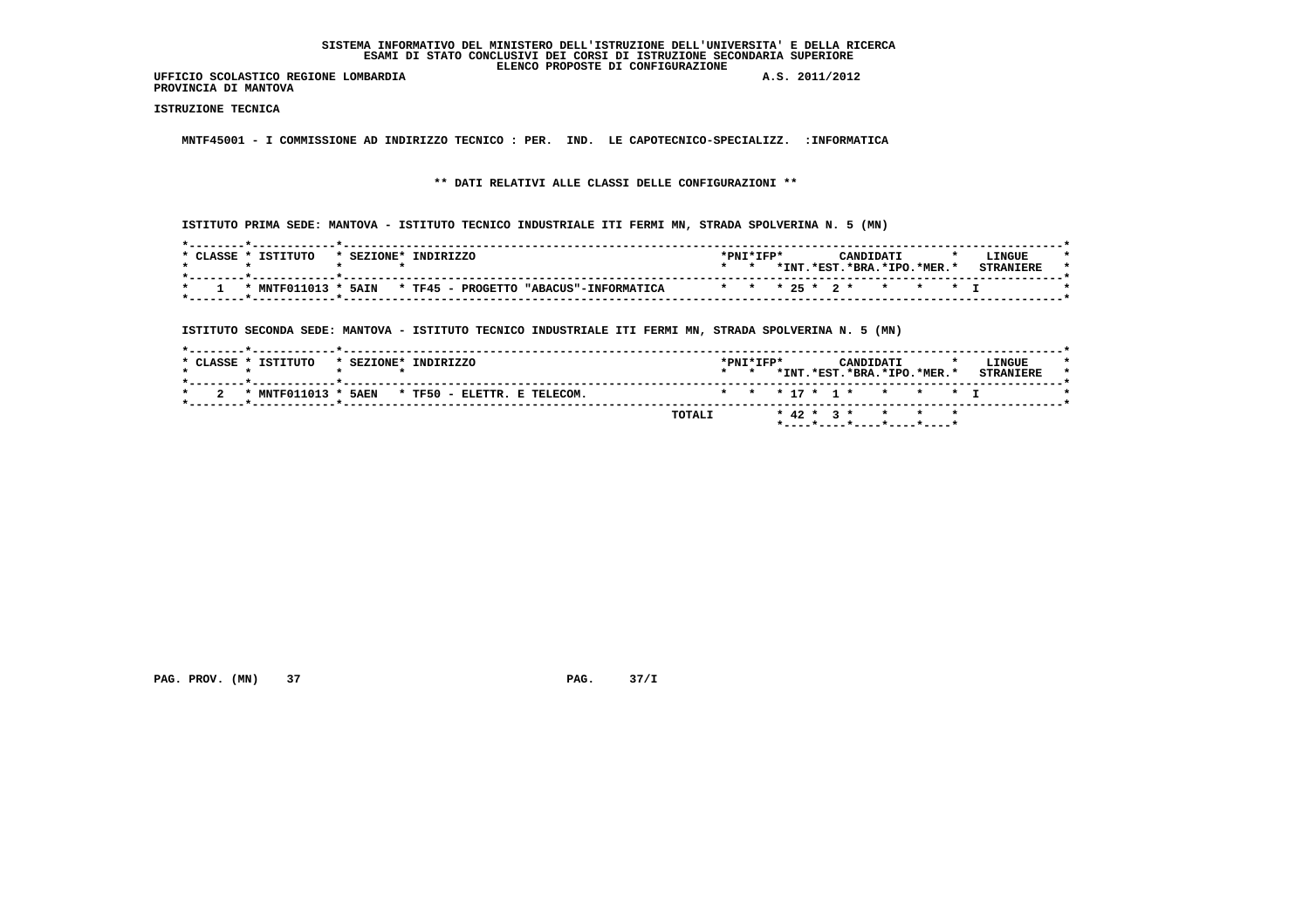SISTEMA INFORMATIVO DEL MINISTERO DELL'ISTRUZIONE DELL'UNIVERSITA' E DELLA RICERCA
ESAMI DI STATO CONCLUSIVI DEI CORSI DI ISTRUZIONE SECONDARIA SUPERIORE
ELENCO PROPOSTE DI CONFIGURAZIONE

UFFICIO SCOLASTICO REGIONE LOMBARDIA A.S. 2011/2012
PROVINCIA DI MANTOVA

**ISTRUZIONE TECNICA**

MNTF45001 - I COMMISSIONE AD INDIRIZZO TECNICO : PER. IND. LE CAPOTECNICO-SPECIALIZZ. :INFORMATICA

**\*\* DATI RELATIVI ALLE CLASSI DELLE CONFIGURAZIONI \*\***

ISTITUTO PRIMA SEDE: MANTOVA - ISTITUTO TECNICO INDUSTRIALE ITI FERMI MN, STRADA SPOLVERINA N. 5 (MN)

| CLASSE | ISTITUTO | SEZIONE | INDIRIZZO | PNI | IFP | CANDIDATI INT. | CANDIDATI EST. | CANDIDATI BRA. | CANDIDATI IPO. | CANDIDATI MER. | LINGUE STRANIERE |
|---|---|---|---|---|---|---|---|---|---|---|---|
| 1 | MNTF011013 | 5AIN | TF45 - PROGETTO "ABACUS"-INFORMATICA | | | 25 | 2 | | | | I |

ISTITUTO SECONDA SEDE: MANTOVA - ISTITUTO TECNICO INDUSTRIALE ITI FERMI MN, STRADA SPOLVERINA N. 5 (MN)

| CLASSE | ISTITUTO | SEZIONE | INDIRIZZO | PNI | IFP | CANDIDATI INT. | CANDIDATI EST. | CANDIDATI BRA. | CANDIDATI IPO. | CANDIDATI MER. | LINGUE STRANIERE |
|---|---|---|---|---|---|---|---|---|---|---|---|
| 2 | MNTF011013 | 5AEN | TF50 - ELETTR. E TELECOM. | | | 17 | 1 | | | | I |
| | | | TOTALI | | | 42 | 3 | | | | |

PAG. PROV. (MN) 37 PAG. 37/I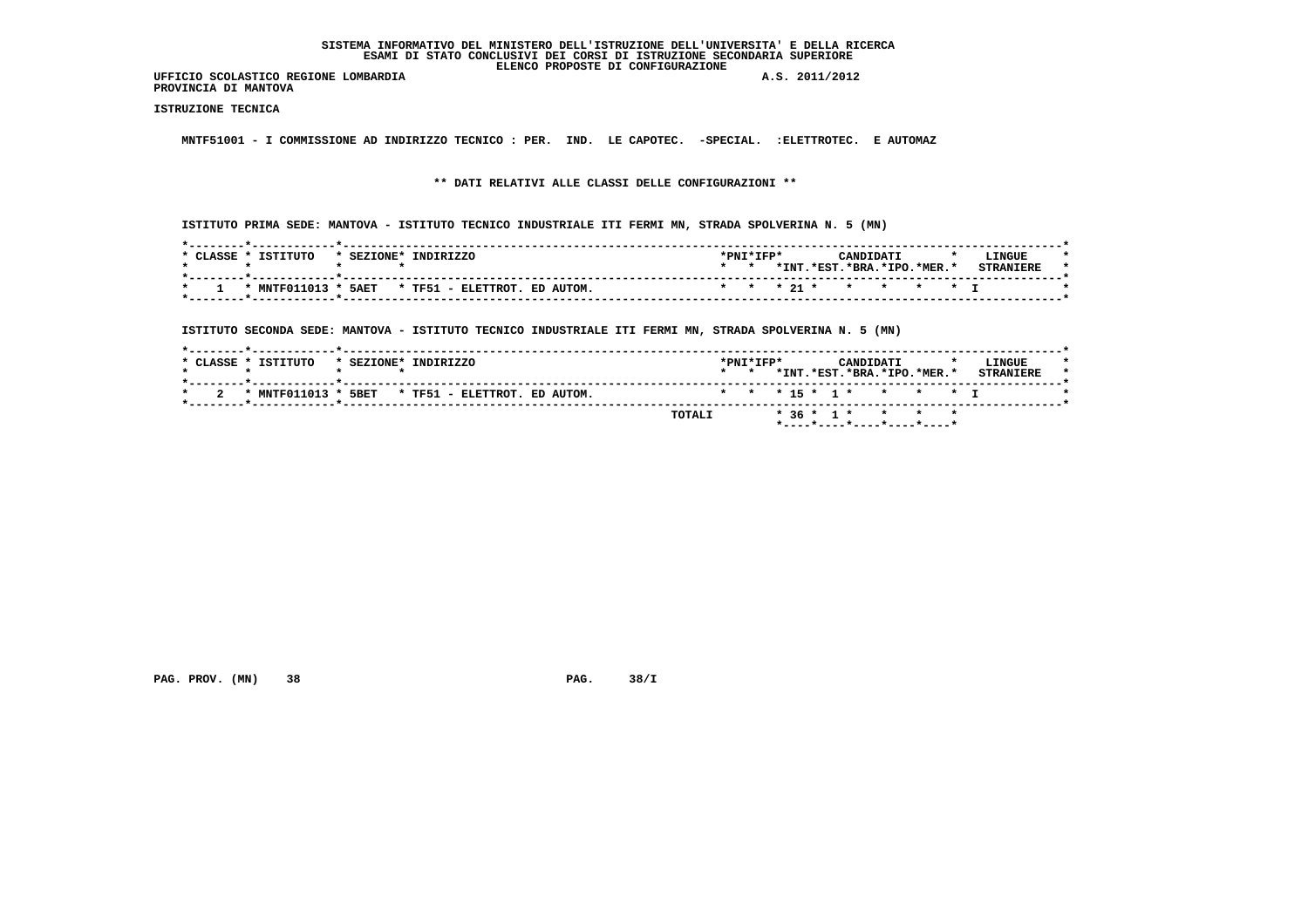SISTEMA INFORMATIVO DEL MINISTERO DELL'ISTRUZIONE DELL'UNIVERSITA' E DELLA RICERCA
ESAMI DI STATO CONCLUSIVI DEI CORSI DI ISTRUZIONE SECONDARIA SUPERIORE
ELENCO PROPOSTE DI CONFIGURAZIONE

UFFICIO SCOLASTICO REGIONE LOMBARDIA A.S. 2011/2012
PROVINCIA DI MANTOVA

**ISTRUZIONE TECNICA**

MNTF51001 - I COMMISSIONE AD INDIRIZZO TECNICO : PER. IND. LE CAPOTEC. -SPECIAL. :ELETTROTEC. E AUTOMAZ

** DATI RELATIVI ALLE CLASSI DELLE CONFIGURAZIONI **

ISTITUTO PRIMA SEDE: MANTOVA - ISTITUTO TECNICO INDUSTRIALE ITI FERMI MN, STRADA SPOLVERINA N. 5 (MN)

| CLASSE | ISTITUTO | SEZIONE | INDIRIZZO | PNI | IFP | CANDIDATI INT. | EST. | BRA. | IPO. | MER. | LINGUE STRANIERE |
|---|---|---|---|---|---|---|---|---|---|---|---|
| 1 | MNTF011013 | 5AET | TF51 - ELETTROT. ED AUTOM. | | | 21 | | | | | I |

ISTITUTO SECONDA SEDE: MANTOVA - ISTITUTO TECNICO INDUSTRIALE ITI FERMI MN, STRADA SPOLVERINA N. 5 (MN)

| CLASSE | ISTITUTO | SEZIONE | INDIRIZZO | PNI | IFP | CANDIDATI INT. | EST. | BRA. | IPO. | MER. | LINGUE STRANIERE |
|---|---|---|---|---|---|---|---|---|---|---|---|
| 2 | MNTF011013 | 5BET | TF51 - ELETTROT. ED AUTOM. | | | 15 | 1 | | | | I |
| | | | TOTALI | | | 36 | 1 | | | | |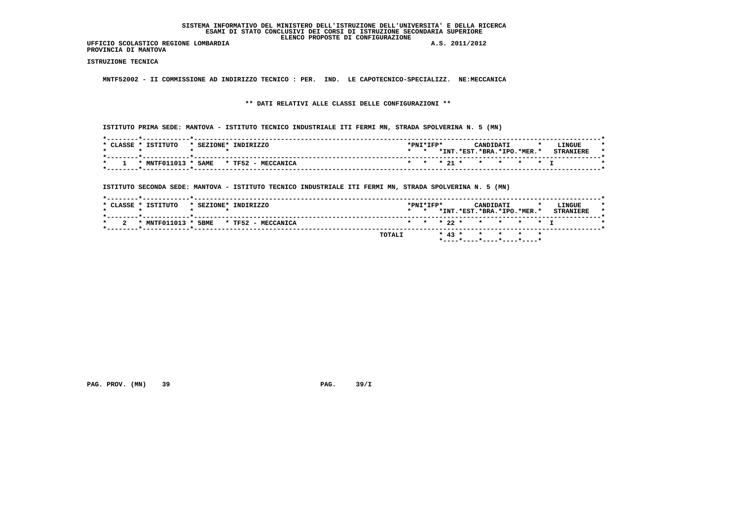SISTEMA INFORMATIVO DEL MINISTERO DELL'ISTRUZIONE DELL'UNIVERSITA' E DELLA RICERCA
ESAMI DI STATO CONCLUSIVI DEI CORSI DI ISTRUZIONE SECONDARIA SUPERIORE
ELENCO PROPOSTE DI CONFIGURAZIONE

UFFICIO SCOLASTICO REGIONE LOMBARDIA A.S. 2011/2012
PROVINCIA DI MANTOVA

**ISTRUZIONE TECNICA**

MNTF52002 - II COMMISSIONE AD INDIRIZZO TECNICO : PER. IND. LE CAPOTECNICO-SPECIALIZZ. NE:MECCANICA

** DATI RELATIVI ALLE CLASSI DELLE CONFIGURAZIONI **

ISTITUTO PRIMA SEDE: MANTOVA - ISTITUTO TECNICO INDUSTRIALE ITI FERMI MN, STRADA SPOLVERINA N. 5 (MN)

| CLASSE | ISTITUTO | SEZIONE | INDIRIZZO | PNI | IFP | CANDIDATI INT. | EST. | BRA. | IPO. | MER. | LINGUE STRANIERE |
|---|---|---|---|---|---|---|---|---|---|---|---|
| 1 | MNTF011013 | 5AME | TF52 - MECCANICA | | | 21 | | | | | I |

ISTITUTO SECONDA SEDE: MANTOVA - ISTITUTO TECNICO INDUSTRIALE ITI FERMI MN, STRADA SPOLVERINA N. 5 (MN)

| CLASSE | ISTITUTO | SEZIONE | INDIRIZZO | PNI | IFP | CANDIDATI INT. | EST. | BRA. | IPO. | MER. | LINGUE STRANIERE |
|---|---|---|---|---|---|---|---|---|---|---|---|
| 2 | MNTF011013 | 5BME | TF52 - MECCANICA | | | 22 | | | | | I |
| | | | TOTALI | | | 43 | | | | | |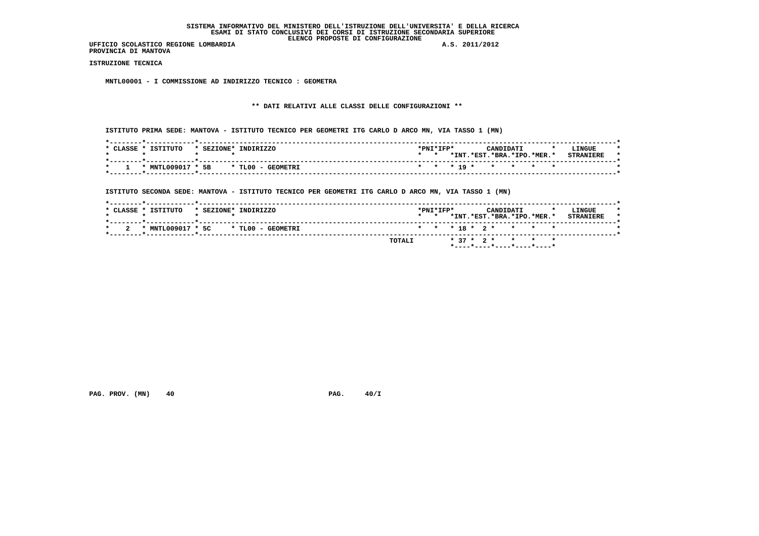SISTEMA INFORMATIVO DEL MINISTERO DELL'ISTRUZIONE DELL'UNIVERSITA' E DELLA RICERCA
ESAMI DI STATO CONCLUSIVI DEI CORSI DI ISTRUZIONE SECONDARIA SUPERIORE
ELENCO PROPOSTE DI CONFIGURAZIONE

UFFICIO SCOLASTICO REGIONE LOMBARDIA A.S. 2011/2012
PROVINCIA DI MANTOVA

ISTRUZIONE TECNICA

MNTL00001 - I COMMISSIONE AD INDIRIZZO TECNICO : GEOMETRA

** DATI RELATIVI ALLE CLASSI DELLE CONFIGURAZIONI **

ISTITUTO PRIMA SEDE: MANTOVA - ISTITUTO TECNICO PER GEOMETRI ITG CARLO D ARCO MN, VIA TASSO 1 (MN)

| CLASSE | ISTITUTO | SEZIONE | INDIRIZZO | PNI | IFP | CANDIDATI INT. | CANDIDATI EST. | CANDIDATI BRA. | CANDIDATI IPO. | CANDIDATI MER. | LINGUE STRANIERE |
|---|---|---|---|---|---|---|---|---|---|---|---|
| 1 | MNTL009017 | 5B | TL00 - GEOMETRI | | | 19 | | | | | |

ISTITUTO SECONDA SEDE: MANTOVA - ISTITUTO TECNICO PER GEOMETRI ITG CARLO D ARCO MN, VIA TASSO 1 (MN)

| CLASSE | ISTITUTO | SEZIONE | INDIRIZZO | PNI | IFP | CANDIDATI INT. | CANDIDATI EST. | CANDIDATI BRA. | CANDIDATI IPO. | CANDIDATI MER. | LINGUE STRANIERE |
|---|---|---|---|---|---|---|---|---|---|---|---|
| 2 | MNTL009017 | 5C | TL00 - GEOMETRI | | | 18 | 2 | | | | |
| | | | TOTALI | | | 37 | 2 | | | | |

PAG. PROV. (MN) 40 PAG. 40/I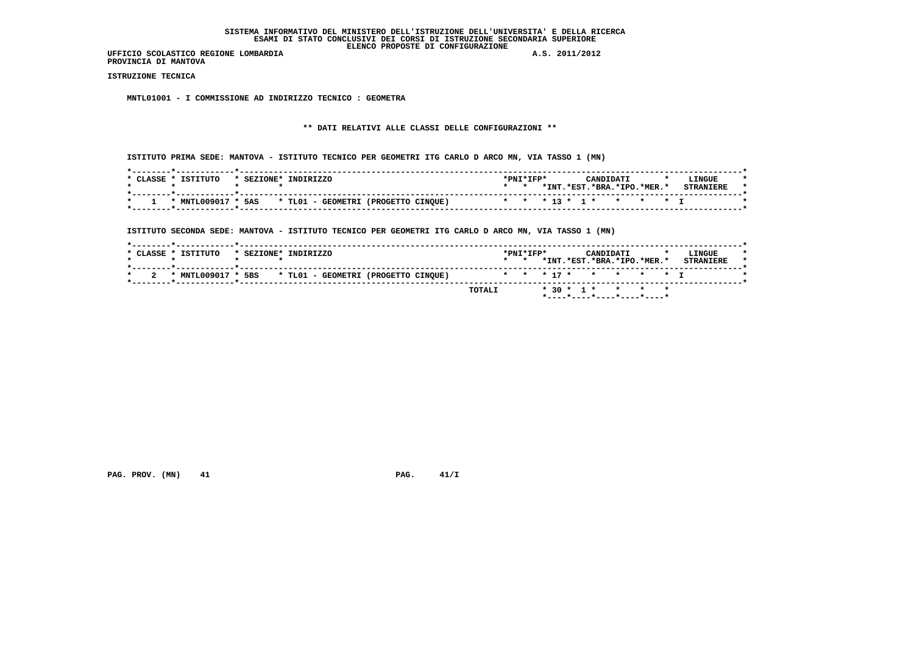SISTEMA INFORMATIVO DEL MINISTERO DELL'ISTRUZIONE DELL'UNIVERSITA' E DELLA RICERCA
ESAMI DI STATO CONCLUSIVI DEI CORSI DI ISTRUZIONE SECONDARIA SUPERIORE
ELENCO PROPOSTE DI CONFIGURAZIONE

UFFICIO SCOLASTICO REGIONE LOMBARDIA A.S. 2011/2012
PROVINCIA DI MANTOVA

ISTRUZIONE TECNICA

MNTL01001 - I COMMISSIONE AD INDIRIZZO TECNICO : GEOMETRA

** DATI RELATIVI ALLE CLASSI DELLE CONFIGURAZIONI **

ISTITUTO PRIMA SEDE: MANTOVA - ISTITUTO TECNICO PER GEOMETRI ITG CARLO D ARCO MN, VIA TASSO 1 (MN)

| CLASSE | ISTITUTO | SEZIONE | INDIRIZZO | PNI | IFP | CANDIDATI INT. | EST. | BRA. | IPO. | MER. | LINGUE STRANIERE |
|---|---|---|---|---|---|---|---|---|---|---|---|
| 1 | MNTL009017 | 5AS | TL01 - GEOMETRI (PROGETTO CINQUE) | | | 13 | 1 | | | | I |

ISTITUTO SECONDA SEDE: MANTOVA - ISTITUTO TECNICO PER GEOMETRI ITG CARLO D ARCO MN, VIA TASSO 1 (MN)

| CLASSE | ISTITUTO | SEZIONE | INDIRIZZO | PNI | IFP | CANDIDATI INT. | EST. | BRA. | IPO. | MER. | LINGUE STRANIERE |
|---|---|---|---|---|---|---|---|---|---|---|---|
| 2 | MNTL009017 | 5BS | TL01 - GEOMETRI (PROGETTO CINQUE) | | | 17 | | | | | I |
| | | | TOTALI | | | 30 | 1 | | | | |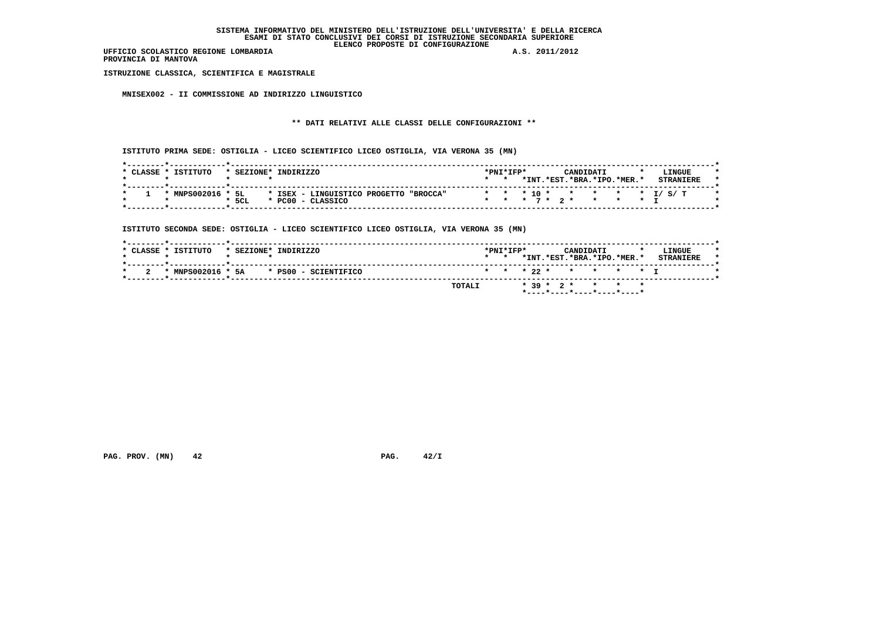SISTEMA INFORMATIVO DEL MINISTERO DELL'ISTRUZIONE DELL'UNIVERSITA' E DELLA RICERCA
ESAMI DI STATO CONCLUSIVI DEI CORSI DI ISTRUZIONE SECONDARIA SUPERIORE
ELENCO PROPOSTE DI CONFIGURAZIONE

UFFICIO SCOLASTICO REGIONE LOMBARDIA A.S. 2011/2012
PROVINCIA DI MANTOVA

ISTRUZIONE CLASSICA, SCIENTIFICA E MAGISTRALE

MNISEX002 - II COMMISSIONE AD INDIRIZZO LINGUISTICO

** DATI RELATIVI ALLE CLASSI DELLE CONFIGURAZIONI **

ISTITUTO PRIMA SEDE: OSTIGLIA - LICEO SCIENTIFICO LICEO OSTIGLIA, VIA VERONA 35 (MN)

| CLASSE | ISTITUTO | SEZIONE | INDIRIZZO | PNI | IFP | CANDIDATI INT. | EST. | BRA. | IPO. | MER. | LINGUE STRANIERE |
|---|---|---|---|---|---|---|---|---|---|---|---|
| 1 | MNPS002016 | 5L | ISEX - LINGUISTICO PROGETTO "BROCCA" | | | 10 | | | | | I/ S/ T |
| | | 5CL | PC00 - CLASSICO | | | 7 | 2 | | | | I |

ISTITUTO SECONDA SEDE: OSTIGLIA - LICEO SCIENTIFICO LICEO OSTIGLIA, VIA VERONA 35 (MN)

| CLASSE | ISTITUTO | SEZIONE | INDIRIZZO | PNI | IFP | CANDIDATI INT. | EST. | BRA. | IPO. | MER. | LINGUE STRANIERE |
|---|---|---|---|---|---|---|---|---|---|---|---|
| 2 | MNPS002016 | 5A | PS00 - SCIENTIFICO | | | 22 | | | | | I |
| | | | TOTALI | | | 39 | 2 | | | | |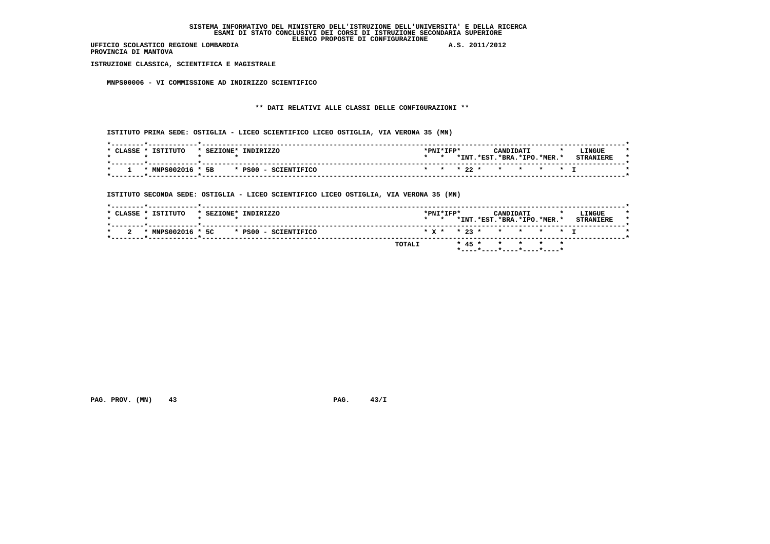SISTEMA INFORMATIVO DEL MINISTERO DELL'ISTRUZIONE DELL'UNIVERSITA' E DELLA RICERCA
ESAMI DI STATO CONCLUSIVI DEI CORSI DI ISTRUZIONE SECONDARIA SUPERIORE
ELENCO PROPOSTE DI CONFIGURAZIONE

UFFICIO SCOLASTICO REGIONE LOMBARDIA A.S. 2011/2012
PROVINCIA DI MANTOVA

ISTRUZIONE CLASSICA, SCIENTIFICA E MAGISTRALE

MNPS00006 - VI COMMISSIONE AD INDIRIZZO SCIENTIFICO

** DATI RELATIVI ALLE CLASSI DELLE CONFIGURAZIONI **

ISTITUTO PRIMA SEDE: OSTIGLIA - LICEO SCIENTIFICO LICEO OSTIGLIA, VIA VERONA 35 (MN)

| CLASSE | ISTITUTO | SEZIONE | INDIRIZZO | PNI | IFP | CANDIDATI INT. | EST. | BRA. | IPO. | MER. | LINGUE STRANIERE |
|---|---|---|---|---|---|---|---|---|---|---|---|
| 1 | MNPS002016 | 5B | PS00 - SCIENTIFICO | | | 22 | | | | | I |

ISTITUTO SECONDA SEDE: OSTIGLIA - LICEO SCIENTIFICO LICEO OSTIGLIA, VIA VERONA 35 (MN)

| CLASSE | ISTITUTO | SEZIONE | INDIRIZZO | PNI | IFP | CANDIDATI INT. | EST. | BRA. | IPO. | MER. | LINGUE STRANIERE |
|---|---|---|---|---|---|---|---|---|---|---|---|
| 2 | MNPS002016 | 5C | PS00 - SCIENTIFICO | X | | 23 | | | | | I |
| | | | TOTALI | | | 45 | | | | | |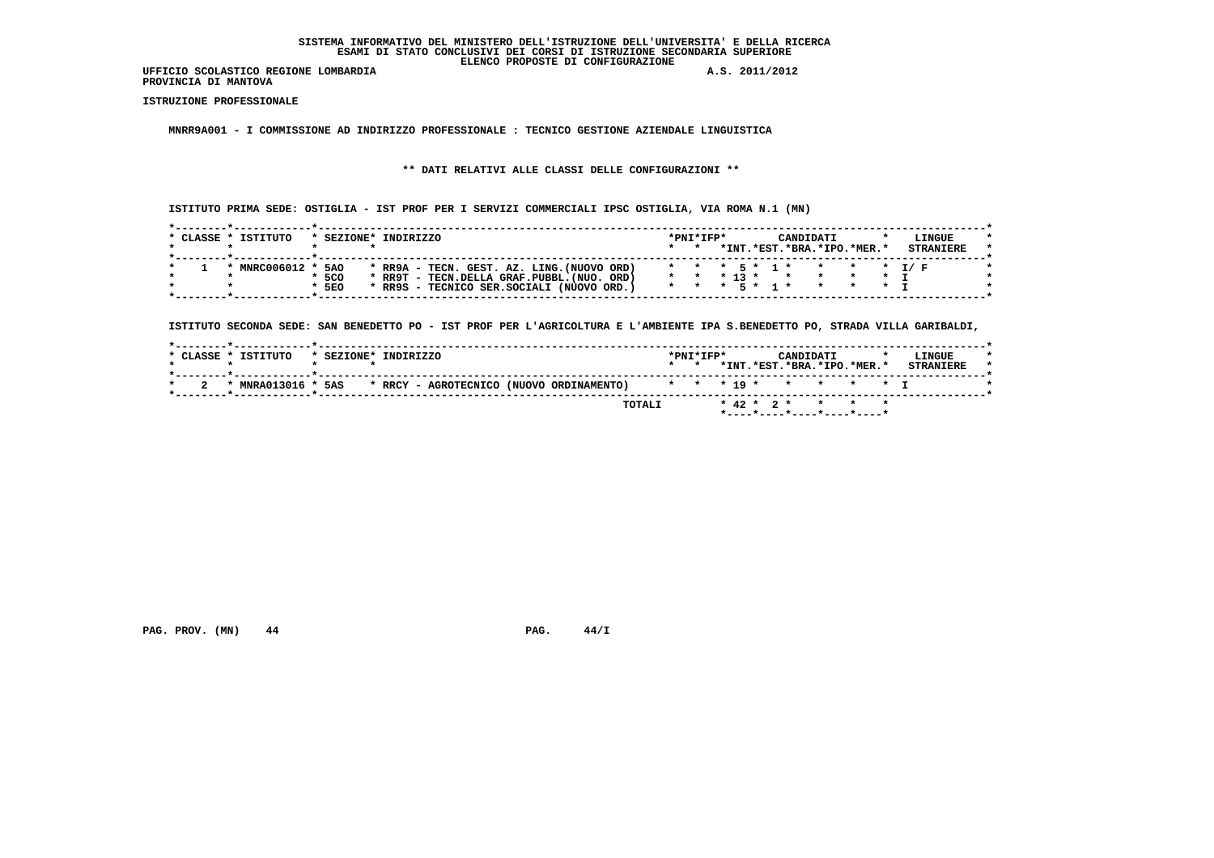SISTEMA INFORMATIVO DEL MINISTERO DELL'ISTRUZIONE DELL'UNIVERSITA' E DELLA RICERCA
ESAMI DI STATO CONCLUSIVI DEI CORSI DI ISTRUZIONE SECONDARIA SUPERIORE
ELENCO PROPOSTE DI CONFIGURAZIONE

UFFICIO SCOLASTICO REGIONE LOMBARDIA A.S. 2011/2012
PROVINCIA DI MANTOVA

**ISTRUZIONE PROFESSIONALE**

**MNRR9A001 - I COMMISSIONE AD INDIRIZZO PROFESSIONALE : TECNICO GESTIONE AZIENDALE LINGUISTICA**

**\*\* DATI RELATIVI ALLE CLASSI DELLE CONFIGURAZIONI \*\***

ISTITUTO PRIMA SEDE: OSTIGLIA - IST PROF PER I SERVIZI COMMERCIALI IPSC OSTIGLIA, VIA ROMA N.1 (MN)

| CLASSE | ISTITUTO | SEZIONE | INDIRIZZO | PNI | IFP | CANDIDATI INT. | CANDIDATI EST. | CANDIDATI BRA. | CANDIDATI IPO. | CANDIDATI MER. | LINGUE STRANIERE |
|---|---|---|---|---|---|---|---|---|---|---|---|
| 1 | MNRC006012 | 5AO | RR9A - TECN. GEST. AZ. LING.(NUOVO ORD) | | | 5 | 1 | | | | I/ F |
| | | 5CO | RR9T - TECN.DELLA GRAF.PUBBL.(NUO. ORD) | | | 13 | | | | | I |
| | | 5EO | RR9S - TECNICO SER.SOCIALI (NUOVO ORD.) | | | 5 | 1 | | | | I |

ISTITUTO SECONDA SEDE: SAN BENEDETTO PO - IST PROF PER L'AGRICOLTURA E L'AMBIENTE IPA S.BENEDETTO PO, STRADA VILLA GARIBALDI,

| CLASSE | ISTITUTO | SEZIONE | INDIRIZZO | PNI | IFP | CANDIDATI INT. | CANDIDATI EST. | CANDIDATI BRA. | CANDIDATI IPO. | CANDIDATI MER. | LINGUE STRANIERE |
|---|---|---|---|---|---|---|---|---|---|---|---|
| 2 | MNRA013016 | 5AS | RRCY - AGROTECNICO (NUOVO ORDINAMENTO) | | | 19 | | | | | I |
| | | | TOTALI | | | 42 | 2 | | | | |

PAG. PROV. (MN) 44 PAG. 44/I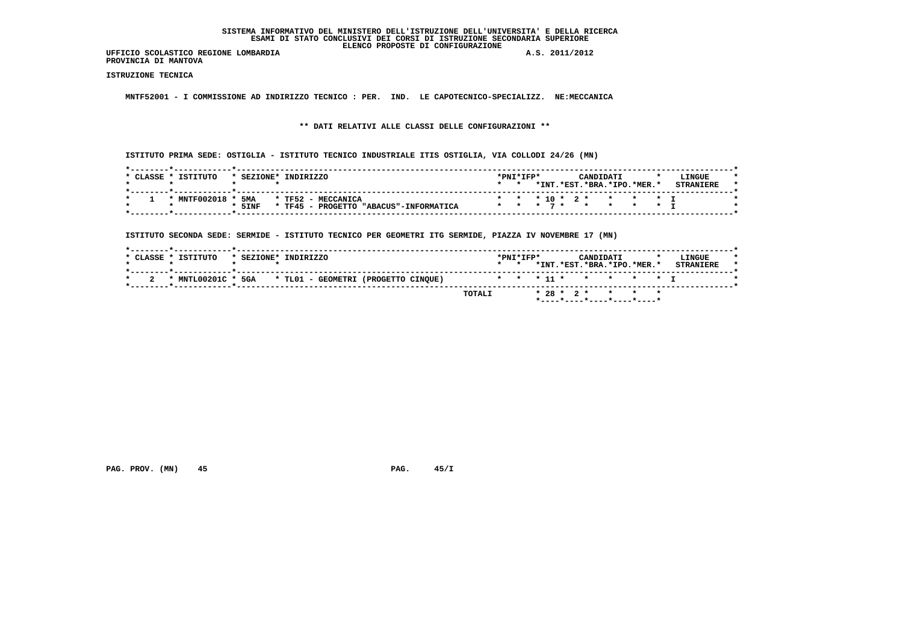SISTEMA INFORMATIVO DEL MINISTERO DELL'ISTRUZIONE DELL'UNIVERSITA' E DELLA RICERCA
ESAMI DI STATO CONCLUSIVI DEI CORSI DI ISTRUZIONE SECONDARIA SUPERIORE
ELENCO PROPOSTE DI CONFIGURAZIONE

UFFICIO SCOLASTICO REGIONE LOMBARDIA A.S. 2011/2012
PROVINCIA DI MANTOVA

ISTRUZIONE TECNICA

MNTF52001 - I COMMISSIONE AD INDIRIZZO TECNICO : PER. IND. LE CAPOTECNICO-SPECIALIZZ. NE:MECCANICA

** DATI RELATIVI ALLE CLASSI DELLE CONFIGURAZIONI **

ISTITUTO PRIMA SEDE: OSTIGLIA - ISTITUTO TECNICO INDUSTRIALE ITIS OSTIGLIA, VIA COLLODI 24/26 (MN)

| CLASSE | ISTITUTO | SEZIONE | INDIRIZZO | PNI | IFP | CANDIDATI INT. | EST. | BRA. | IPO. | MER. | LINGUE STRANIERE |
|---|---|---|---|---|---|---|---|---|---|---|---|
| 1 | MNTF002018 | 5MA | TF52 - MECCANICA | | | 10 | 2 | | | | I |
| | | 5INF | TF45 - PROGETTO "ABACUS"-INFORMATICA | | | 7 | | | | | I |

ISTITUTO SECONDA SEDE: SERMIDE - ISTITUTO TECNICO PER GEOMETRI ITG SERMIDE, PIAZZA IV NOVEMBRE 17 (MN)

| CLASSE | ISTITUTO | SEZIONE | INDIRIZZO | PNI | IFP | CANDIDATI INT. | EST. | BRA. | IPO. | MER. | LINGUE STRANIERE |
|---|---|---|---|---|---|---|---|---|---|---|---|
| 2 | MNTL00201C | 5GA | TL01 - GEOMETRI (PROGETTO CINQUE) | | | 11 | | | | | I |
| | | | TOTALI | | | 28 | 2 | | | | |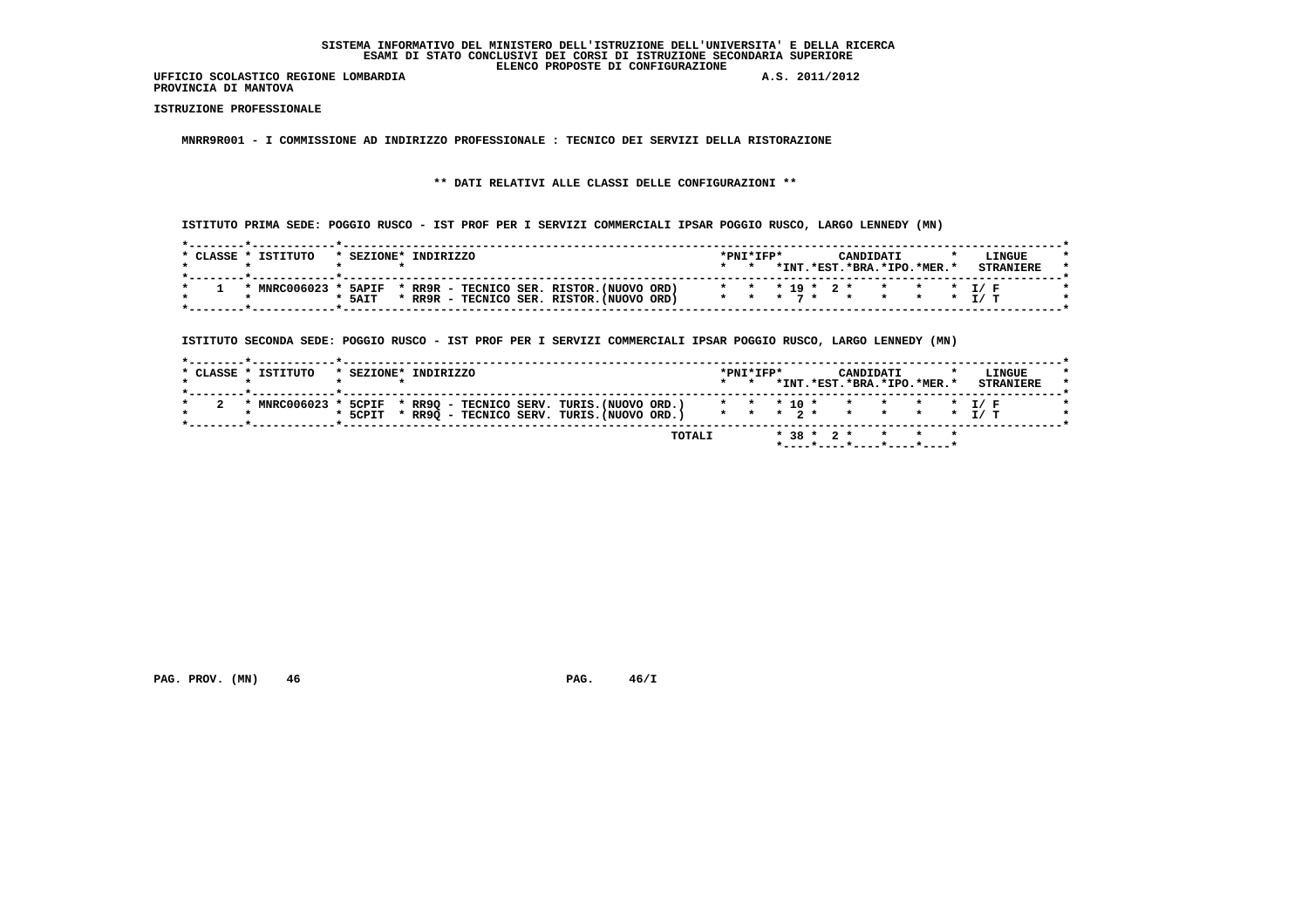**SISTEMA INFORMATIVO DEL MINISTERO DELL'ISTRUZIONE DELL'UNIVERSITA' E DELLA RICERCA**
**ESAMI DI STATO CONCLUSIVI DEI CORSI DI ISTRUZIONE SECONDARIA SUPERIORE**
**ELENCO PROPOSTE DI CONFIGURAZIONE**

UFFICIO SCOLASTICO REGIONE LOMBARDIA A.S. 2011/2012
PROVINCIA DI MANTOVA

ISTRUZIONE PROFESSIONALE

MNRR9R001 - I COMMISSIONE AD INDIRIZZO PROFESSIONALE : TECNICO DEI SERVIZI DELLA RISTORAZIONE

** DATI RELATIVI ALLE CLASSI DELLE CONFIGURAZIONI **

ISTITUTO PRIMA SEDE: POGGIO RUSCO - IST PROF PER I SERVIZI COMMERCIALI IPSAR POGGIO RUSCO, LARGO LENNEDY (MN)

| CLASSE | ISTITUTO | SEZIONE | INDIRIZZO | PNI | IFP | CANDIDATI INT. | EST. | BRA. | IPO. | MER. | LINGUE STRANIERE |
|---|---|---|---|---|---|---|---|---|---|---|---|
| 1 | MNRC006023 | 5APIF | RR9R - TECNICO SER. RISTOR.(NUOVO ORD) | | | 19 | 2 | | | | I/ F |
| | | 5AIT | RR9R - TECNICO SER. RISTOR.(NUOVO ORD) | | | 7 | | | | | I/ T |

ISTITUTO SECONDA SEDE: POGGIO RUSCO - IST PROF PER I SERVIZI COMMERCIALI IPSAR POGGIO RUSCO, LARGO LENNEDY (MN)

| CLASSE | ISTITUTO | SEZIONE | INDIRIZZO | PNI | IFP | CANDIDATI INT. | EST. | BRA. | IPO. | MER. | LINGUE STRANIERE |
|---|---|---|---|---|---|---|---|---|---|---|---|
| 2 | MNRC006023 | 5CPIF | RR9Q - TECNICO SERV. TURIS.(NUOVO ORD.) | | | 10 | | | | | I/ F |
| | | 5CPIT | RR9Q - TECNICO SERV. TURIS.(NUOVO ORD.) | | | 2 | | | | | I/ T |
| | | | TOTALI | | | 38 | 2 | | | | |

PAG. PROV. (MN) 46 PAG. 46/I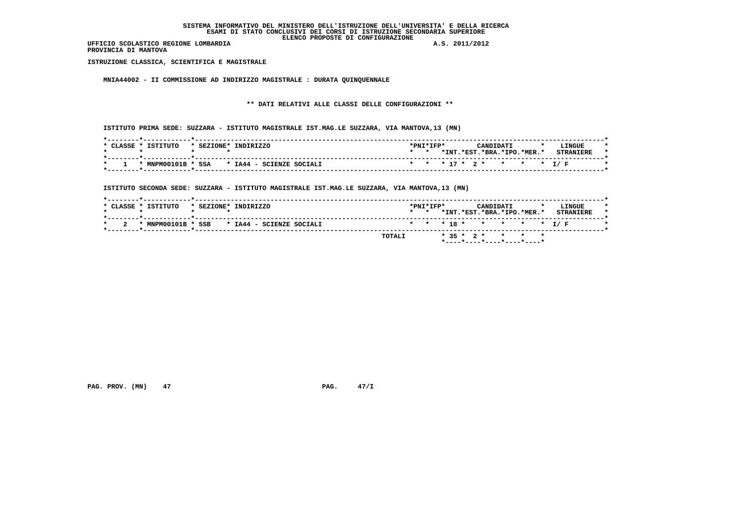SISTEMA INFORMATIVO DEL MINISTERO DELL'ISTRUZIONE DELL'UNIVERSITA' E DELLA RICERCA
ESAMI DI STATO CONCLUSIVI DEI CORSI DI ISTRUZIONE SECONDARIA SUPERIORE
ELENCO PROPOSTE DI CONFIGURAZIONE

UFFICIO SCOLASTICO REGIONE LOMBARDIA A.S. 2011/2012
PROVINCIA DI MANTOVA

**ISTRUZIONE CLASSICA, SCIENTIFICA E MAGISTRALE**

**MNIA44002 - II COMMISSIONE AD INDIRIZZO MAGISTRALE : DURATA QUINQUENNALE**

**\*\* DATI RELATIVI ALLE CLASSI DELLE CONFIGURAZIONI \*\***

ISTITUTO PRIMA SEDE: SUZZARA - ISTITUTO MAGISTRALE IST.MAG.LE SUZZARA, VIA MANTOVA,13 (MN)

| CLASSE | ISTITUTO | SEZIONE | INDIRIZZO | PNI | IFP | CANDIDATI INT. | EST. | BRA. | IPO. | MER. | LINGUE STRANIERE |
|---|---|---|---|---|---|---|---|---|---|---|---|
| 1 | MNPM00101B | 5SA | IA44 - SCIENZE SOCIALI | | | 17 | 2 | | | | I/ F |

ISTITUTO SECONDA SEDE: SUZZARA - ISTITUTO MAGISTRALE IST.MAG.LE SUZZARA, VIA MANTOVA,13 (MN)

| CLASSE | ISTITUTO | SEZIONE | INDIRIZZO | PNI | IFP | CANDIDATI INT. | EST. | BRA. | IPO. | MER. | LINGUE STRANIERE |
|---|---|---|---|---|---|---|---|---|---|---|---|
| 2 | MNPM00101B | 5SB | IA44 - SCIENZE SOCIALI | | | 18 | | | | | I/ F |
| | | | TOTALI | | | 35 | 2 | | | | |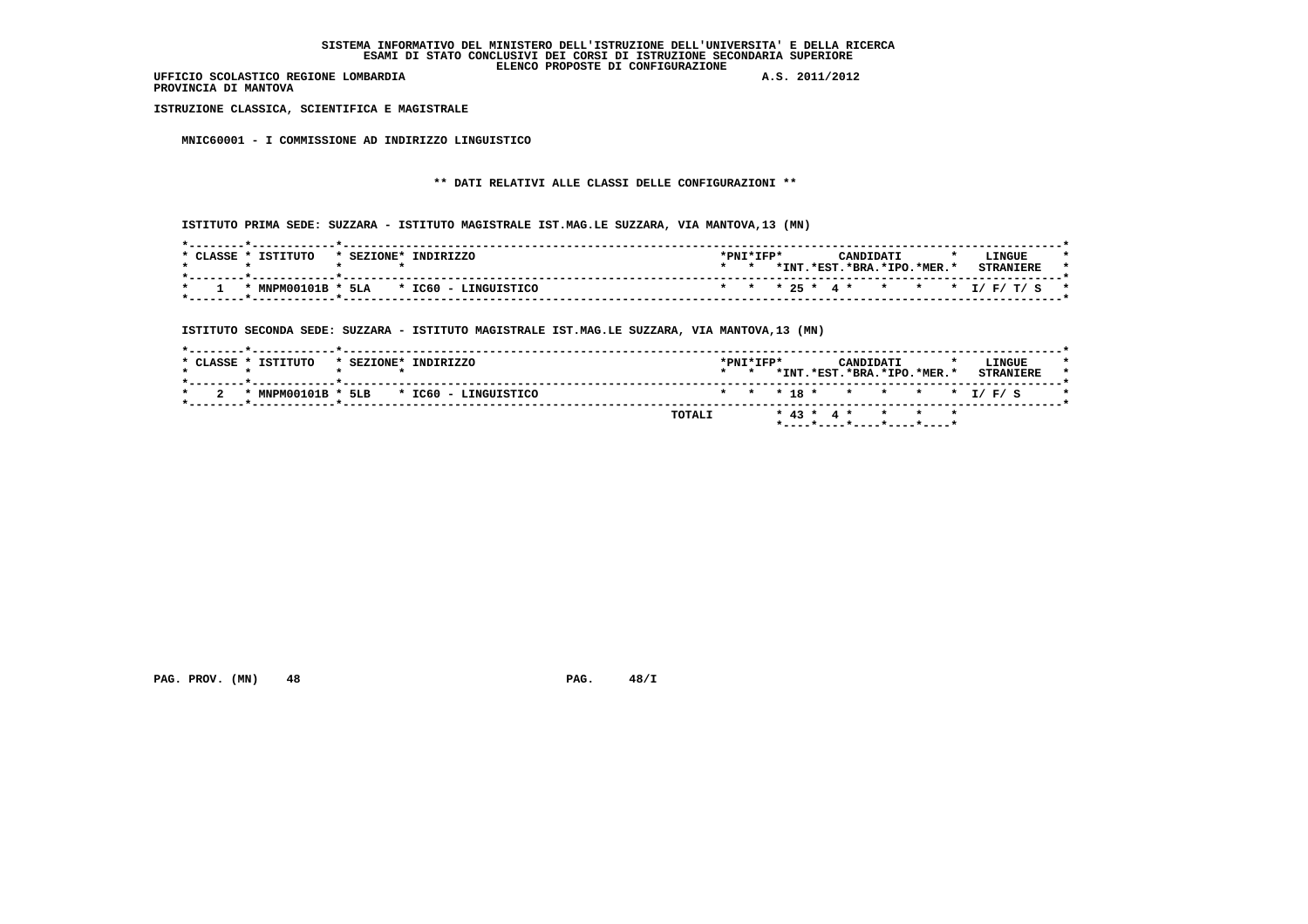SISTEMA INFORMATIVO DEL MINISTERO DELL'ISTRUZIONE DELL'UNIVERSITA' E DELLA RICERCA
ESAMI DI STATO CONCLUSIVI DEI CORSI DI ISTRUZIONE SECONDARIA SUPERIORE
ELENCO PROPOSTE DI CONFIGURAZIONE

UFFICIO SCOLASTICO REGIONE LOMBARDIA A.S. 2011/2012
PROVINCIA DI MANTOVA

**ISTRUZIONE CLASSICA, SCIENTIFICA E MAGISTRALE**

**MNIC60001 - I COMMISSIONE AD INDIRIZZO LINGUISTICO**

**\*\* DATI RELATIVI ALLE CLASSI DELLE CONFIGURAZIONI \*\***

ISTITUTO PRIMA SEDE: SUZZARA - ISTITUTO MAGISTRALE IST.MAG.LE SUZZARA, VIA MANTOVA,13 (MN)

| CLASSE | ISTITUTO | SEZIONE | INDIRIZZO | PNI | IFP | CANDIDATI INT. | CANDIDATI EST. | CANDIDATI BRA. | CANDIDATI IPO. | CANDIDATI MER. | LINGUE STRANIERE |
|---|---|---|---|---|---|---|---|---|---|---|---|
| 1 | MNPM00101B | 5LA | IC60 - LINGUISTICO | | | 25 | 4 | | | | I/ F/ T/ S |

ISTITUTO SECONDA SEDE: SUZZARA - ISTITUTO MAGISTRALE IST.MAG.LE SUZZARA, VIA MANTOVA,13 (MN)

| CLASSE | ISTITUTO | SEZIONE | INDIRIZZO | PNI | IFP | CANDIDATI INT. | CANDIDATI EST. | CANDIDATI BRA. | CANDIDATI IPO. | CANDIDATI MER. | LINGUE STRANIERE |
|---|---|---|---|---|---|---|---|---|---|---|---|
| 2 | MNPM00101B | 5LB | IC60 - LINGUISTICO | | | 18 | | | | | I/ F/ S |
| | | | TOTALI | | | 43 | 4 | | | | |

PAG. PROV. (MN) 48 PAG. 48/I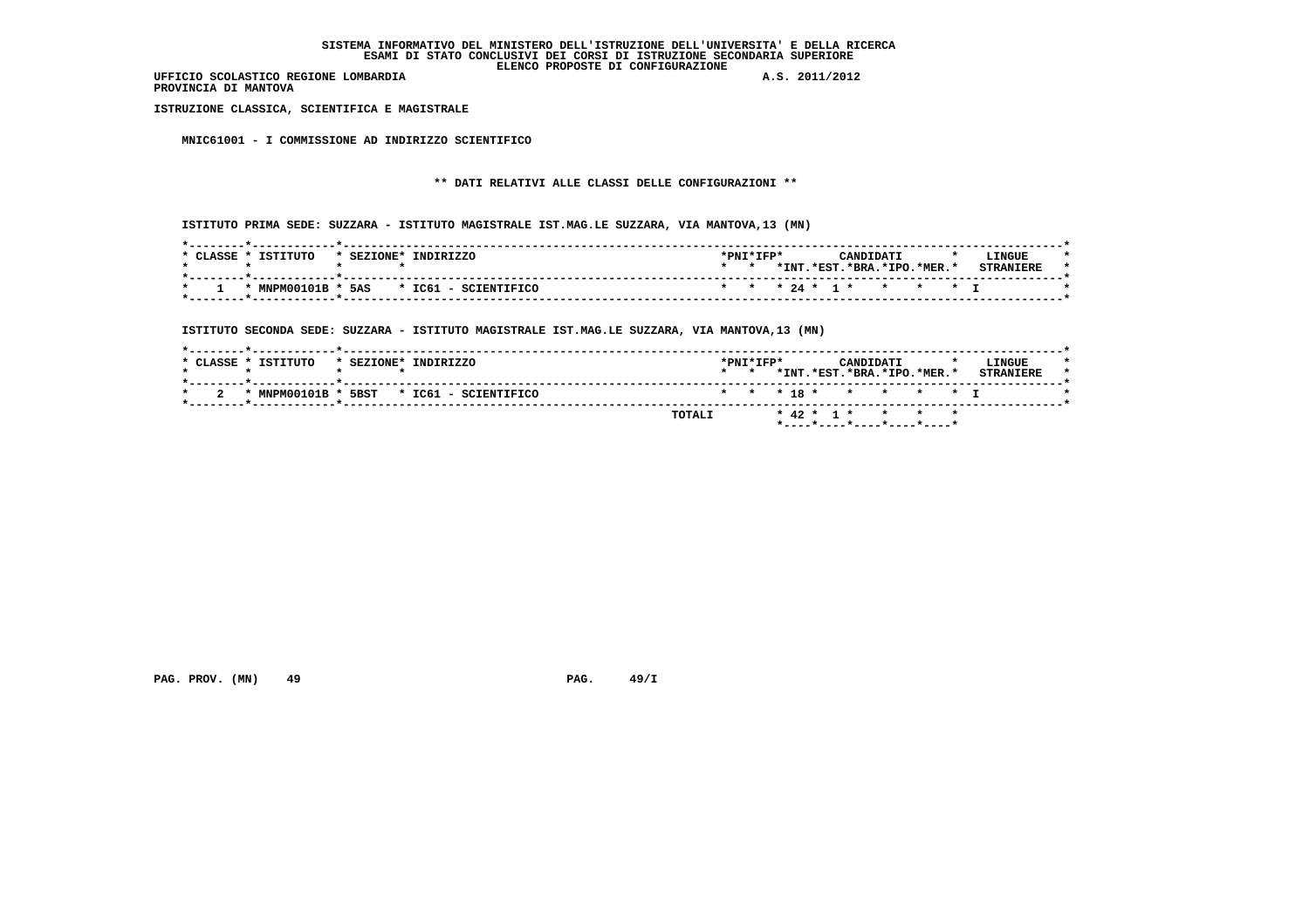SISTEMA INFORMATIVO DEL MINISTERO DELL'ISTRUZIONE DELL'UNIVERSITA' E DELLA RICERCA
ESAMI DI STATO CONCLUSIVI DEI CORSI DI ISTRUZIONE SECONDARIA SUPERIORE
ELENCO PROPOSTE DI CONFIGURAZIONE

UFFICIO SCOLASTICO REGIONE LOMBARDIA A.S. 2011/2012
PROVINCIA DI MANTOVA

**ISTRUZIONE CLASSICA, SCIENTIFICA E MAGISTRALE**

**MNIC61001 - I COMMISSIONE AD INDIRIZZO SCIENTIFICO**

**\*\* DATI RELATIVI ALLE CLASSI DELLE CONFIGURAZIONI \*\***

**ISTITUTO PRIMA SEDE: SUZZARA - ISTITUTO MAGISTRALE IST.MAG.LE SUZZARA, VIA MANTOVA,13 (MN)**

| CLASSE | ISTITUTO | SEZIONE | INDIRIZZO | PNI | IFP | CANDIDATI INT. | EST. | BRA. | IPO. | MER. | LINGUE STRANIERE |
|---|---|---|---|---|---|---|---|---|---|---|---|
| 1 | MNPM00101B | 5AS | IC61 - SCIENTIFICO | | | 24 | 1 | | | | I |

**ISTITUTO SECONDA SEDE: SUZZARA - ISTITUTO MAGISTRALE IST.MAG.LE SUZZARA, VIA MANTOVA,13 (MN)**

| CLASSE | ISTITUTO | SEZIONE | INDIRIZZO | PNI | IFP | CANDIDATI INT. | EST. | BRA. | IPO. | MER. | LINGUE STRANIERE |
|---|---|---|---|---|---|---|---|---|---|---|---|
| 2 | MNPM00101B | 5BST | IC61 - SCIENTIFICO | | | 18 | | | | | I |
| | | | TOTALI | | | 42 | 1 | | | | |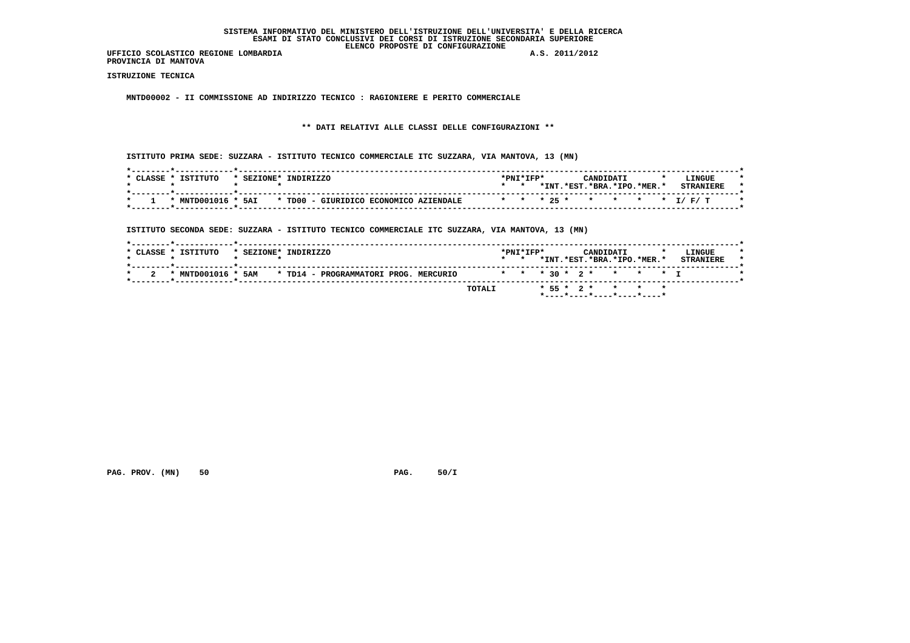SISTEMA INFORMATIVO DEL MINISTERO DELL'ISTRUZIONE DELL'UNIVERSITA' E DELLA RICERCA
ESAMI DI STATO CONCLUSIVI DEI CORSI DI ISTRUZIONE SECONDARIA SUPERIORE
ELENCO PROPOSTE DI CONFIGURAZIONE

UFFICIO SCOLASTICO REGIONE LOMBARDIA A.S. 2011/2012
PROVINCIA DI MANTOVA

**ISTRUZIONE TECNICA**

**MNTD00002 - II COMMISSIONE AD INDIRIZZO TECNICO : RAGIONIERE E PERITO COMMERCIALE**

**\*\* DATI RELATIVI ALLE CLASSI DELLE CONFIGURAZIONI \*\***

ISTITUTO PRIMA SEDE: SUZZARA - ISTITUTO TECNICO COMMERCIALE ITC SUZZARA, VIA MANTOVA, 13 (MN)

| CLASSE | ISTITUTO | SEZIONE | INDIRIZZO | PNI | IFP | CANDIDATI INT. | CANDIDATI EST. | CANDIDATI BRA. | CANDIDATI IPO. | CANDIDATI MER. | LINGUE STRANIERE |
|---|---|---|---|---|---|---|---|---|---|---|---|
| 1 | MNTD001016 | 5AI | TD00 - GIURIDICO ECONOMICO AZIENDALE | | | 25 | | | | | I/ F/ T |

ISTITUTO SECONDA SEDE: SUZZARA - ISTITUTO TECNICO COMMERCIALE ITC SUZZARA, VIA MANTOVA, 13 (MN)

| CLASSE | ISTITUTO | SEZIONE | INDIRIZZO | PNI | IFP | CANDIDATI INT. | CANDIDATI EST. | CANDIDATI BRA. | CANDIDATI IPO. | CANDIDATI MER. | LINGUE STRANIERE |
|---|---|---|---|---|---|---|---|---|---|---|---|
| 2 | MNTD001016 | 5AM | TD14 - PROGRAMMATORI PROG. MERCURIO | | | 30 | 2 | | | | I |
| | | | TOTALI | | | 55 | 2 | | | | |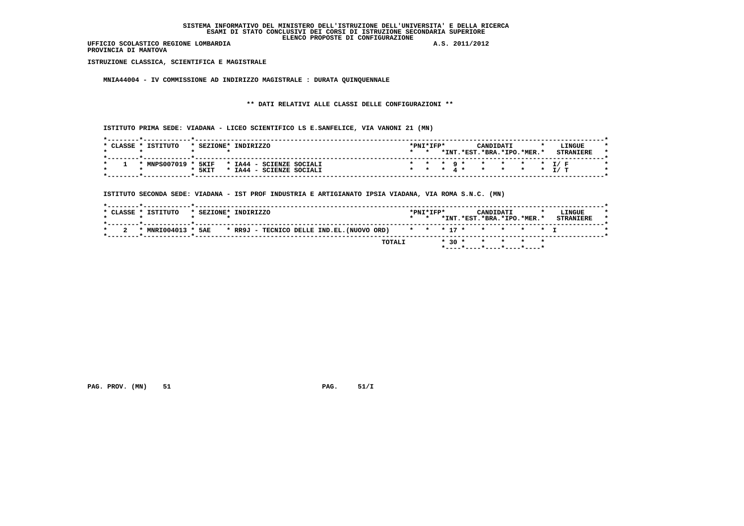**SISTEMA INFORMATIVO DEL MINISTERO DELL'ISTRUZIONE DELL'UNIVERSITA' E DELLA RICERCA**
**ESAMI DI STATO CONCLUSIVI DEI CORSI DI ISTRUZIONE SECONDARIA SUPERIORE**
**ELENCO PROPOSTE DI CONFIGURAZIONE**

UFFICIO SCOLASTICO REGIONE LOMBARDIA A.S. 2011/2012
PROVINCIA DI MANTOVA

ISTRUZIONE CLASSICA, SCIENTIFICA E MAGISTRALE

MNIA44004 - IV COMMISSIONE AD INDIRIZZO MAGISTRALE : DURATA QUINQUENNALE

** DATI RELATIVI ALLE CLASSI DELLE CONFIGURAZIONI **

ISTITUTO PRIMA SEDE: VIADANA - LICEO SCIENTIFICO LS E.SANFELICE, VIA VANONI 21 (MN)

| CLASSE | ISTITUTO | SEZIONE | INDIRIZZO | PNI | IFP | CANDIDATI INT. | EST. | BRA. | IPO. | MER. | LINGUE STRANIERE |
|---|---|---|---|---|---|---|---|---|---|---|---|
| 1 | MNPS007019 | 5KIF | IA44 - SCIENZE SOCIALI | | | 9 | | | | | I/ F |
| | | 5KIT | IA44 - SCIENZE SOCIALI | | | 4 | | | | | I/ T |

ISTITUTO SECONDA SEDE: VIADANA - IST PROF INDUSTRIA E ARTIGIANATO IPSIA VIADANA, VIA ROMA S.N.C. (MN)

| CLASSE | ISTITUTO | SEZIONE | INDIRIZZO | PNI | IFP | CANDIDATI INT. | EST. | BRA. | IPO. | MER. | LINGUE STRANIERE |
|---|---|---|---|---|---|---|---|---|---|---|---|
| 2 | MNRI004013 | 5AE | RR9J - TECNICO DELLE IND.EL.(NUOVO ORD) | | | 17 | | | | | I |
| | | | TOTALI | | | 30 | | | | | |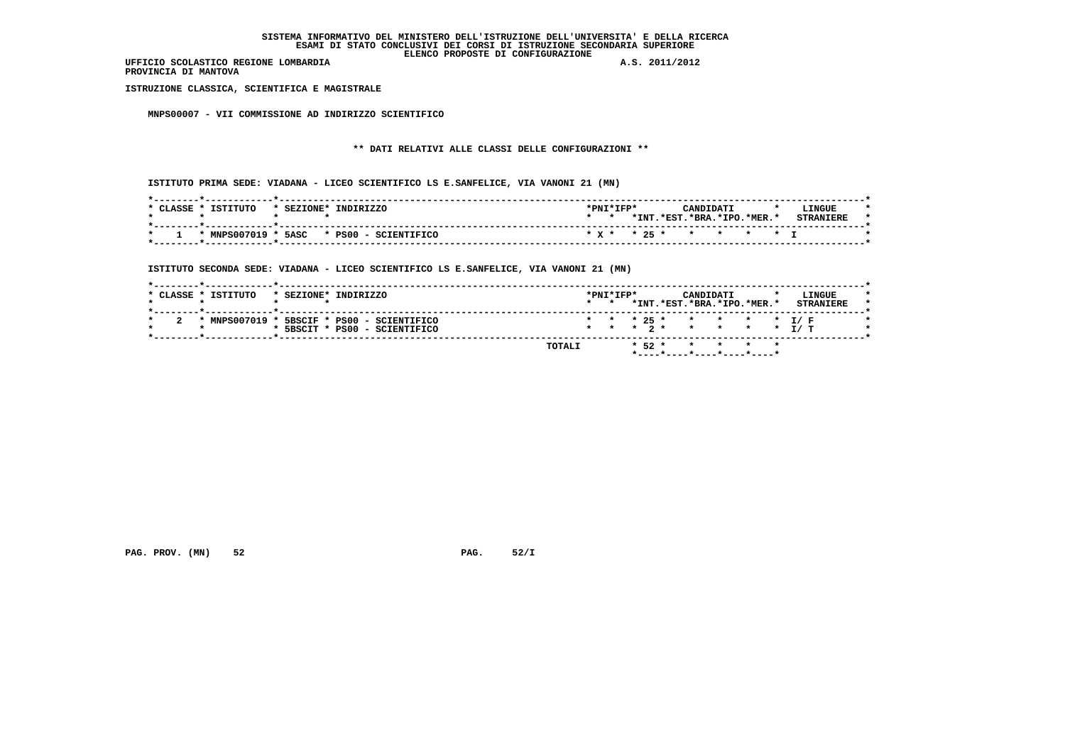SISTEMA INFORMATIVO DEL MINISTERO DELL'ISTRUZIONE DELL'UNIVERSITA' E DELLA RICERCA
ESAMI DI STATO CONCLUSIVI DEI CORSI DI ISTRUZIONE SECONDARIA SUPERIORE
ELENCO PROPOSTE DI CONFIGURAZIONE

UFFICIO SCOLASTICO REGIONE LOMBARDIA A.S. 2011/2012
PROVINCIA DI MANTOVA

ISTRUZIONE CLASSICA, SCIENTIFICA E MAGISTRALE

MNPS00007 - VII COMMISSIONE AD INDIRIZZO SCIENTIFICO

** DATI RELATIVI ALLE CLASSI DELLE CONFIGURAZIONI **

ISTITUTO PRIMA SEDE: VIADANA - LICEO SCIENTIFICO LS E.SANFELICE, VIA VANONI 21 (MN)

| CLASSE | ISTITUTO | SEZIONE | INDIRIZZO | PNI | IFP | CANDIDATI INT. | EST. | BRA. | IPO. | MER. | LINGUE STRANIERE |
|---|---|---|---|---|---|---|---|---|---|---|---|
| 1 | MNPS007019 | 5ASC | PS00 - SCIENTIFICO | X | | 25 | | | | | I |

ISTITUTO SECONDA SEDE: VIADANA - LICEO SCIENTIFICO LS E.SANFELICE, VIA VANONI 21 (MN)

| CLASSE | ISTITUTO | SEZIONE | INDIRIZZO | PNI | IFP | CANDIDATI INT. | EST. | BRA. | IPO. | MER. | LINGUE STRANIERE |
|---|---|---|---|---|---|---|---|---|---|---|---|
| 2 | MNPS007019 | 5BSCIF | PS00 - SCIENTIFICO | | | 25 | | | | | I/ F |
| | | 5BSCIT | PS00 - SCIENTIFICO | | | 2 | | | | | I/ T |
| | | | TOTALI | | | 52 | | | | | |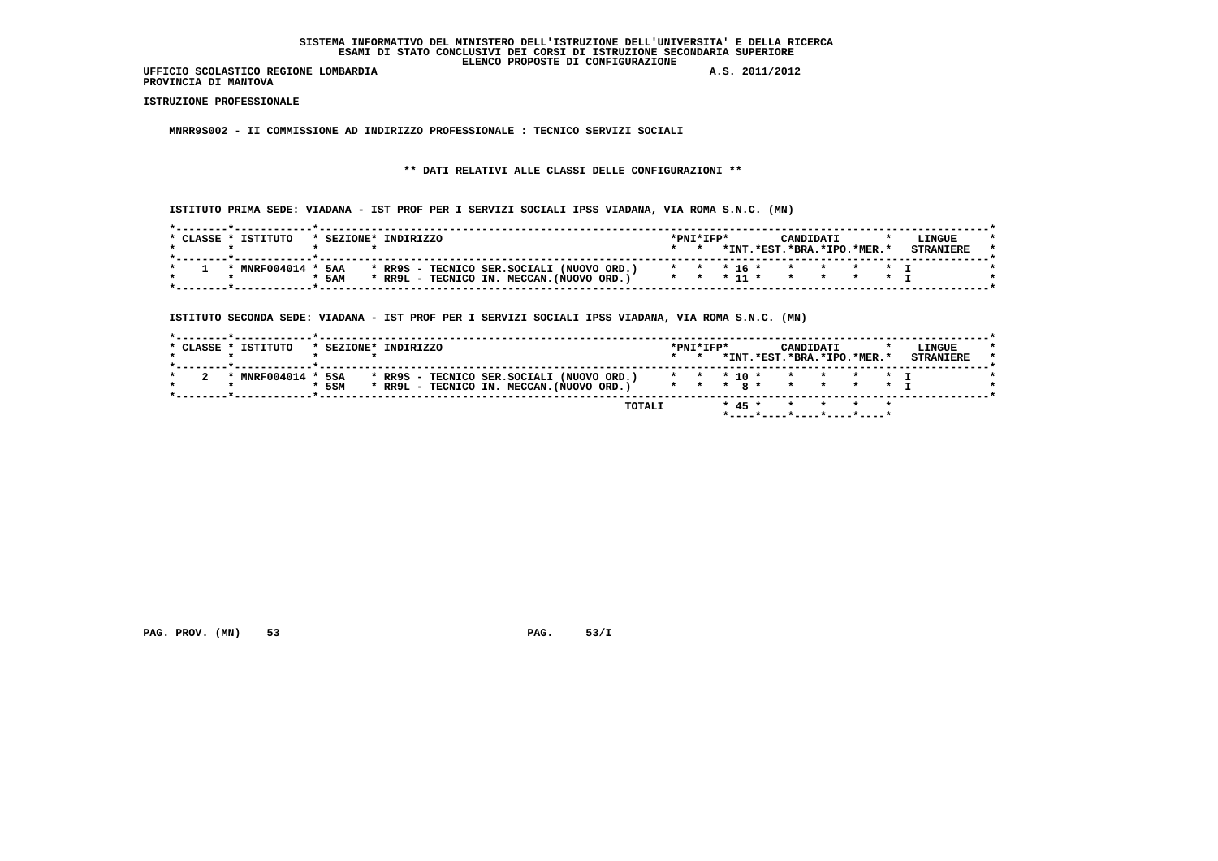SISTEMA INFORMATIVO DEL MINISTERO DELL'ISTRUZIONE DELL'UNIVERSITA' E DELLA RICERCA
ESAMI DI STATO CONCLUSIVI DEI CORSI DI ISTRUZIONE SECONDARIA SUPERIORE
ELENCO PROPOSTE DI CONFIGURAZIONE

UFFICIO SCOLASTICO REGIONE LOMBARDIA A.S. 2011/2012
PROVINCIA DI MANTOVA

**ISTRUZIONE PROFESSIONALE**

**MNRR9S002 - II COMMISSIONE AD INDIRIZZO PROFESSIONALE : TECNICO SERVIZI SOCIALI**

**\*\* DATI RELATIVI ALLE CLASSI DELLE CONFIGURAZIONI \*\***

ISTITUTO PRIMA SEDE: VIADANA - IST PROF PER I SERVIZI SOCIALI IPSS VIADANA, VIA ROMA S.N.C. (MN)

| CLASSE | ISTITUTO | SEZIONE | INDIRIZZO | PNI | IFP | CANDIDATI INT. | EST. | BRA. | IPO. | MER. | LINGUE STRANIERE |
|---|---|---|---|---|---|---|---|---|---|---|---|
| 1 | MNRF004014 | 5AA | RR9S - TECNICO SER.SOCIALI (NUOVO ORD.) | | | 16 | | | | | I |
| | | 5AM | RR9L - TECNICO IN. MECCAN.(NUOVO ORD.) | | | 11 | | | | | I |

ISTITUTO SECONDA SEDE: VIADANA - IST PROF PER I SERVIZI SOCIALI IPSS VIADANA, VIA ROMA S.N.C. (MN)

| CLASSE | ISTITUTO | SEZIONE | INDIRIZZO | PNI | IFP | CANDIDATI INT. | EST. | BRA. | IPO. | MER. | LINGUE STRANIERE |
|---|---|---|---|---|---|---|---|---|---|---|---|
| 2 | MNRF004014 | 5SA | RR9S - TECNICO SER.SOCIALI (NUOVO ORD.) | | | 10 | | | | | I |
| | | 5SM | RR9L - TECNICO IN. MECCAN.(NUOVO ORD.) | | | 8 | | | | | I |
| | | | TOTALI | | | 45 | | | | | |

PAG. PROV. (MN) 53 PAG. 53/I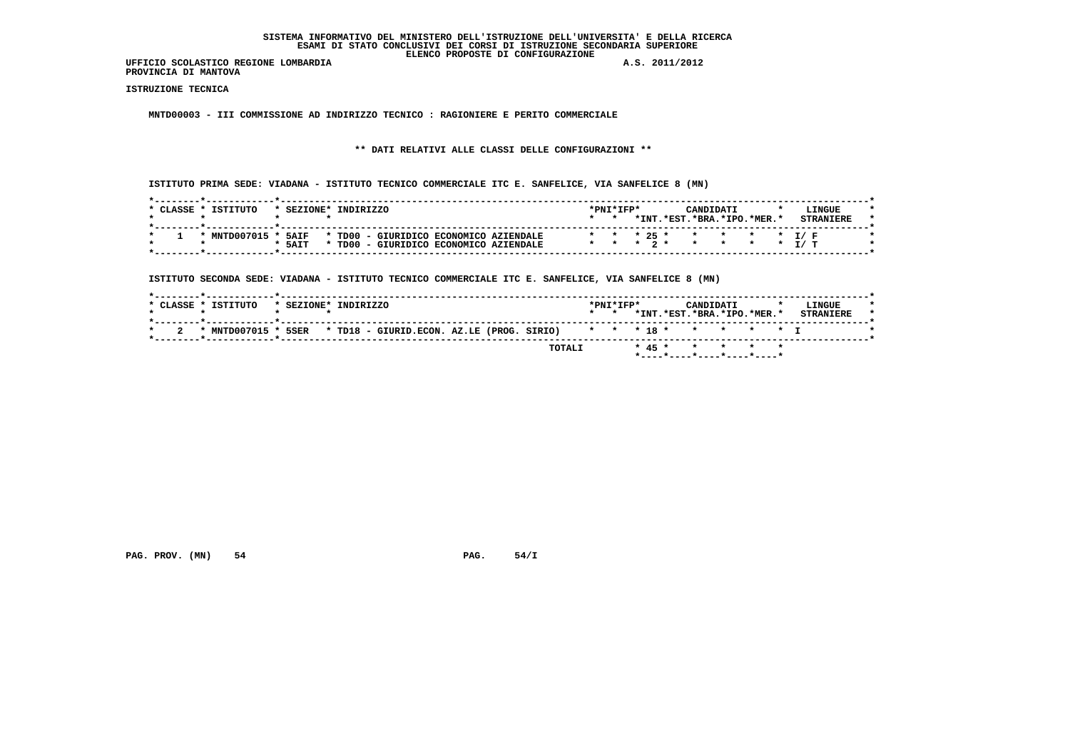SISTEMA INFORMATIVO DEL MINISTERO DELL'ISTRUZIONE DELL'UNIVERSITA' E DELLA RICERCA
ESAMI DI STATO CONCLUSIVI DEI CORSI DI ISTRUZIONE SECONDARIA SUPERIORE
ELENCO PROPOSTE DI CONFIGURAZIONE

UFFICIO SCOLASTICO REGIONE LOMBARDIA A.S. 2011/2012
PROVINCIA DI MANTOVA

ISTRUZIONE TECNICA

MNTD00003 - III COMMISSIONE AD INDIRIZZO TECNICO : RAGIONIERE E PERITO COMMERCIALE

** DATI RELATIVI ALLE CLASSI DELLE CONFIGURAZIONI **

ISTITUTO PRIMA SEDE: VIADANA - ISTITUTO TECNICO COMMERCIALE ITC E. SANFELICE, VIA SANFELICE 8 (MN)

| CLASSE | ISTITUTO | SEZIONE | INDIRIZZO | PNI | IFP | CANDIDATI INT. | EST. | BRA. | IPO. | MER. | LINGUE STRANIERE |
|---|---|---|---|---|---|---|---|---|---|---|---|
| 1 | MNTD007015 | 5AIF | TD00 - GIURIDICO ECONOMICO AZIENDALE | | | 25 | | | | | I/ F |
| | | 5AIT | TD00 - GIURIDICO ECONOMICO AZIENDALE | | | 2 | | | | | I/ T |

ISTITUTO SECONDA SEDE: VIADANA - ISTITUTO TECNICO COMMERCIALE ITC E. SANFELICE, VIA SANFELICE 8 (MN)

| CLASSE | ISTITUTO | SEZIONE | INDIRIZZO | PNI | IFP | CANDIDATI INT. | EST. | BRA. | IPO. | MER. | LINGUE STRANIERE |
|---|---|---|---|---|---|---|---|---|---|---|---|
| 2 | MNTD007015 | 5SER | TD18 - GIURID.ECON. AZ.LE (PROG. SIRIO) | | | 18 | | | | | I |
| | | | TOTALI | | | 45 | | | | | |

PAG. PROV. (MN) 54 PAG. 54/I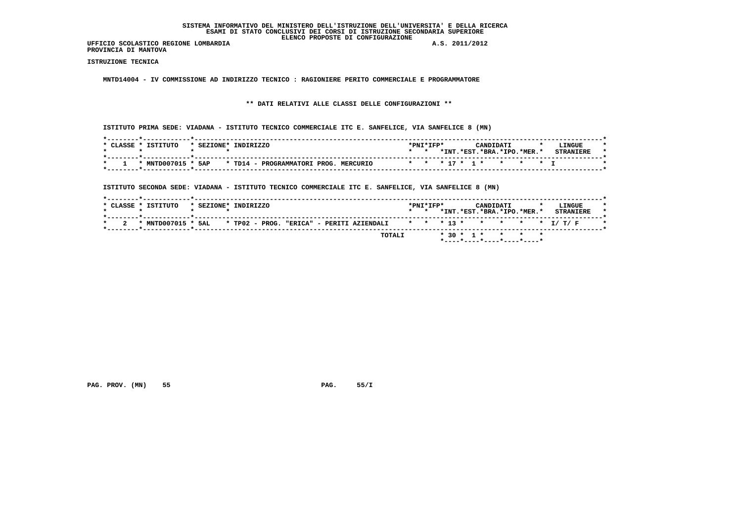SISTEMA INFORMATIVO DEL MINISTERO DELL'ISTRUZIONE DELL'UNIVERSITA' E DELLA RICERCA
ESAMI DI STATO CONCLUSIVI DEI CORSI DI ISTRUZIONE SECONDARIA SUPERIORE
ELENCO PROPOSTE DI CONFIGURAZIONE

UFFICIO SCOLASTICO REGIONE LOMBARDIA A.S. 2011/2012
PROVINCIA DI MANTOVA

ISTRUZIONE TECNICA

MNTD14004 - IV COMMISSIONE AD INDIRIZZO TECNICO : RAGIONIERE PERITO COMMERCIALE E PROGRAMMATORE

** DATI RELATIVI ALLE CLASSI DELLE CONFIGURAZIONI **

ISTITUTO PRIMA SEDE: VIADANA - ISTITUTO TECNICO COMMERCIALE ITC E. SANFELICE, VIA SANFELICE 8 (MN)

| CLASSE | ISTITUTO | SEZIONE | INDIRIZZO | PNI | IFP | CANDIDATI INT. | EST. | BRA. | IPO. | MER. | LINGUE STRANIERE |
|---|---|---|---|---|---|---|---|---|---|---|---|
| 1 | MNTD007015 | 5AP | TD14 - PROGRAMMATORI PROG. MERCURIO | | | 17 | 1 | | | | I |

ISTITUTO SECONDA SEDE: VIADANA - ISTITUTO TECNICO COMMERCIALE ITC E. SANFELICE, VIA SANFELICE 8 (MN)

| CLASSE | ISTITUTO | SEZIONE | INDIRIZZO | PNI | IFP | CANDIDATI INT. | EST. | BRA. | IPO. | MER. | LINGUE STRANIERE |
|---|---|---|---|---|---|---|---|---|---|---|---|
| 2 | MNTD007015 | 5AL | TP02 - PROG. "ERICA" - PERITI AZIENDALI | | | 13 | | | | | I/ T/ F |
| | | | TOTALI | | | 30 | 1 | | | | |